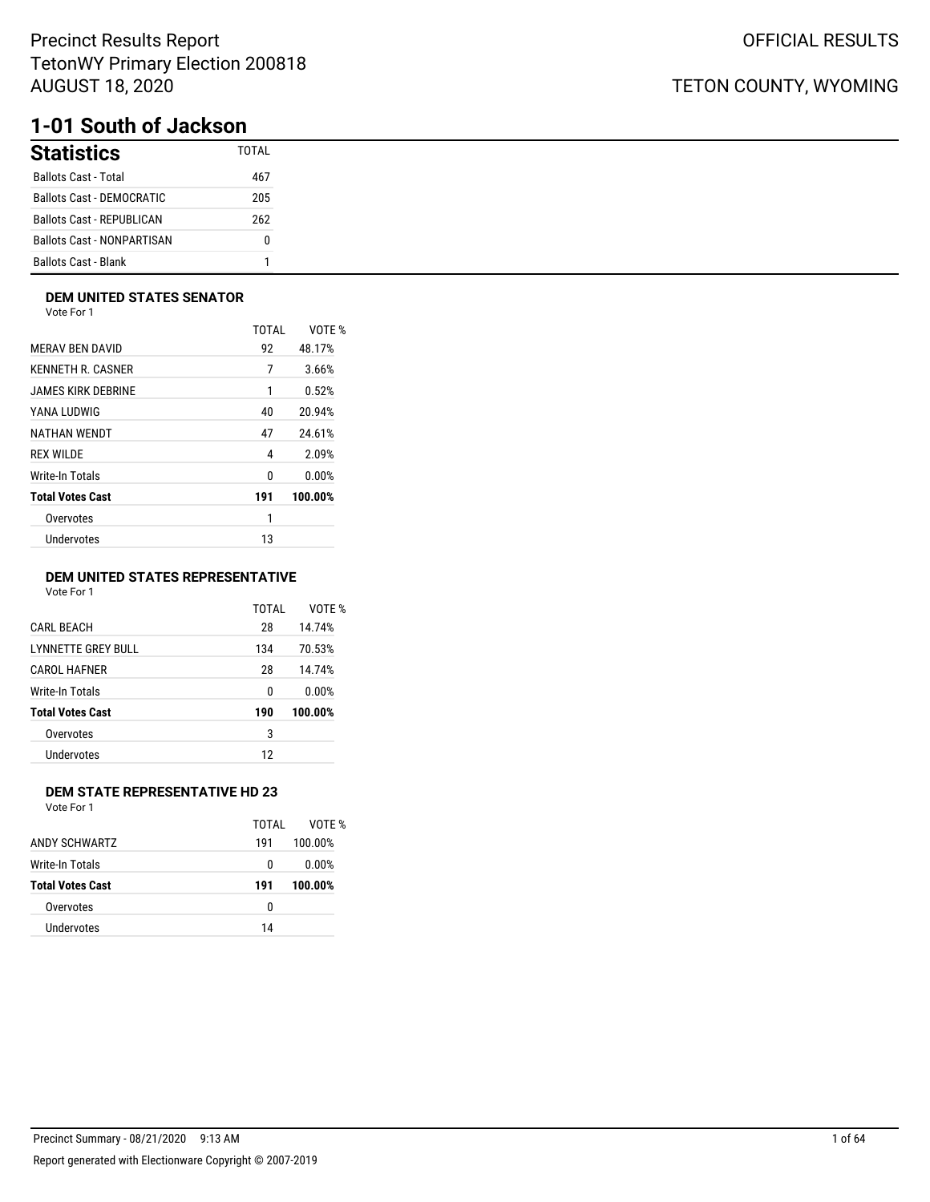Precinct Results Report
TetonWY Primary Election 200818
AUGUST 18, 2020

OFFICIAL RESULTS

TETON COUNTY, WYOMING

# 1-01 South of Jackson

## Statistics

| | TOTAL |
|---|---|
| Ballots Cast - Total | 467 |
| Ballots Cast - DEMOCRATIC | 205 |
| Ballots Cast - REPUBLICAN | 262 |
| Ballots Cast - NONPARTISAN | 0 |
| Ballots Cast - Blank | 1 |

### DEM UNITED STATES SENATOR

Vote For 1

| | TOTAL | VOTE % |
|---|---|---|
| MERAV BEN DAVID | 92 | 48.17% |
| KENNETH R. CASNER | 7 | 3.66% |
| JAMES KIRK DEBRINE | 1 | 0.52% |
| YANA LUDWIG | 40 | 20.94% |
| NATHAN WENDT | 47 | 24.61% |
| REX WILDE | 4 | 2.09% |
| Write-In Totals | 0 | 0.00% |
| **Total Votes Cast** | **191** | **100.00%** |
| Overvotes | 1 | |
| Undervotes | 13 | |

### DEM UNITED STATES REPRESENTATIVE

Vote For 1

| | TOTAL | VOTE % |
|---|---|---|
| CARL BEACH | 28 | 14.74% |
| LYNNETTE GREY BULL | 134 | 70.53% |
| CAROL HAFNER | 28 | 14.74% |
| Write-In Totals | 0 | 0.00% |
| **Total Votes Cast** | **190** | **100.00%** |
| Overvotes | 3 | |
| Undervotes | 12 | |

### DEM STATE REPRESENTATIVE HD 23

Vote For 1

| | TOTAL | VOTE % |
|---|---|---|
| ANDY SCHWARTZ | 191 | 100.00% |
| Write-In Totals | 0 | 0.00% |
| **Total Votes Cast** | **191** | **100.00%** |
| Overvotes | 0 | |
| Undervotes | 14 | |

Precinct Summary - 08/21/2020 9:13 AM

Report generated with Electionware Copyright © 2007-2019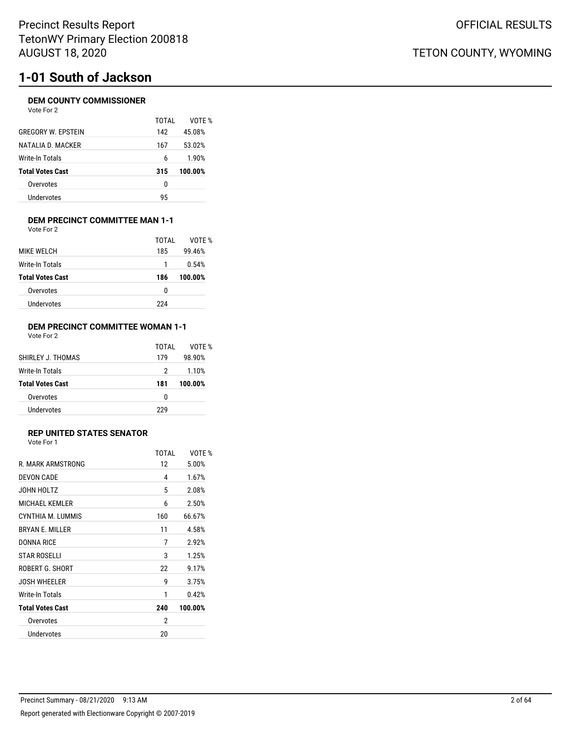# 1-01 South of Jackson

### DEM COUNTY COMMISSIONER

Vote For 2

| | TOTAL | VOTE % |
|---|---|---|
| GREGORY W. EPSTEIN | 142 | 45.08% |
| NATALIA D. MACKER | 167 | 53.02% |
| Write-In Totals | 6 | 1.90% |
| **Total Votes Cast** | **315** | **100.00%** |
| Overvotes | 0 | |
| Undervotes | 95 | |

### DEM PRECINCT COMMITTEE MAN 1-1

Vote For 2

| | TOTAL | VOTE % |
|---|---|---|
| MIKE WELCH | 185 | 99.46% |
| Write-In Totals | 1 | 0.54% |
| **Total Votes Cast** | **186** | **100.00%** |
| Overvotes | 0 | |
| Undervotes | 224 | |

### DEM PRECINCT COMMITTEE WOMAN 1-1

Vote For 2

| | TOTAL | VOTE % |
|---|---|---|
| SHIRLEY J. THOMAS | 179 | 98.90% |
| Write-In Totals | 2 | 1.10% |
| **Total Votes Cast** | **181** | **100.00%** |
| Overvotes | 0 | |
| Undervotes | 229 | |

### REP UNITED STATES SENATOR

Vote For 1

| | TOTAL | VOTE % |
|---|---|---|
| R. MARK ARMSTRONG | 12 | 5.00% |
| DEVON CADE | 4 | 1.67% |
| JOHN HOLTZ | 5 | 2.08% |
| MICHAEL KEMLER | 6 | 2.50% |
| CYNTHIA M. LUMMIS | 160 | 66.67% |
| BRYAN E. MILLER | 11 | 4.58% |
| DONNA RICE | 7 | 2.92% |
| STAR ROSELLI | 3 | 1.25% |
| ROBERT G. SHORT | 22 | 9.17% |
| JOSH WHEELER | 9 | 3.75% |
| Write-In Totals | 1 | 0.42% |
| **Total Votes Cast** | **240** | **100.00%** |
| Overvotes | 2 | |
| Undervotes | 20 | |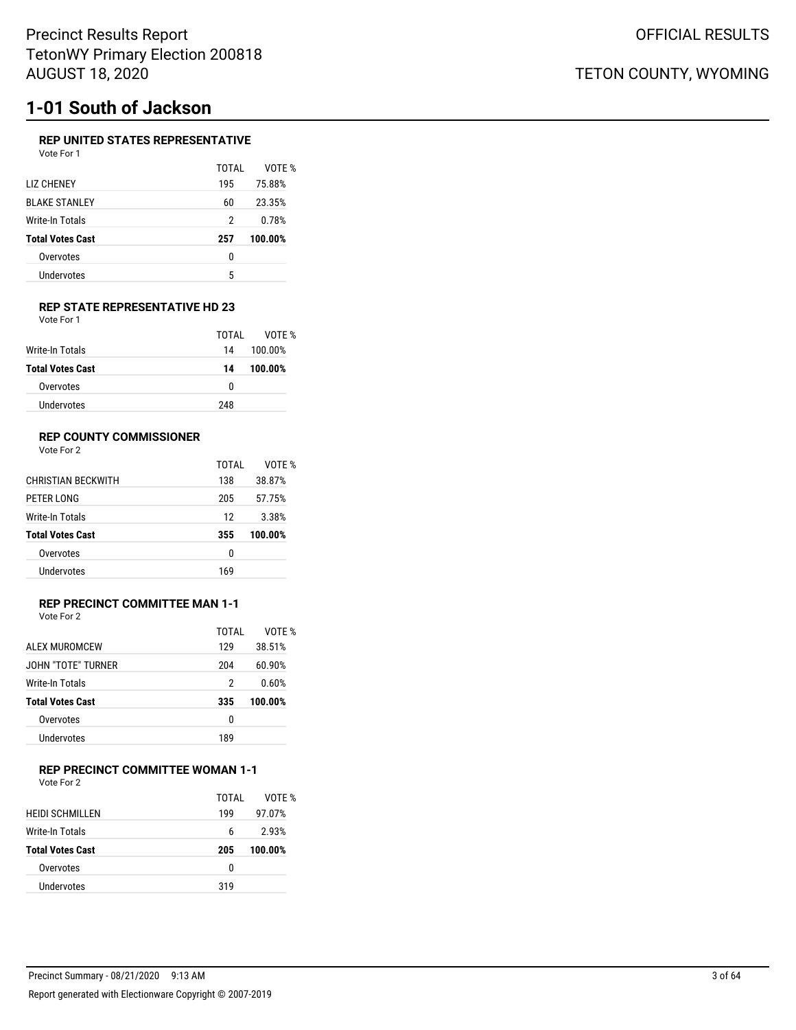Precinct Results Report
TetonWY Primary Election 200818
AUGUST 18, 2020

OFFICIAL RESULTS

TETON COUNTY, WYOMING

# 1-01 South of Jackson

### REP UNITED STATES REPRESENTATIVE

Vote For 1

| | TOTAL | VOTE % |
|---|---|---|
| LIZ CHENEY | 195 | 75.88% |
| BLAKE STANLEY | 60 | 23.35% |
| Write-In Totals | 2 | 0.78% |
| **Total Votes Cast** | **257** | **100.00%** |
| Overvotes | 0 | |
| Undervotes | 5 | |

### REP STATE REPRESENTATIVE HD 23

Vote For 1

| | TOTAL | VOTE % |
|---|---|---|
| Write-In Totals | 14 | 100.00% |
| **Total Votes Cast** | **14** | **100.00%** |
| Overvotes | 0 | |
| Undervotes | 248 | |

### REP COUNTY COMMISSIONER

Vote For 2

| | TOTAL | VOTE % |
|---|---|---|
| CHRISTIAN BECKWITH | 138 | 38.87% |
| PETER LONG | 205 | 57.75% |
| Write-In Totals | 12 | 3.38% |
| **Total Votes Cast** | **355** | **100.00%** |
| Overvotes | 0 | |
| Undervotes | 169 | |

### REP PRECINCT COMMITTEE MAN 1-1

Vote For 2

| | TOTAL | VOTE % |
|---|---|---|
| ALEX MUROMCEW | 129 | 38.51% |
| JOHN "TOTE" TURNER | 204 | 60.90% |
| Write-In Totals | 2 | 0.60% |
| **Total Votes Cast** | **335** | **100.00%** |
| Overvotes | 0 | |
| Undervotes | 189 | |

### REP PRECINCT COMMITTEE WOMAN 1-1

Vote For 2

| | TOTAL | VOTE % |
|---|---|---|
| HEIDI SCHMILLEN | 199 | 97.07% |
| Write-In Totals | 6 | 2.93% |
| **Total Votes Cast** | **205** | **100.00%** |
| Overvotes | 0 | |
| Undervotes | 319 | |

Precinct Summary - 08/21/2020 9:13 AM

Report generated with Electionware Copyright © 2007-2019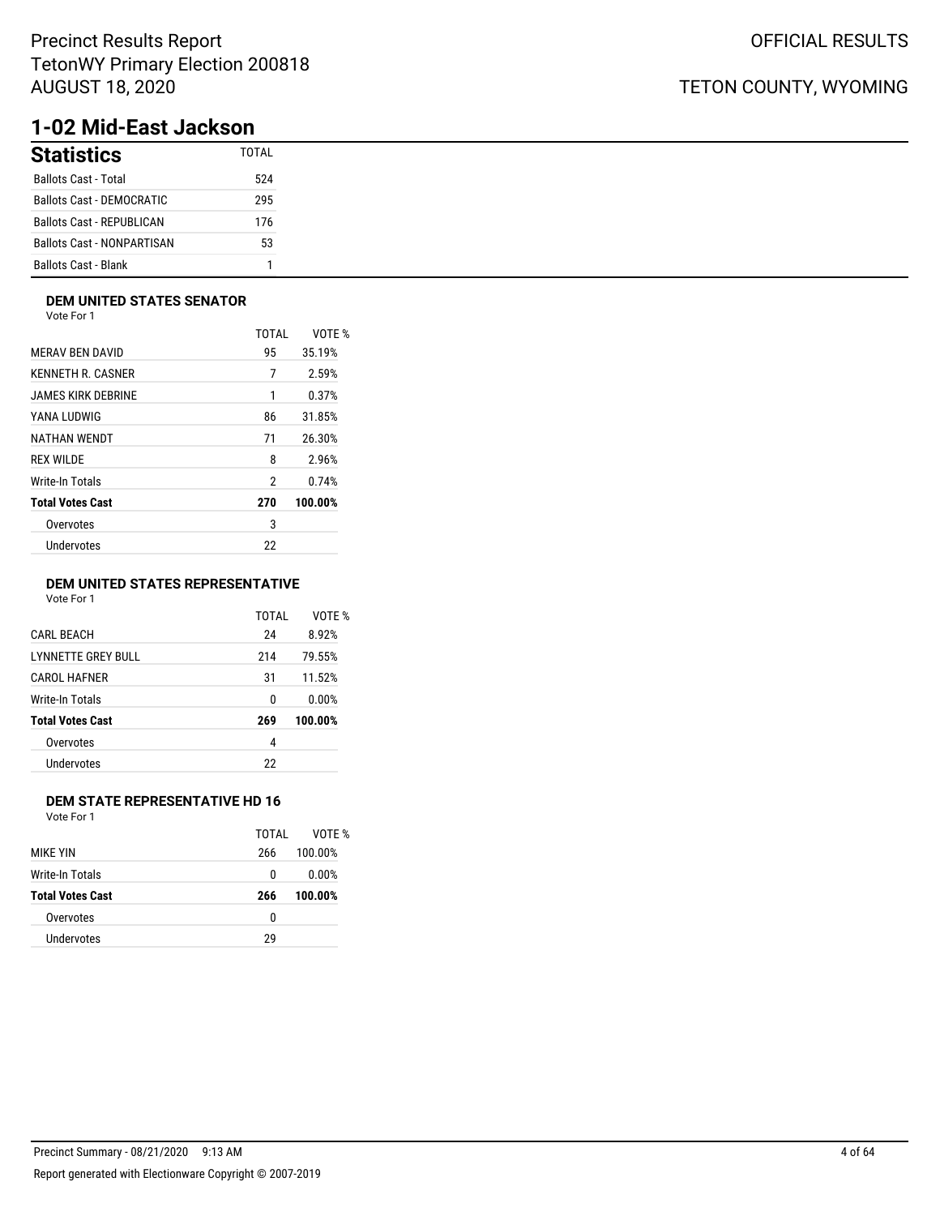# 1-02 Mid-East Jackson

## Statistics

| Statistics | TOTAL |
|---|---|
| Ballots Cast - Total | 524 |
| Ballots Cast - DEMOCRATIC | 295 |
| Ballots Cast - REPUBLICAN | 176 |
| Ballots Cast - NONPARTISAN | 53 |
| Ballots Cast - Blank | 1 |

### DEM UNITED STATES SENATOR

Vote For 1

| | TOTAL | VOTE % |
|---|---|---|
| MERAV BEN DAVID | 95 | 35.19% |
| KENNETH R. CASNER | 7 | 2.59% |
| JAMES KIRK DEBRINE | 1 | 0.37% |
| YANA LUDWIG | 86 | 31.85% |
| NATHAN WENDT | 71 | 26.30% |
| REX WILDE | 8 | 2.96% |
| Write-In Totals | 2 | 0.74% |
| **Total Votes Cast** | **270** | **100.00%** |
| Overvotes | 3 | |
| Undervotes | 22 | |

### DEM UNITED STATES REPRESENTATIVE

Vote For 1

| | TOTAL | VOTE % |
|---|---|---|
| CARL BEACH | 24 | 8.92% |
| LYNNETTE GREY BULL | 214 | 79.55% |
| CAROL HAFNER | 31 | 11.52% |
| Write-In Totals | 0 | 0.00% |
| **Total Votes Cast** | **269** | **100.00%** |
| Overvotes | 4 | |
| Undervotes | 22 | |

### DEM STATE REPRESENTATIVE HD 16

Vote For 1

| | TOTAL | VOTE % |
|---|---|---|
| MIKE YIN | 266 | 100.00% |
| Write-In Totals | 0 | 0.00% |
| **Total Votes Cast** | **266** | **100.00%** |
| Overvotes | 0 | |
| Undervotes | 29 | |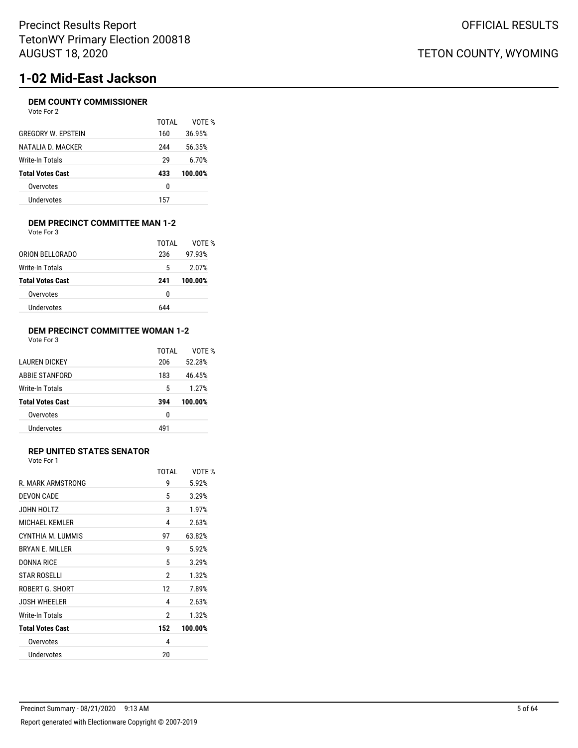# 1-02 Mid-East Jackson

### DEM COUNTY COMMISSIONER

Vote For 2

| | TOTAL | VOTE % |
|---|---|---|
| GREGORY W. EPSTEIN | 160 | 36.95% |
| NATALIA D. MACKER | 244 | 56.35% |
| Write-In Totals | 29 | 6.70% |
| **Total Votes Cast** | **433** | **100.00%** |
| Overvotes | 0 | |
| Undervotes | 157 | |

### DEM PRECINCT COMMITTEE MAN 1-2

Vote For 3

| | TOTAL | VOTE % |
|---|---|---|
| ORION BELLORADO | 236 | 97.93% |
| Write-In Totals | 5 | 2.07% |
| **Total Votes Cast** | **241** | **100.00%** |
| Overvotes | 0 | |
| Undervotes | 644 | |

### DEM PRECINCT COMMITTEE WOMAN 1-2

Vote For 3

| | TOTAL | VOTE % |
|---|---|---|
| LAUREN DICKEY | 206 | 52.28% |
| ABBIE STANFORD | 183 | 46.45% |
| Write-In Totals | 5 | 1.27% |
| **Total Votes Cast** | **394** | **100.00%** |
| Overvotes | 0 | |
| Undervotes | 491 | |

### REP UNITED STATES SENATOR

Vote For 1

| | TOTAL | VOTE % |
|---|---|---|
| R. MARK ARMSTRONG | 9 | 5.92% |
| DEVON CADE | 5 | 3.29% |
| JOHN HOLTZ | 3 | 1.97% |
| MICHAEL KEMLER | 4 | 2.63% |
| CYNTHIA M. LUMMIS | 97 | 63.82% |
| BRYAN E. MILLER | 9 | 5.92% |
| DONNA RICE | 5 | 3.29% |
| STAR ROSELLI | 2 | 1.32% |
| ROBERT G. SHORT | 12 | 7.89% |
| JOSH WHEELER | 4 | 2.63% |
| Write-In Totals | 2 | 1.32% |
| **Total Votes Cast** | **152** | **100.00%** |
| Overvotes | 4 | |
| Undervotes | 20 | |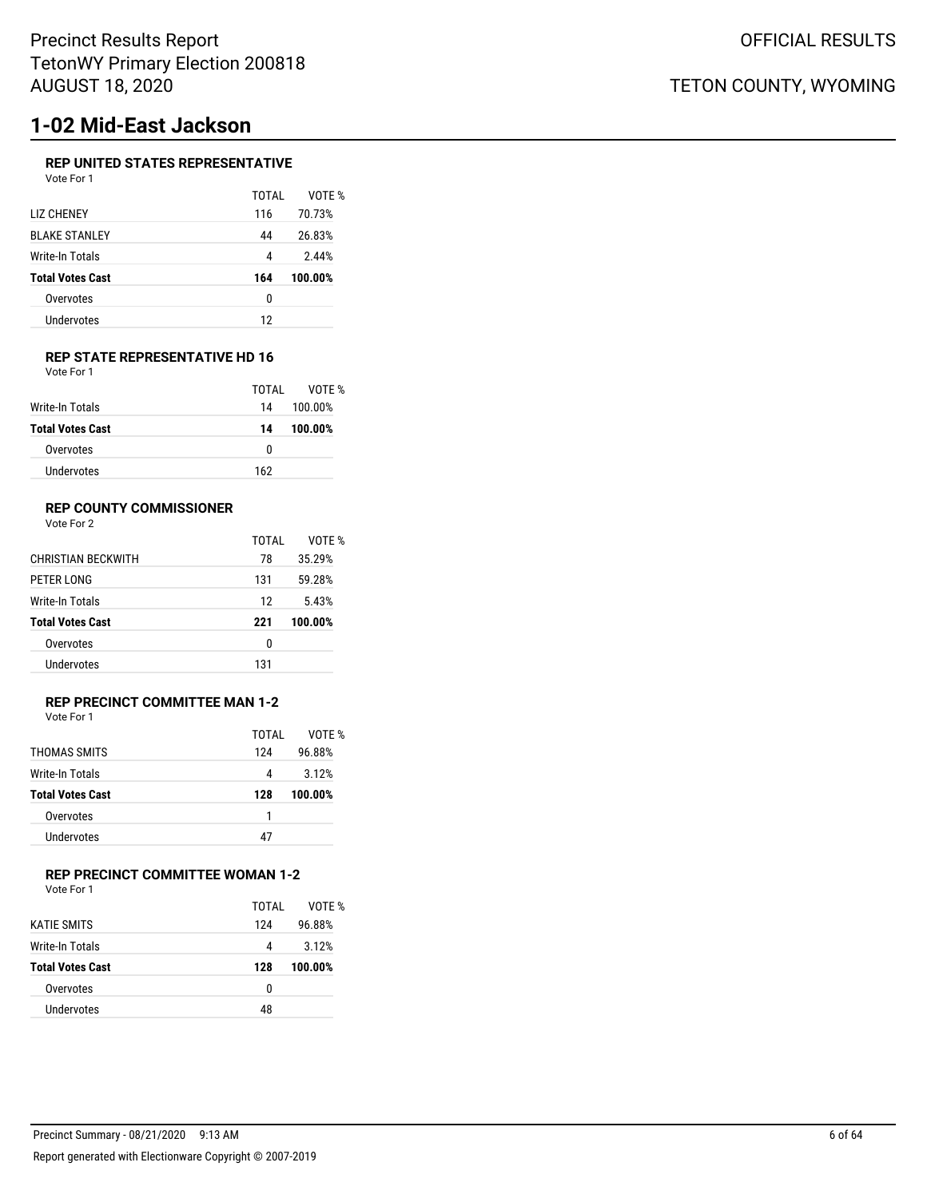# 1-02 Mid-East Jackson

### REP UNITED STATES REPRESENTATIVE

Vote For 1

| | TOTAL | VOTE % |
|---|---|---|
| LIZ CHENEY | 116 | 70.73% |
| BLAKE STANLEY | 44 | 26.83% |
| Write-In Totals | 4 | 2.44% |
| **Total Votes Cast** | **164** | **100.00%** |
| Overvotes | 0 | |
| Undervotes | 12 | |

### REP STATE REPRESENTATIVE HD 16

Vote For 1

| | TOTAL | VOTE % |
|---|---|---|
| Write-In Totals | 14 | 100.00% |
| **Total Votes Cast** | **14** | **100.00%** |
| Overvotes | 0 | |
| Undervotes | 162 | |

### REP COUNTY COMMISSIONER

Vote For 2

| | TOTAL | VOTE % |
|---|---|---|
| CHRISTIAN BECKWITH | 78 | 35.29% |
| PETER LONG | 131 | 59.28% |
| Write-In Totals | 12 | 5.43% |
| **Total Votes Cast** | **221** | **100.00%** |
| Overvotes | 0 | |
| Undervotes | 131 | |

### REP PRECINCT COMMITTEE MAN 1-2

Vote For 1

| | TOTAL | VOTE % |
|---|---|---|
| THOMAS SMITS | 124 | 96.88% |
| Write-In Totals | 4 | 3.12% |
| **Total Votes Cast** | **128** | **100.00%** |
| Overvotes | 1 | |
| Undervotes | 47 | |

### REP PRECINCT COMMITTEE WOMAN 1-2

Vote For 1

| | TOTAL | VOTE % |
|---|---|---|
| KATIE SMITS | 124 | 96.88% |
| Write-In Totals | 4 | 3.12% |
| **Total Votes Cast** | **128** | **100.00%** |
| Overvotes | 0 | |
| Undervotes | 48 | |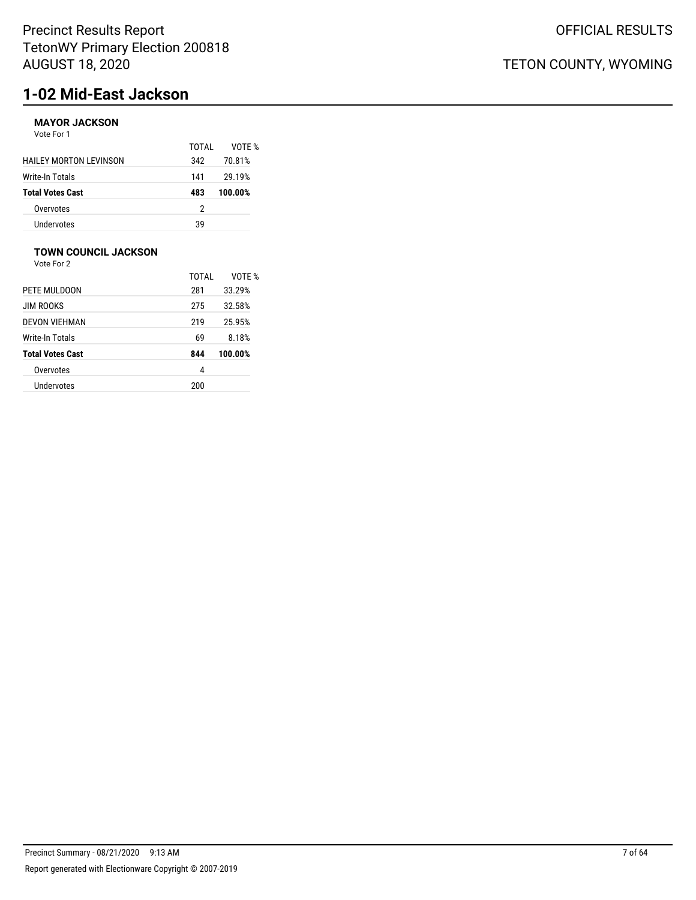# 1-02 Mid-East Jackson

### MAYOR JACKSON

Vote For 1

| | TOTAL | VOTE % |
|---|---|---|
| HAILEY MORTON LEVINSON | 342 | 70.81% |
| Write-In Totals | 141 | 29.19% |
| **Total Votes Cast** | **483** | **100.00%** |
| Overvotes | 2 | |
| Undervotes | 39 | |

### TOWN COUNCIL JACKSON

Vote For 2

| | TOTAL | VOTE % |
|---|---|---|
| PETE MULDOON | 281 | 33.29% |
| JIM ROOKS | 275 | 32.58% |
| DEVON VIEHMAN | 219 | 25.95% |
| Write-In Totals | 69 | 8.18% |
| **Total Votes Cast** | **844** | **100.00%** |
| Overvotes | 4 | |
| Undervotes | 200 | |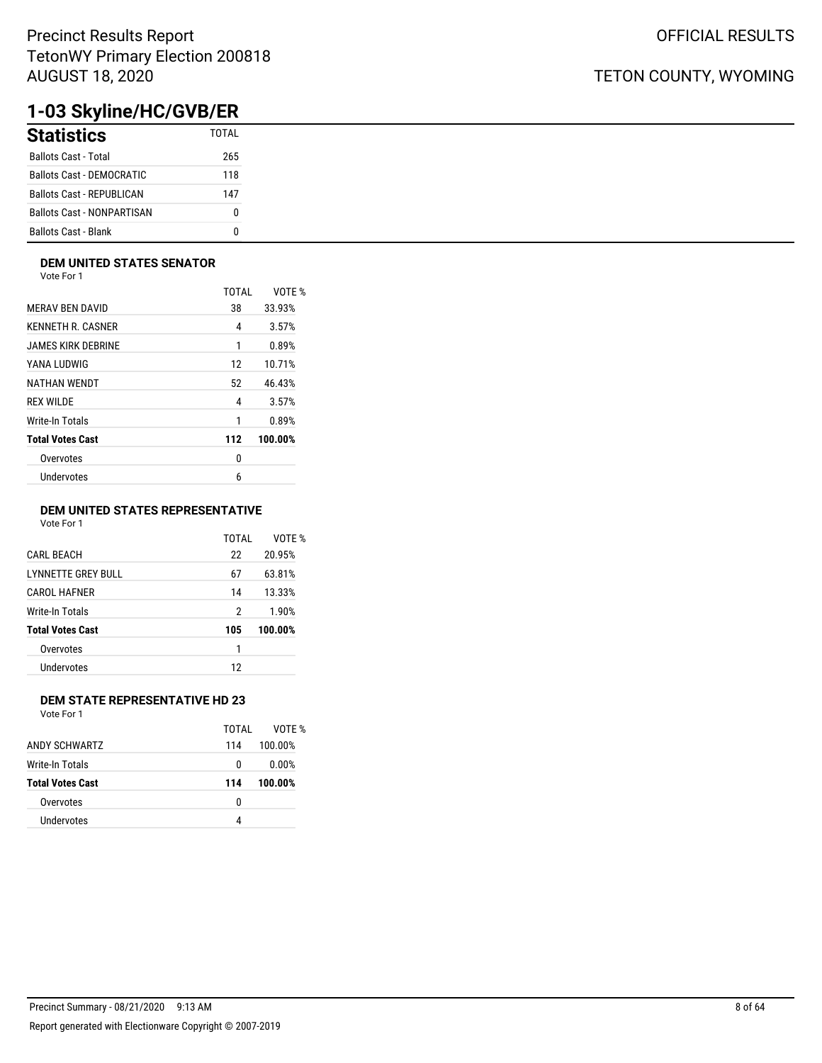# 1-03 Skyline/HC/GVB/ER

## Statistics

| Statistics | TOTAL |
|---|---|
| Ballots Cast - Total | 265 |
| Ballots Cast - DEMOCRATIC | 118 |
| Ballots Cast - REPUBLICAN | 147 |
| Ballots Cast - NONPARTISAN | 0 |
| Ballots Cast - Blank | 0 |

### DEM UNITED STATES SENATOR

Vote For 1

| | TOTAL | VOTE % |
|---|---|---|
| MERAV BEN DAVID | 38 | 33.93% |
| KENNETH R. CASNER | 4 | 3.57% |
| JAMES KIRK DEBRINE | 1 | 0.89% |
| YANA LUDWIG | 12 | 10.71% |
| NATHAN WENDT | 52 | 46.43% |
| REX WILDE | 4 | 3.57% |
| Write-In Totals | 1 | 0.89% |
| **Total Votes Cast** | **112** | **100.00%** |
| Overvotes | 0 | |
| Undervotes | 6 | |

### DEM UNITED STATES REPRESENTATIVE

Vote For 1

| | TOTAL | VOTE % |
|---|---|---|
| CARL BEACH | 22 | 20.95% |
| LYNNETTE GREY BULL | 67 | 63.81% |
| CAROL HAFNER | 14 | 13.33% |
| Write-In Totals | 2 | 1.90% |
| **Total Votes Cast** | **105** | **100.00%** |
| Overvotes | 1 | |
| Undervotes | 12 | |

### DEM STATE REPRESENTATIVE HD 23

Vote For 1

| | TOTAL | VOTE % |
|---|---|---|
| ANDY SCHWARTZ | 114 | 100.00% |
| Write-In Totals | 0 | 0.00% |
| **Total Votes Cast** | **114** | **100.00%** |
| Overvotes | 0 | |
| Undervotes | 4 | |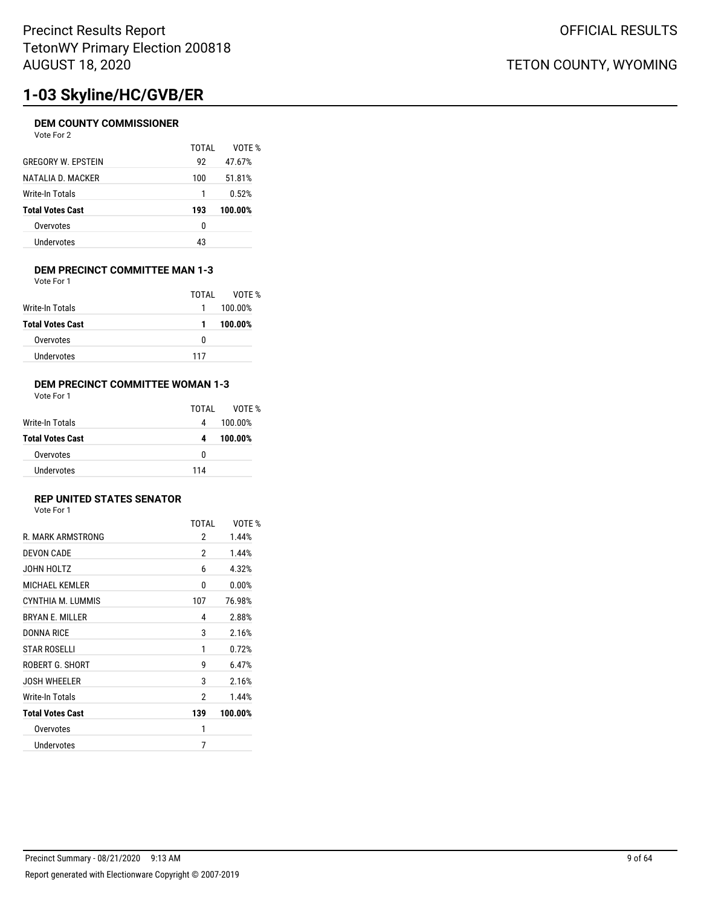# 1-03 Skyline/HC/GVB/ER

### DEM COUNTY COMMISSIONER

Vote For 2

| | TOTAL | VOTE % |
|---|---|---|
| GREGORY W. EPSTEIN | 92 | 47.67% |
| NATALIA D. MACKER | 100 | 51.81% |
| Write-In Totals | 1 | 0.52% |
| **Total Votes Cast** | **193** | **100.00%** |
| Overvotes | 0 | |
| Undervotes | 43 | |

### DEM PRECINCT COMMITTEE MAN 1-3

Vote For 1

| | TOTAL | VOTE % |
|---|---|---|
| Write-In Totals | 1 | 100.00% |
| **Total Votes Cast** | **1** | **100.00%** |
| Overvotes | 0 | |
| Undervotes | 117 | |

### DEM PRECINCT COMMITTEE WOMAN 1-3

Vote For 1

| | TOTAL | VOTE % |
|---|---|---|
| Write-In Totals | 4 | 100.00% |
| **Total Votes Cast** | **4** | **100.00%** |
| Overvotes | 0 | |
| Undervotes | 114 | |

### REP UNITED STATES SENATOR

Vote For 1

| | TOTAL | VOTE % |
|---|---|---|
| R. MARK ARMSTRONG | 2 | 1.44% |
| DEVON CADE | 2 | 1.44% |
| JOHN HOLTZ | 6 | 4.32% |
| MICHAEL KEMLER | 0 | 0.00% |
| CYNTHIA M. LUMMIS | 107 | 76.98% |
| BRYAN E. MILLER | 4 | 2.88% |
| DONNA RICE | 3 | 2.16% |
| STAR ROSELLI | 1 | 0.72% |
| ROBERT G. SHORT | 9 | 6.47% |
| JOSH WHEELER | 3 | 2.16% |
| Write-In Totals | 2 | 1.44% |
| **Total Votes Cast** | **139** | **100.00%** |
| Overvotes | 1 | |
| Undervotes | 7 | |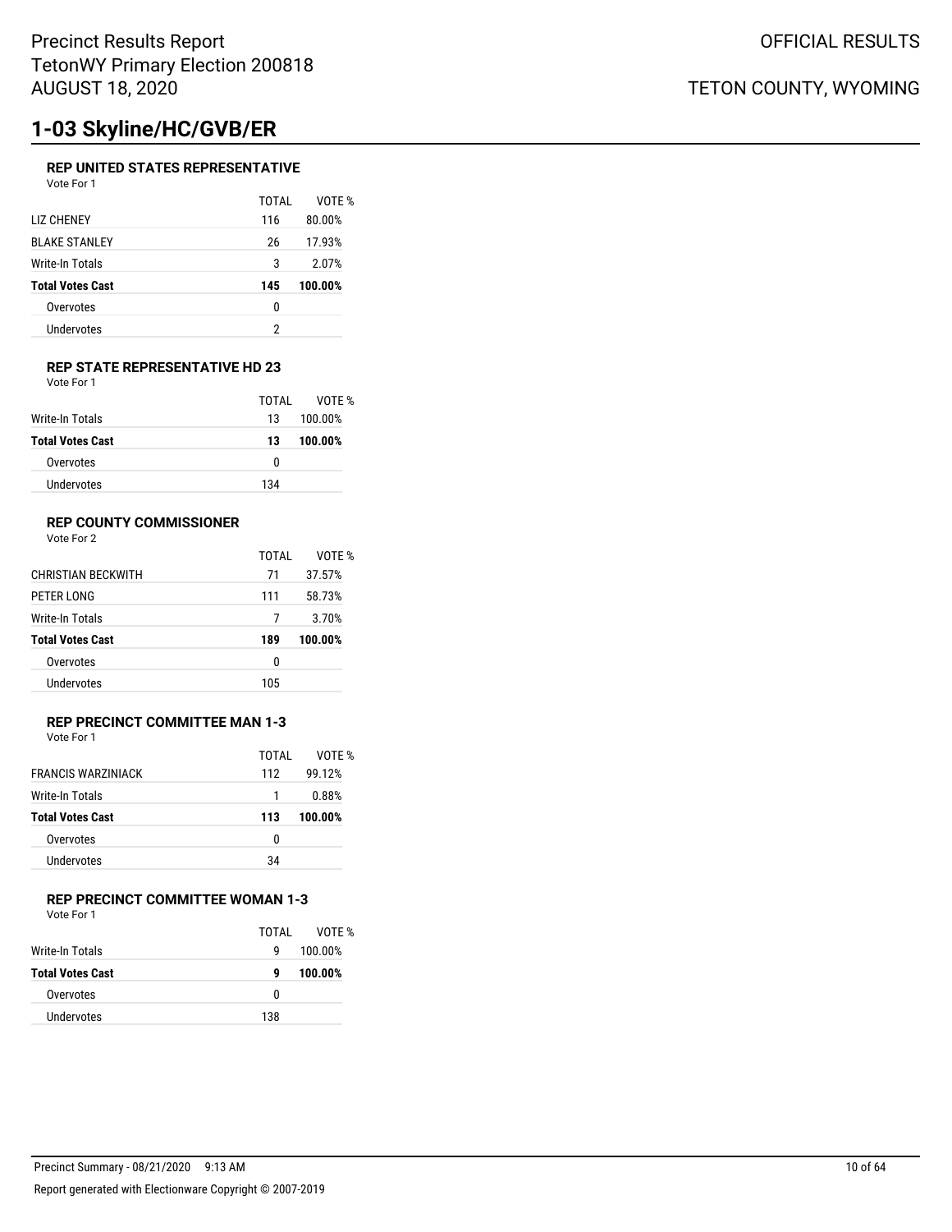# 1-03 Skyline/HC/GVB/ER

### REP UNITED STATES REPRESENTATIVE

Vote For 1

| | TOTAL | VOTE % |
|---|---|---|
| LIZ CHENEY | 116 | 80.00% |
| BLAKE STANLEY | 26 | 17.93% |
| Write-In Totals | 3 | 2.07% |
| **Total Votes Cast** | **145** | **100.00%** |
| Overvotes | 0 | |
| Undervotes | 2 | |

### REP STATE REPRESENTATIVE HD 23

Vote For 1

| | TOTAL | VOTE % |
|---|---|---|
| Write-In Totals | 13 | 100.00% |
| **Total Votes Cast** | **13** | **100.00%** |
| Overvotes | 0 | |
| Undervotes | 134 | |

### REP COUNTY COMMISSIONER

Vote For 2

| | TOTAL | VOTE % |
|---|---|---|
| CHRISTIAN BECKWITH | 71 | 37.57% |
| PETER LONG | 111 | 58.73% |
| Write-In Totals | 7 | 3.70% |
| **Total Votes Cast** | **189** | **100.00%** |
| Overvotes | 0 | |
| Undervotes | 105 | |

### REP PRECINCT COMMITTEE MAN 1-3

Vote For 1

| | TOTAL | VOTE % |
|---|---|---|
| FRANCIS WARZINIACK | 112 | 99.12% |
| Write-In Totals | 1 | 0.88% |
| **Total Votes Cast** | **113** | **100.00%** |
| Overvotes | 0 | |
| Undervotes | 34 | |

### REP PRECINCT COMMITTEE WOMAN 1-3

Vote For 1

| | TOTAL | VOTE % |
|---|---|---|
| Write-In Totals | 9 | 100.00% |
| **Total Votes Cast** | **9** | **100.00%** |
| Overvotes | 0 | |
| Undervotes | 138 | |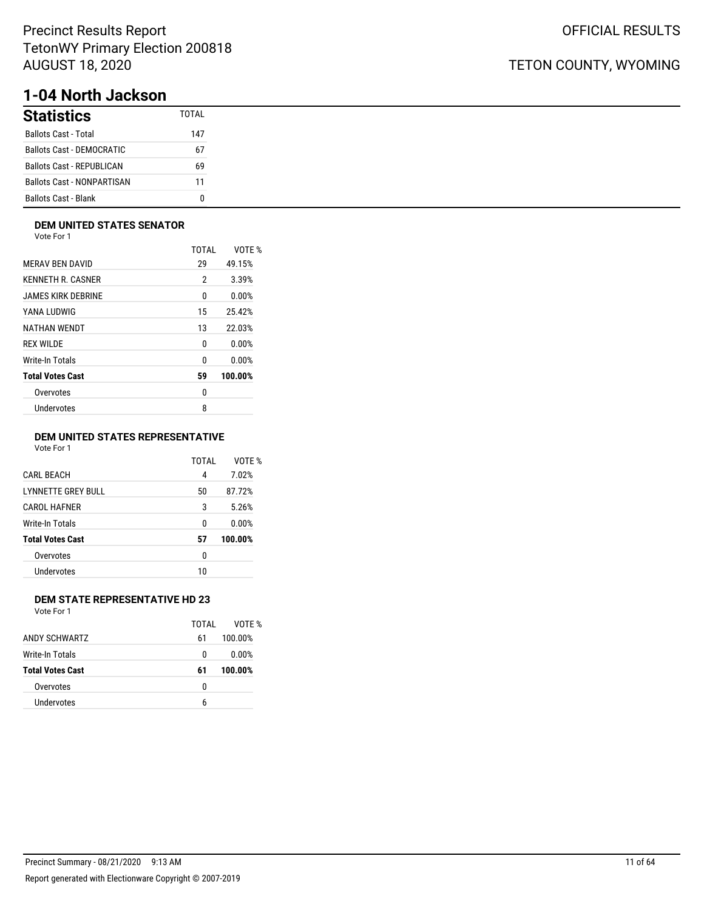# 1-04 North Jackson

## Statistics

| | TOTAL |
|---|---|
| Ballots Cast - Total | 147 |
| Ballots Cast - DEMOCRATIC | 67 |
| Ballots Cast - REPUBLICAN | 69 |
| Ballots Cast - NONPARTISAN | 11 |
| Ballots Cast - Blank | 0 |

### DEM UNITED STATES SENATOR

Vote For 1

| | TOTAL | VOTE % |
|---|---|---|
| MERAV BEN DAVID | 29 | 49.15% |
| KENNETH R. CASNER | 2 | 3.39% |
| JAMES KIRK DEBRINE | 0 | 0.00% |
| YANA LUDWIG | 15 | 25.42% |
| NATHAN WENDT | 13 | 22.03% |
| REX WILDE | 0 | 0.00% |
| Write-In Totals | 0 | 0.00% |
| **Total Votes Cast** | **59** | **100.00%** |
| Overvotes | 0 | |
| Undervotes | 8 | |

### DEM UNITED STATES REPRESENTATIVE

Vote For 1

| | TOTAL | VOTE % |
|---|---|---|
| CARL BEACH | 4 | 7.02% |
| LYNNETTE GREY BULL | 50 | 87.72% |
| CAROL HAFNER | 3 | 5.26% |
| Write-In Totals | 0 | 0.00% |
| **Total Votes Cast** | **57** | **100.00%** |
| Overvotes | 0 | |
| Undervotes | 10 | |

### DEM STATE REPRESENTATIVE HD 23

Vote For 1

| | TOTAL | VOTE % |
|---|---|---|
| ANDY SCHWARTZ | 61 | 100.00% |
| Write-In Totals | 0 | 0.00% |
| **Total Votes Cast** | **61** | **100.00%** |
| Overvotes | 0 | |
| Undervotes | 6 | |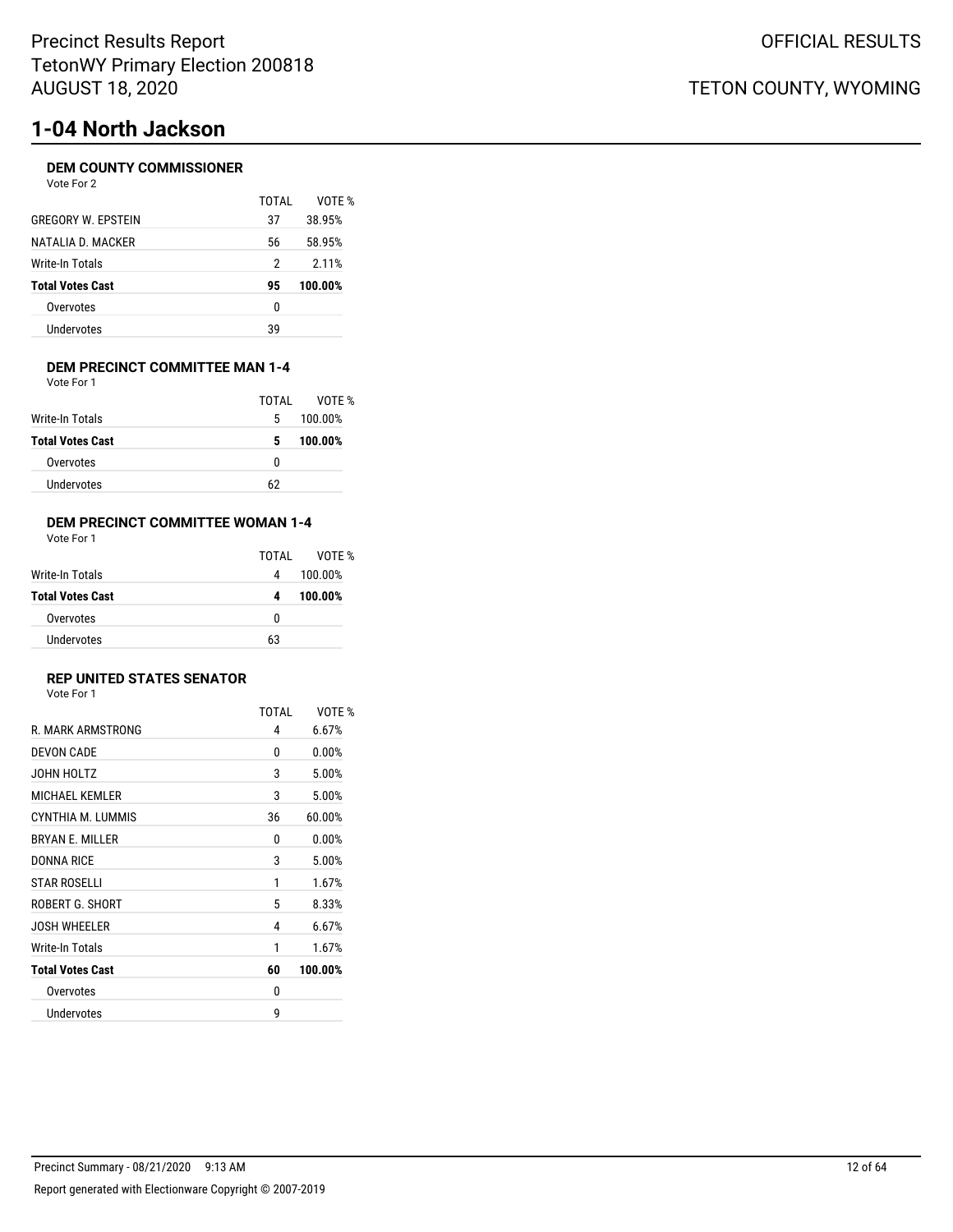# 1-04 North Jackson

### DEM COUNTY COMMISSIONER

Vote For 2

| | TOTAL | VOTE % |
|---|---|---|
| GREGORY W. EPSTEIN | 37 | 38.95% |
| NATALIA D. MACKER | 56 | 58.95% |
| Write-In Totals | 2 | 2.11% |
| **Total Votes Cast** | **95** | **100.00%** |
| Overvotes | 0 | |
| Undervotes | 39 | |

### DEM PRECINCT COMMITTEE MAN 1-4

Vote For 1

| | TOTAL | VOTE % |
|---|---|---|
| Write-In Totals | 5 | 100.00% |
| **Total Votes Cast** | **5** | **100.00%** |
| Overvotes | 0 | |
| Undervotes | 62 | |

### DEM PRECINCT COMMITTEE WOMAN 1-4

Vote For 1

| | TOTAL | VOTE % |
|---|---|---|
| Write-In Totals | 4 | 100.00% |
| **Total Votes Cast** | **4** | **100.00%** |
| Overvotes | 0 | |
| Undervotes | 63 | |

### REP UNITED STATES SENATOR

Vote For 1

| | TOTAL | VOTE % |
|---|---|---|
| R. MARK ARMSTRONG | 4 | 6.67% |
| DEVON CADE | 0 | 0.00% |
| JOHN HOLTZ | 3 | 5.00% |
| MICHAEL KEMLER | 3 | 5.00% |
| CYNTHIA M. LUMMIS | 36 | 60.00% |
| BRYAN E. MILLER | 0 | 0.00% |
| DONNA RICE | 3 | 5.00% |
| STAR ROSELLI | 1 | 1.67% |
| ROBERT G. SHORT | 5 | 8.33% |
| JOSH WHEELER | 4 | 6.67% |
| Write-In Totals | 1 | 1.67% |
| **Total Votes Cast** | **60** | **100.00%** |
| Overvotes | 0 | |
| Undervotes | 9 | |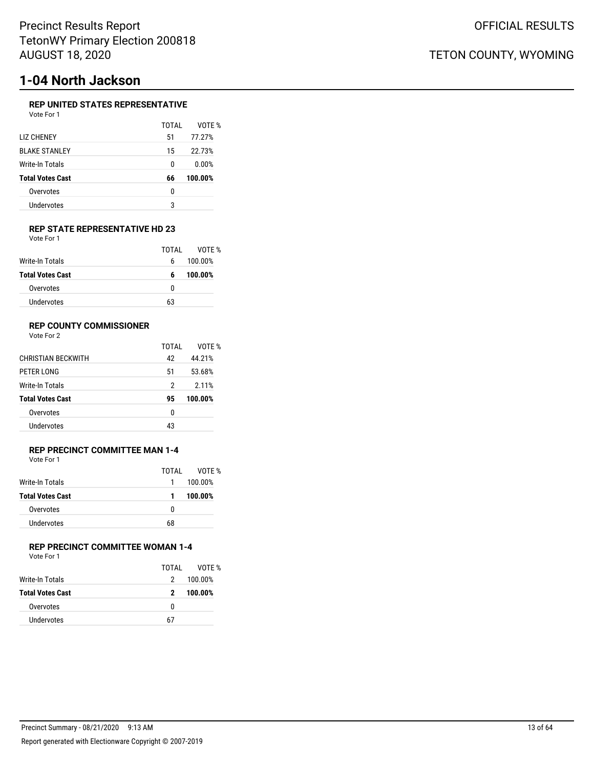# 1-04 North Jackson

### REP UNITED STATES REPRESENTATIVE

Vote For 1

| | TOTAL | VOTE % |
|---|---|---|
| LIZ CHENEY | 51 | 77.27% |
| BLAKE STANLEY | 15 | 22.73% |
| Write-In Totals | 0 | 0.00% |
| **Total Votes Cast** | **66** | **100.00%** |
| Overvotes | 0 | |
| Undervotes | 3 | |

### REP STATE REPRESENTATIVE HD 23

Vote For 1

| | TOTAL | VOTE % |
|---|---|---|
| Write-In Totals | 6 | 100.00% |
| **Total Votes Cast** | **6** | **100.00%** |
| Overvotes | 0 | |
| Undervotes | 63 | |

### REP COUNTY COMMISSIONER

Vote For 2

| | TOTAL | VOTE % |
|---|---|---|
| CHRISTIAN BECKWITH | 42 | 44.21% |
| PETER LONG | 51 | 53.68% |
| Write-In Totals | 2 | 2.11% |
| **Total Votes Cast** | **95** | **100.00%** |
| Overvotes | 0 | |
| Undervotes | 43 | |

### REP PRECINCT COMMITTEE MAN 1-4

Vote For 1

| | TOTAL | VOTE % |
|---|---|---|
| Write-In Totals | 1 | 100.00% |
| **Total Votes Cast** | **1** | **100.00%** |
| Overvotes | 0 | |
| Undervotes | 68 | |

### REP PRECINCT COMMITTEE WOMAN 1-4

Vote For 1

| | TOTAL | VOTE % |
|---|---|---|
| Write-In Totals | 2 | 100.00% |
| **Total Votes Cast** | **2** | **100.00%** |
| Overvotes | 0 | |
| Undervotes | 67 | |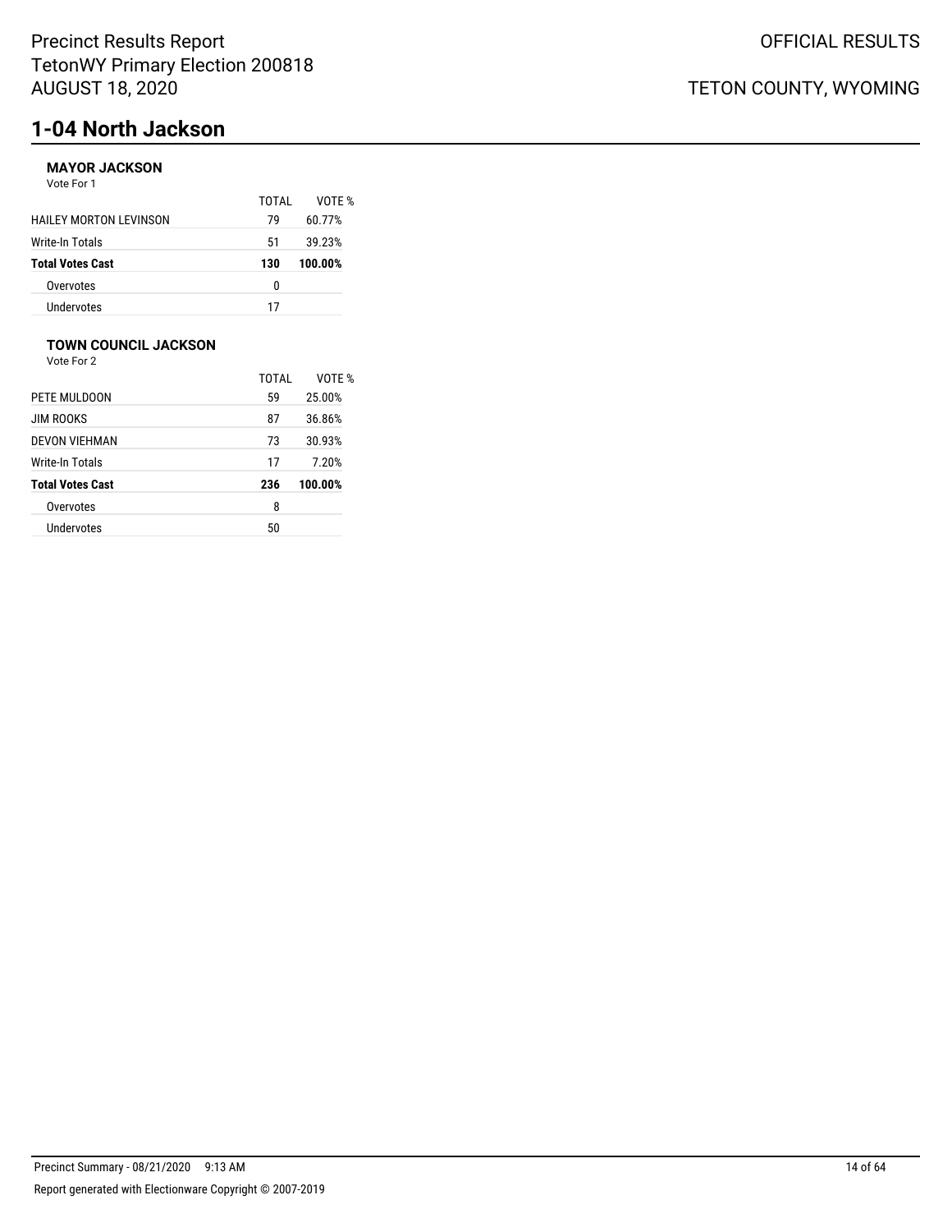# 1-04 North Jackson

### MAYOR JACKSON

Vote For 1

| | TOTAL | VOTE % |
|---|---|---|
| HAILEY MORTON LEVINSON | 79 | 60.77% |
| Write-In Totals | 51 | 39.23% |
| **Total Votes Cast** | **130** | **100.00%** |
| Overvotes | 0 | |
| Undervotes | 17 | |

### TOWN COUNCIL JACKSON

Vote For 2

| | TOTAL | VOTE % |
|---|---|---|
| PETE MULDOON | 59 | 25.00% |
| JIM ROOKS | 87 | 36.86% |
| DEVON VIEHMAN | 73 | 30.93% |
| Write-In Totals | 17 | 7.20% |
| **Total Votes Cast** | **236** | **100.00%** |
| Overvotes | 8 | |
| Undervotes | 50 | |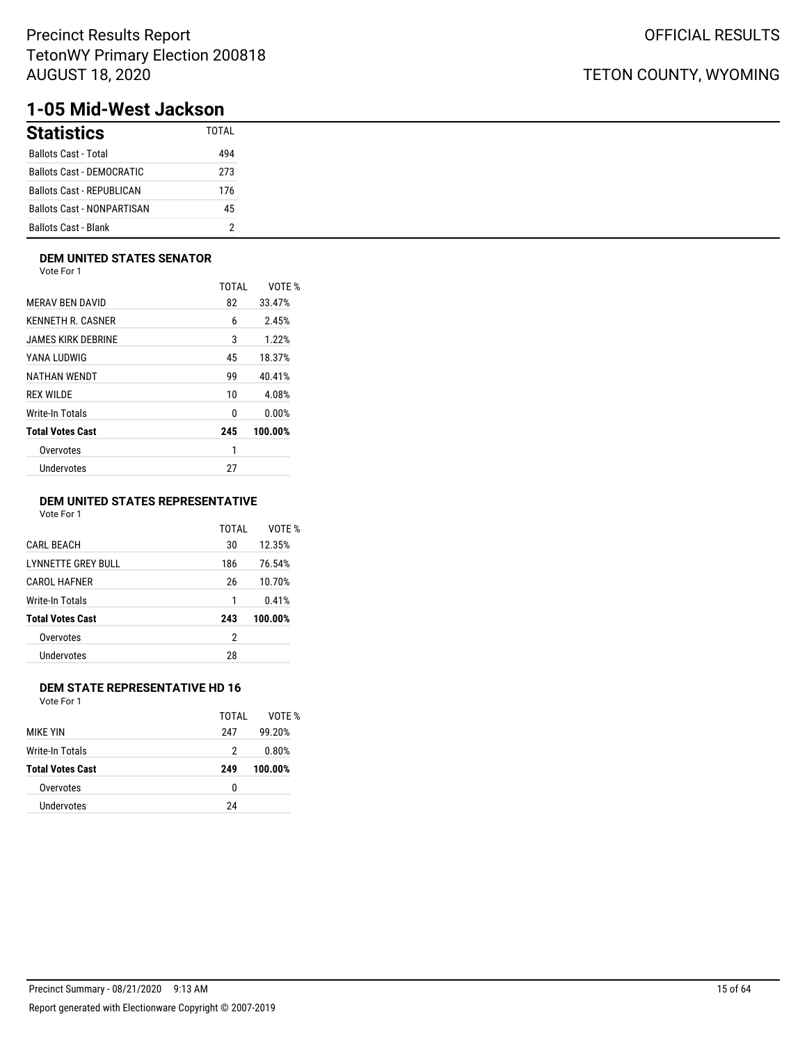# 1-05 Mid-West Jackson

## Statistics

| Statistics | TOTAL |
|---|---|
| Ballots Cast - Total | 494 |
| Ballots Cast - DEMOCRATIC | 273 |
| Ballots Cast - REPUBLICAN | 176 |
| Ballots Cast - NONPARTISAN | 45 |
| Ballots Cast - Blank | 2 |

### DEM UNITED STATES SENATOR

Vote For 1

| | TOTAL | VOTE % |
|---|---|---|
| MERAV BEN DAVID | 82 | 33.47% |
| KENNETH R. CASNER | 6 | 2.45% |
| JAMES KIRK DEBRINE | 3 | 1.22% |
| YANA LUDWIG | 45 | 18.37% |
| NATHAN WENDT | 99 | 40.41% |
| REX WILDE | 10 | 4.08% |
| Write-In Totals | 0 | 0.00% |
| **Total Votes Cast** | **245** | **100.00%** |
| Overvotes | 1 | |
| Undervotes | 27 | |

### DEM UNITED STATES REPRESENTATIVE

Vote For 1

| | TOTAL | VOTE % |
|---|---|---|
| CARL BEACH | 30 | 12.35% |
| LYNNETTE GREY BULL | 186 | 76.54% |
| CAROL HAFNER | 26 | 10.70% |
| Write-In Totals | 1 | 0.41% |
| **Total Votes Cast** | **243** | **100.00%** |
| Overvotes | 2 | |
| Undervotes | 28 | |

### DEM STATE REPRESENTATIVE HD 16

Vote For 1

| | TOTAL | VOTE % |
|---|---|---|
| MIKE YIN | 247 | 99.20% |
| Write-In Totals | 2 | 0.80% |
| **Total Votes Cast** | **249** | **100.00%** |
| Overvotes | 0 | |
| Undervotes | 24 | |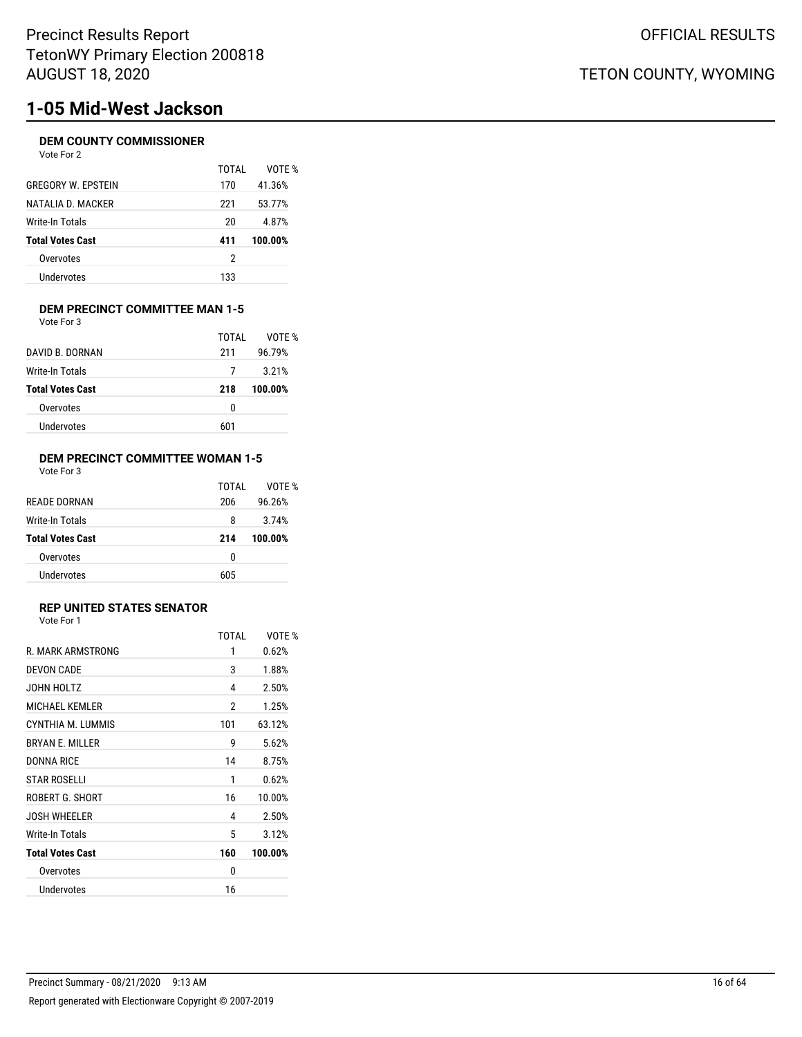# 1-05 Mid-West Jackson

### DEM COUNTY COMMISSIONER

Vote For 2

| | TOTAL | VOTE % |
|---|---|---|
| GREGORY W. EPSTEIN | 170 | 41.36% |
| NATALIA D. MACKER | 221 | 53.77% |
| Write-In Totals | 20 | 4.87% |
| **Total Votes Cast** | **411** | **100.00%** |
| Overvotes | 2 | |
| Undervotes | 133 | |

### DEM PRECINCT COMMITTEE MAN 1-5

Vote For 3

| | TOTAL | VOTE % |
|---|---|---|
| DAVID B. DORNAN | 211 | 96.79% |
| Write-In Totals | 7 | 3.21% |
| **Total Votes Cast** | **218** | **100.00%** |
| Overvotes | 0 | |
| Undervotes | 601 | |

### DEM PRECINCT COMMITTEE WOMAN 1-5

Vote For 3

| | TOTAL | VOTE % |
|---|---|---|
| READE DORNAN | 206 | 96.26% |
| Write-In Totals | 8 | 3.74% |
| **Total Votes Cast** | **214** | **100.00%** |
| Overvotes | 0 | |
| Undervotes | 605 | |

### REP UNITED STATES SENATOR

Vote For 1

| | TOTAL | VOTE % |
|---|---|---|
| R. MARK ARMSTRONG | 1 | 0.62% |
| DEVON CADE | 3 | 1.88% |
| JOHN HOLTZ | 4 | 2.50% |
| MICHAEL KEMLER | 2 | 1.25% |
| CYNTHIA M. LUMMIS | 101 | 63.12% |
| BRYAN E. MILLER | 9 | 5.62% |
| DONNA RICE | 14 | 8.75% |
| STAR ROSELLI | 1 | 0.62% |
| ROBERT G. SHORT | 16 | 10.00% |
| JOSH WHEELER | 4 | 2.50% |
| Write-In Totals | 5 | 3.12% |
| **Total Votes Cast** | **160** | **100.00%** |
| Overvotes | 0 | |
| Undervotes | 16 | |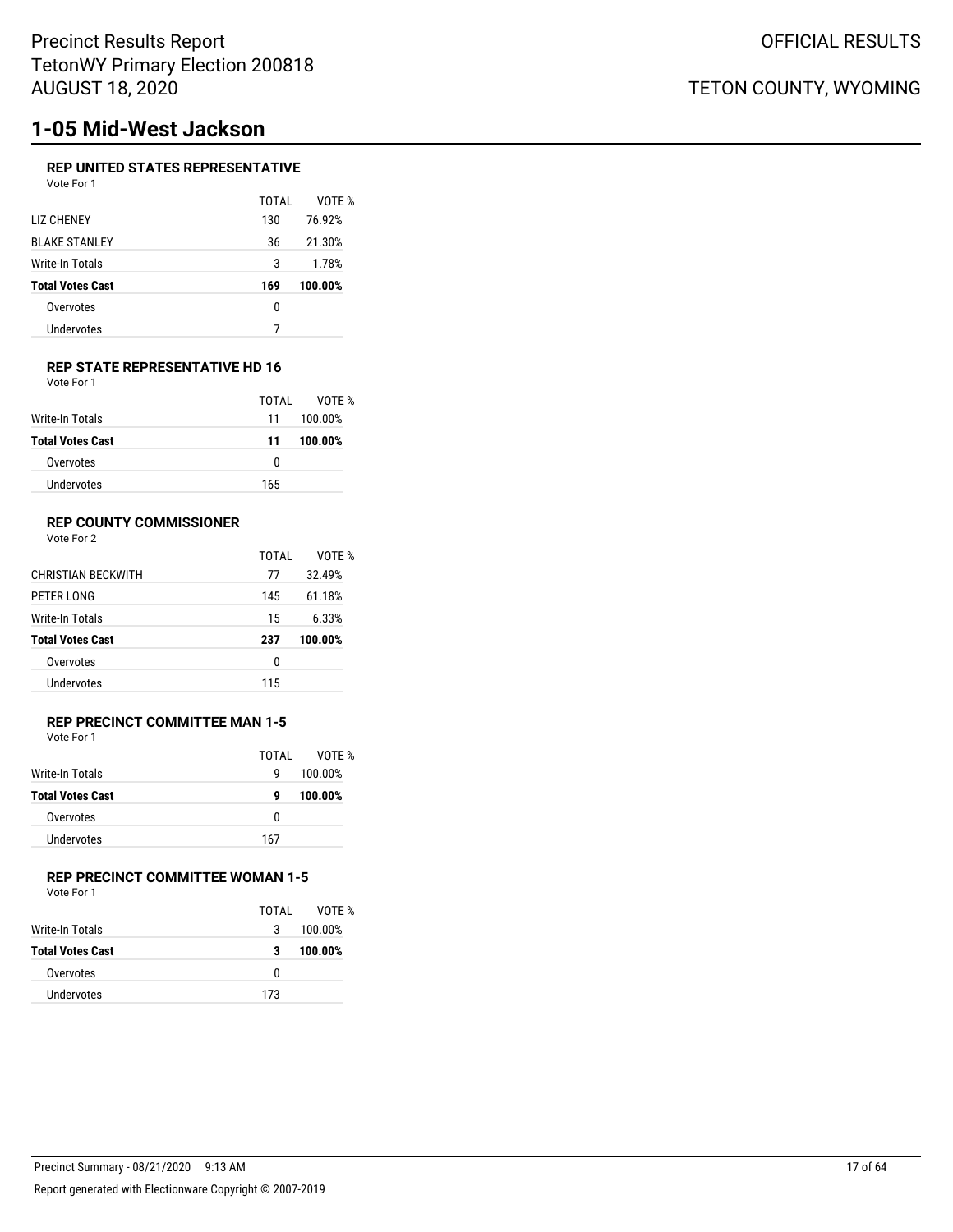# 1-05 Mid-West Jackson

### REP UNITED STATES REPRESENTATIVE

Vote For 1

| | TOTAL | VOTE % |
|---|---|---|
| LIZ CHENEY | 130 | 76.92% |
| BLAKE STANLEY | 36 | 21.30% |
| Write-In Totals | 3 | 1.78% |
| **Total Votes Cast** | **169** | **100.00%** |
| Overvotes | 0 | |
| Undervotes | 7 | |

### REP STATE REPRESENTATIVE HD 16

Vote For 1

| | TOTAL | VOTE % |
|---|---|---|
| Write-In Totals | 11 | 100.00% |
| **Total Votes Cast** | **11** | **100.00%** |
| Overvotes | 0 | |
| Undervotes | 165 | |

### REP COUNTY COMMISSIONER

Vote For 2

| | TOTAL | VOTE % |
|---|---|---|
| CHRISTIAN BECKWITH | 77 | 32.49% |
| PETER LONG | 145 | 61.18% |
| Write-In Totals | 15 | 6.33% |
| **Total Votes Cast** | **237** | **100.00%** |
| Overvotes | 0 | |
| Undervotes | 115 | |

### REP PRECINCT COMMITTEE MAN 1-5

Vote For 1

| | TOTAL | VOTE % |
|---|---|---|
| Write-In Totals | 9 | 100.00% |
| **Total Votes Cast** | **9** | **100.00%** |
| Overvotes | 0 | |
| Undervotes | 167 | |

### REP PRECINCT COMMITTEE WOMAN 1-5

Vote For 1

| | TOTAL | VOTE % |
|---|---|---|
| Write-In Totals | 3 | 100.00% |
| **Total Votes Cast** | **3** | **100.00%** |
| Overvotes | 0 | |
| Undervotes | 173 | |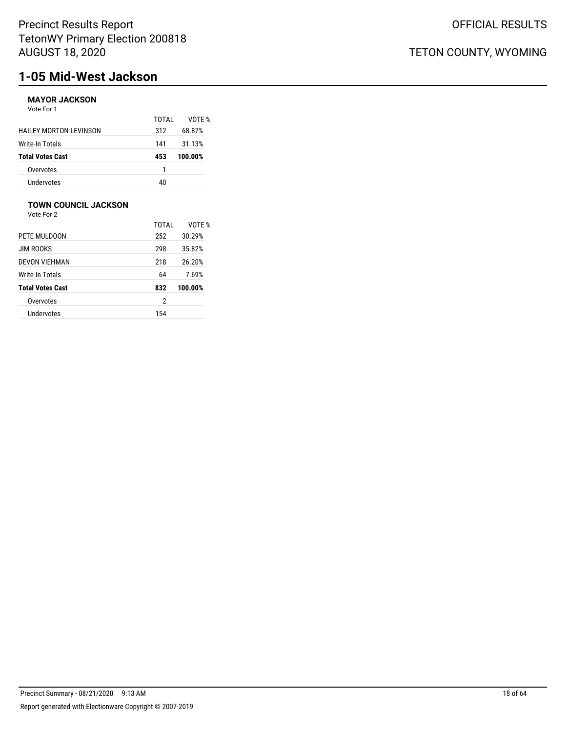# 1-05 Mid-West Jackson

### MAYOR JACKSON

Vote For 1

| | TOTAL | VOTE % |
|---|---|---|
| HAILEY MORTON LEVINSON | 312 | 68.87% |
| Write-In Totals | 141 | 31.13% |
| **Total Votes Cast** | **453** | **100.00%** |
| Overvotes | 1 | |
| Undervotes | 40 | |

### TOWN COUNCIL JACKSON

Vote For 2

| | TOTAL | VOTE % |
|---|---|---|
| PETE MULDOON | 252 | 30.29% |
| JIM ROOKS | 298 | 35.82% |
| DEVON VIEHMAN | 218 | 26.20% |
| Write-In Totals | 64 | 7.69% |
| **Total Votes Cast** | **832** | **100.00%** |
| Overvotes | 2 | |
| Undervotes | 154 | |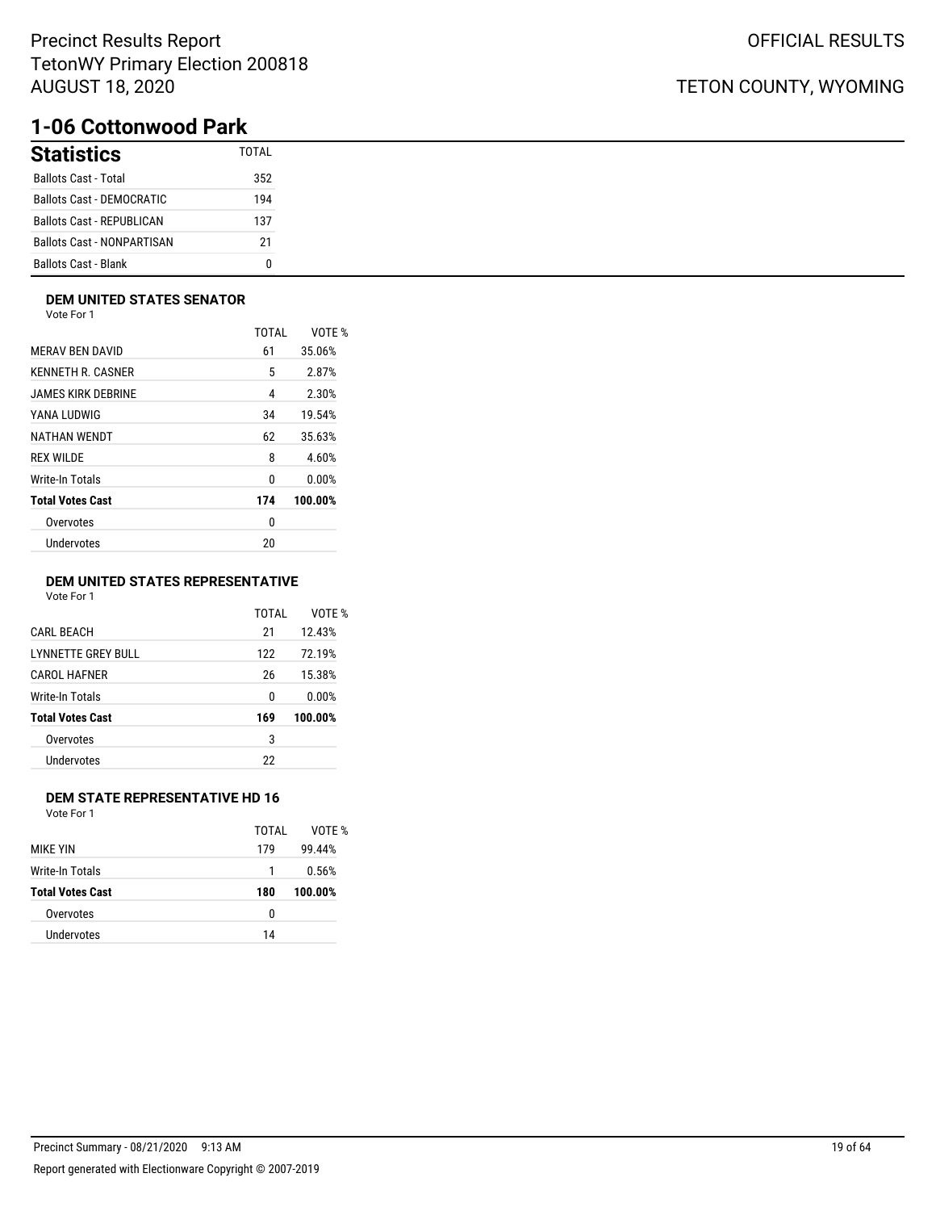# 1-06 Cottonwood Park

## Statistics

| Statistics | TOTAL |
|---|---|
| Ballots Cast - Total | 352 |
| Ballots Cast - DEMOCRATIC | 194 |
| Ballots Cast - REPUBLICAN | 137 |
| Ballots Cast - NONPARTISAN | 21 |
| Ballots Cast - Blank | 0 |

### DEM UNITED STATES SENATOR

Vote For 1

| | TOTAL | VOTE % |
|---|---|---|
| MERAV BEN DAVID | 61 | 35.06% |
| KENNETH R. CASNER | 5 | 2.87% |
| JAMES KIRK DEBRINE | 4 | 2.30% |
| YANA LUDWIG | 34 | 19.54% |
| NATHAN WENDT | 62 | 35.63% |
| REX WILDE | 8 | 4.60% |
| Write-In Totals | 0 | 0.00% |
| **Total Votes Cast** | **174** | **100.00%** |
| Overvotes | 0 | |
| Undervotes | 20 | |

### DEM UNITED STATES REPRESENTATIVE

Vote For 1

| | TOTAL | VOTE % |
|---|---|---|
| CARL BEACH | 21 | 12.43% |
| LYNNETTE GREY BULL | 122 | 72.19% |
| CAROL HAFNER | 26 | 15.38% |
| Write-In Totals | 0 | 0.00% |
| **Total Votes Cast** | **169** | **100.00%** |
| Overvotes | 3 | |
| Undervotes | 22 | |

### DEM STATE REPRESENTATIVE HD 16

Vote For 1

| | TOTAL | VOTE % |
|---|---|---|
| MIKE YIN | 179 | 99.44% |
| Write-In Totals | 1 | 0.56% |
| **Total Votes Cast** | **180** | **100.00%** |
| Overvotes | 0 | |
| Undervotes | 14 | |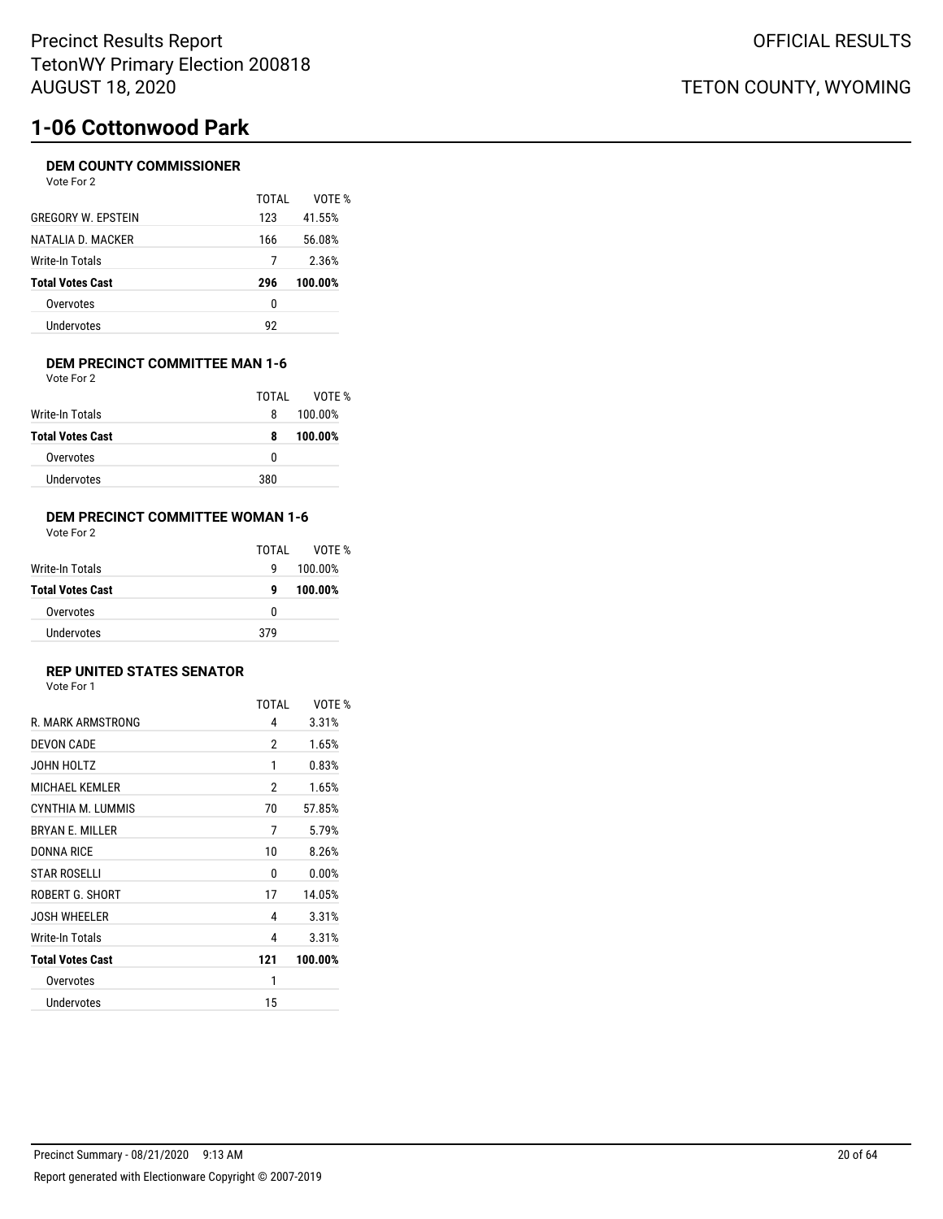# 1-06 Cottonwood Park

### DEM COUNTY COMMISSIONER

Vote For 2

| | TOTAL | VOTE % |
|---|---|---|
| GREGORY W. EPSTEIN | 123 | 41.55% |
| NATALIA D. MACKER | 166 | 56.08% |
| Write-In Totals | 7 | 2.36% |
| **Total Votes Cast** | **296** | **100.00%** |
| Overvotes | 0 | |
| Undervotes | 92 | |

### DEM PRECINCT COMMITTEE MAN 1-6

Vote For 2

| | TOTAL | VOTE % |
|---|---|---|
| Write-In Totals | 8 | 100.00% |
| **Total Votes Cast** | **8** | **100.00%** |
| Overvotes | 0 | |
| Undervotes | 380 | |

### DEM PRECINCT COMMITTEE WOMAN 1-6

Vote For 2

| | TOTAL | VOTE % |
|---|---|---|
| Write-In Totals | 9 | 100.00% |
| **Total Votes Cast** | **9** | **100.00%** |
| Overvotes | 0 | |
| Undervotes | 379 | |

### REP UNITED STATES SENATOR

Vote For 1

| | TOTAL | VOTE % |
|---|---|---|
| R. MARK ARMSTRONG | 4 | 3.31% |
| DEVON CADE | 2 | 1.65% |
| JOHN HOLTZ | 1 | 0.83% |
| MICHAEL KEMLER | 2 | 1.65% |
| CYNTHIA M. LUMMIS | 70 | 57.85% |
| BRYAN E. MILLER | 7 | 5.79% |
| DONNA RICE | 10 | 8.26% |
| STAR ROSELLI | 0 | 0.00% |
| ROBERT G. SHORT | 17 | 14.05% |
| JOSH WHEELER | 4 | 3.31% |
| Write-In Totals | 4 | 3.31% |
| **Total Votes Cast** | **121** | **100.00%** |
| Overvotes | 1 | |
| Undervotes | 15 | |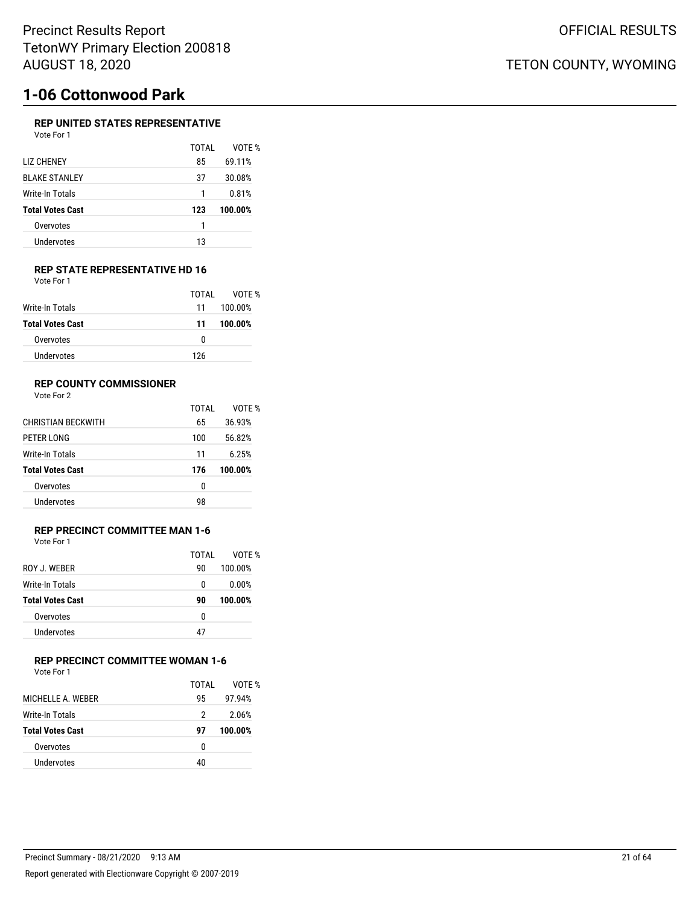# 1-06 Cottonwood Park

### REP UNITED STATES REPRESENTATIVE

Vote For 1

| | TOTAL | VOTE % |
|---|---|---|
| LIZ CHENEY | 85 | 69.11% |
| BLAKE STANLEY | 37 | 30.08% |
| Write-In Totals | 1 | 0.81% |
| **Total Votes Cast** | **123** | **100.00%** |
| Overvotes | 1 | |
| Undervotes | 13 | |

### REP STATE REPRESENTATIVE HD 16

Vote For 1

| | TOTAL | VOTE % |
|---|---|---|
| Write-In Totals | 11 | 100.00% |
| **Total Votes Cast** | **11** | **100.00%** |
| Overvotes | 0 | |
| Undervotes | 126 | |

### REP COUNTY COMMISSIONER

Vote For 2

| | TOTAL | VOTE % |
|---|---|---|
| CHRISTIAN BECKWITH | 65 | 36.93% |
| PETER LONG | 100 | 56.82% |
| Write-In Totals | 11 | 6.25% |
| **Total Votes Cast** | **176** | **100.00%** |
| Overvotes | 0 | |
| Undervotes | 98 | |

### REP PRECINCT COMMITTEE MAN 1-6

Vote For 1

| | TOTAL | VOTE % |
|---|---|---|
| ROY J. WEBER | 90 | 100.00% |
| Write-In Totals | 0 | 0.00% |
| **Total Votes Cast** | **90** | **100.00%** |
| Overvotes | 0 | |
| Undervotes | 47 | |

### REP PRECINCT COMMITTEE WOMAN 1-6

Vote For 1

| | TOTAL | VOTE % |
|---|---|---|
| MICHELLE A. WEBER | 95 | 97.94% |
| Write-In Totals | 2 | 2.06% |
| **Total Votes Cast** | **97** | **100.00%** |
| Overvotes | 0 | |
| Undervotes | 40 | |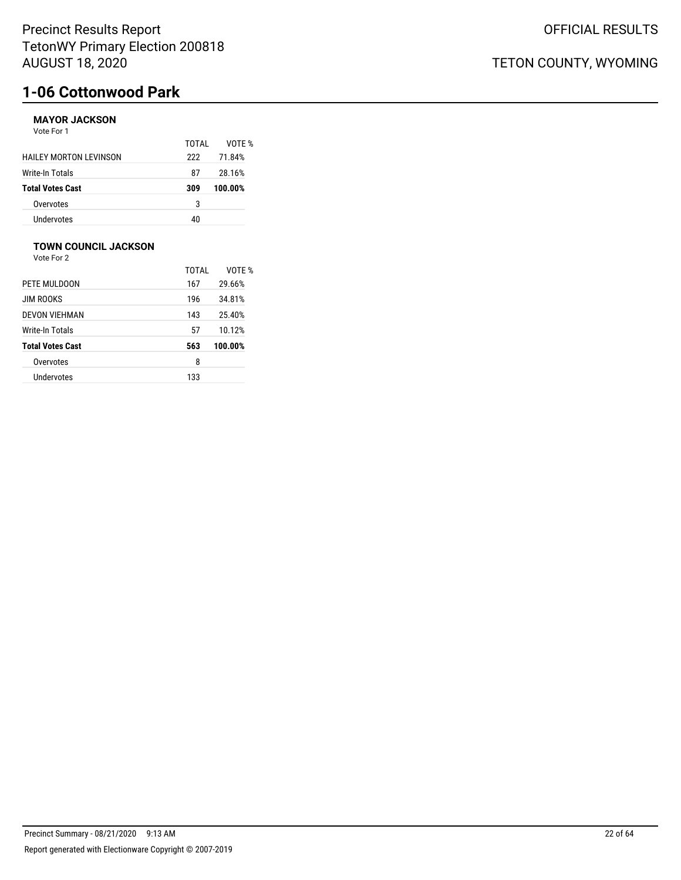# 1-06 Cottonwood Park

### MAYOR JACKSON

Vote For 1

| | TOTAL | VOTE % |
|---|---|---|
| HAILEY MORTON LEVINSON | 222 | 71.84% |
| Write-In Totals | 87 | 28.16% |
| **Total Votes Cast** | **309** | **100.00%** |
| Overvotes | 3 | |
| Undervotes | 40 | |

### TOWN COUNCIL JACKSON

Vote For 2

| | TOTAL | VOTE % |
|---|---|---|
| PETE MULDOON | 167 | 29.66% |
| JIM ROOKS | 196 | 34.81% |
| DEVON VIEHMAN | 143 | 25.40% |
| Write-In Totals | 57 | 10.12% |
| **Total Votes Cast** | **563** | **100.00%** |
| Overvotes | 8 | |
| Undervotes | 133 | |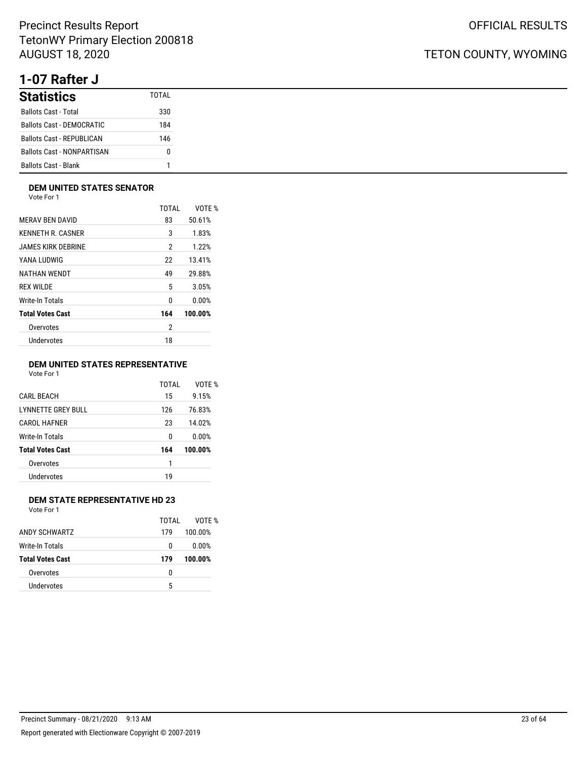# 1-07 Rafter J

## Statistics

| Statistics | TOTAL |
|---|---|
| Ballots Cast - Total | 330 |
| Ballots Cast - DEMOCRATIC | 184 |
| Ballots Cast - REPUBLICAN | 146 |
| Ballots Cast - NONPARTISAN | 0 |
| Ballots Cast - Blank | 1 |

### DEM UNITED STATES SENATOR

Vote For 1

| | TOTAL | VOTE % |
|---|---|---|
| MERAV BEN DAVID | 83 | 50.61% |
| KENNETH R. CASNER | 3 | 1.83% |
| JAMES KIRK DEBRINE | 2 | 1.22% |
| YANA LUDWIG | 22 | 13.41% |
| NATHAN WENDT | 49 | 29.88% |
| REX WILDE | 5 | 3.05% |
| Write-In Totals | 0 | 0.00% |
| **Total Votes Cast** | **164** | **100.00%** |
| Overvotes | 2 | |
| Undervotes | 18 | |

### DEM UNITED STATES REPRESENTATIVE

Vote For 1

| | TOTAL | VOTE % |
|---|---|---|
| CARL BEACH | 15 | 9.15% |
| LYNNETTE GREY BULL | 126 | 76.83% |
| CAROL HAFNER | 23 | 14.02% |
| Write-In Totals | 0 | 0.00% |
| **Total Votes Cast** | **164** | **100.00%** |
| Overvotes | 1 | |
| Undervotes | 19 | |

### DEM STATE REPRESENTATIVE HD 23

Vote For 1

| | TOTAL | VOTE % |
|---|---|---|
| ANDY SCHWARTZ | 179 | 100.00% |
| Write-In Totals | 0 | 0.00% |
| **Total Votes Cast** | **179** | **100.00%** |
| Overvotes | 0 | |
| Undervotes | 5 | |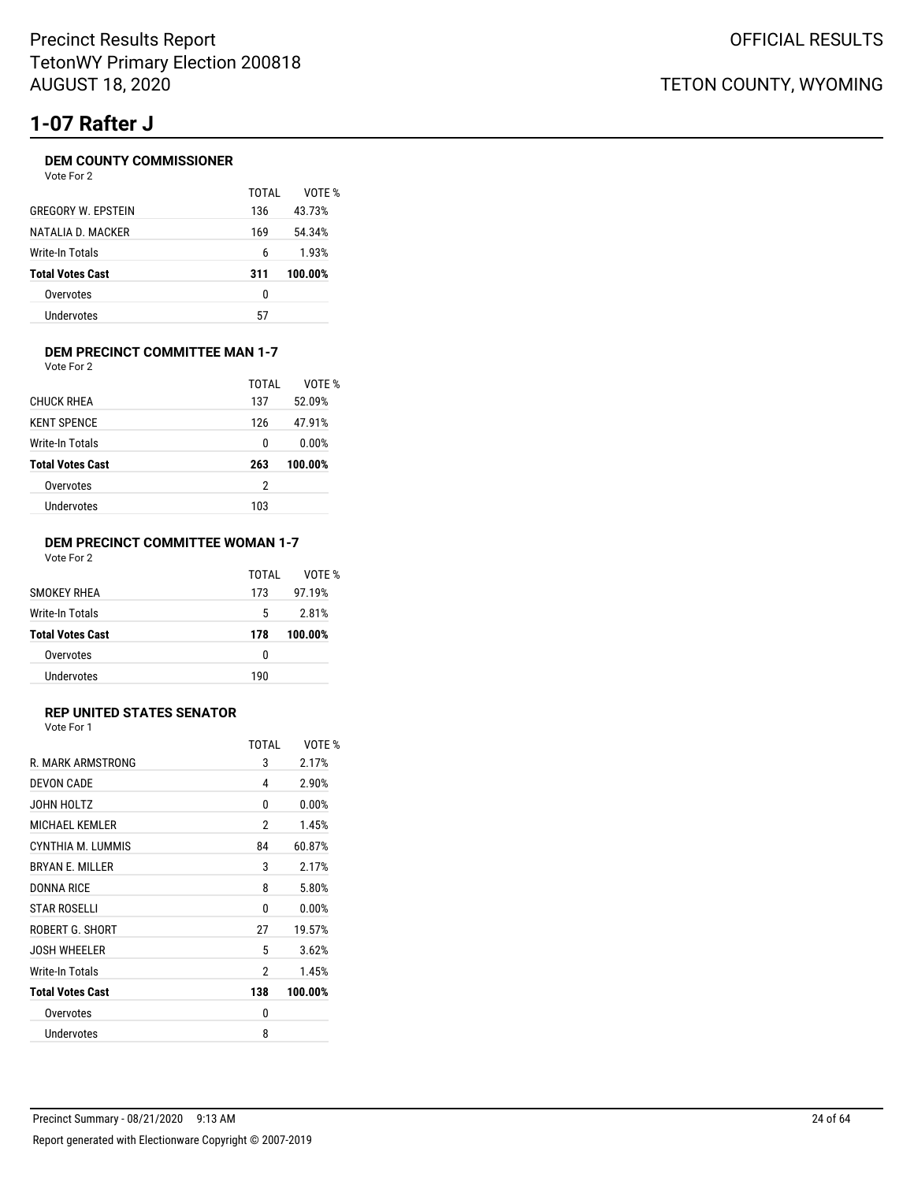# 1-07 Rafter J

### DEM COUNTY COMMISSIONER

Vote For 2

| | TOTAL | VOTE % |
|---|---|---|
| GREGORY W. EPSTEIN | 136 | 43.73% |
| NATALIA D. MACKER | 169 | 54.34% |
| Write-In Totals | 6 | 1.93% |
| **Total Votes Cast** | **311** | **100.00%** |
| Overvotes | 0 | |
| Undervotes | 57 | |

### DEM PRECINCT COMMITTEE MAN 1-7

Vote For 2

| | TOTAL | VOTE % |
|---|---|---|
| CHUCK RHEA | 137 | 52.09% |
| KENT SPENCE | 126 | 47.91% |
| Write-In Totals | 0 | 0.00% |
| **Total Votes Cast** | **263** | **100.00%** |
| Overvotes | 2 | |
| Undervotes | 103 | |

### DEM PRECINCT COMMITTEE WOMAN 1-7

Vote For 2

| | TOTAL | VOTE % |
|---|---|---|
| SMOKEY RHEA | 173 | 97.19% |
| Write-In Totals | 5 | 2.81% |
| **Total Votes Cast** | **178** | **100.00%** |
| Overvotes | 0 | |
| Undervotes | 190 | |

### REP UNITED STATES SENATOR

Vote For 1

| | TOTAL | VOTE % |
|---|---|---|
| R. MARK ARMSTRONG | 3 | 2.17% |
| DEVON CADE | 4 | 2.90% |
| JOHN HOLTZ | 0 | 0.00% |
| MICHAEL KEMLER | 2 | 1.45% |
| CYNTHIA M. LUMMIS | 84 | 60.87% |
| BRYAN E. MILLER | 3 | 2.17% |
| DONNA RICE | 8 | 5.80% |
| STAR ROSELLI | 0 | 0.00% |
| ROBERT G. SHORT | 27 | 19.57% |
| JOSH WHEELER | 5 | 3.62% |
| Write-In Totals | 2 | 1.45% |
| **Total Votes Cast** | **138** | **100.00%** |
| Overvotes | 0 | |
| Undervotes | 8 | |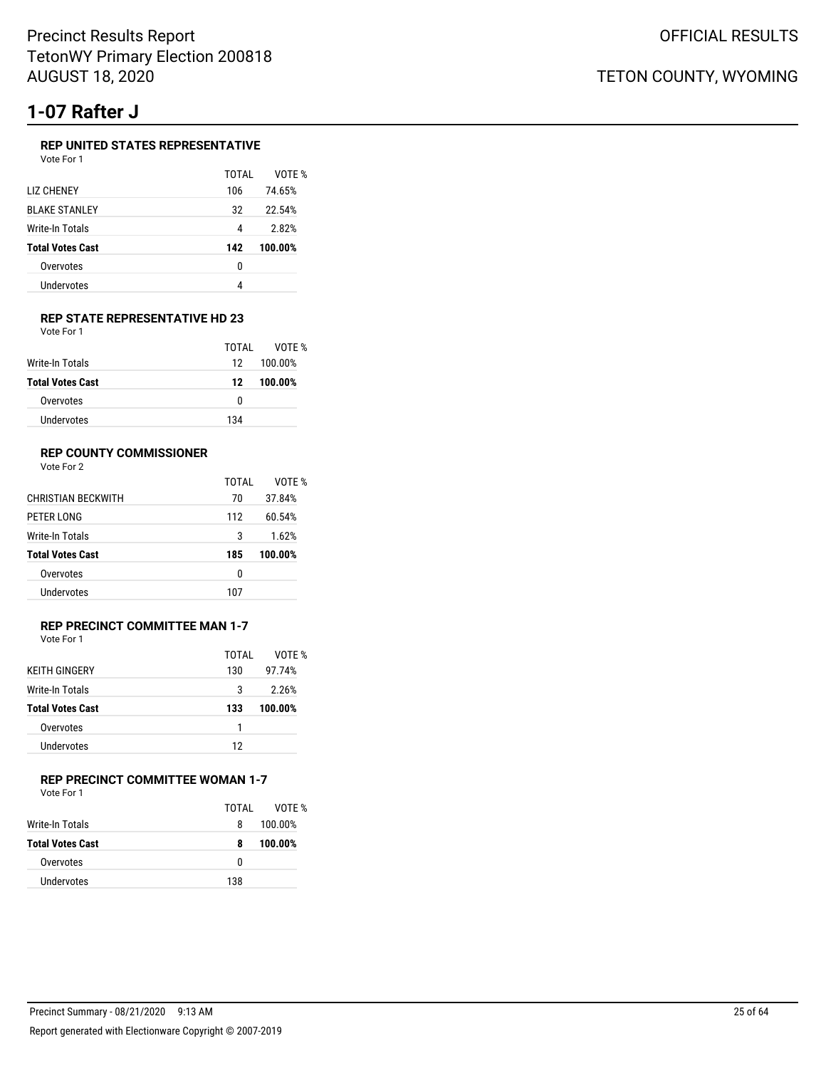# 1-07 Rafter J

### REP UNITED STATES REPRESENTATIVE

Vote For 1

| | TOTAL | VOTE % |
|---|---|---|
| LIZ CHENEY | 106 | 74.65% |
| BLAKE STANLEY | 32 | 22.54% |
| Write-In Totals | 4 | 2.82% |
| **Total Votes Cast** | **142** | **100.00%** |
| Overvotes | 0 | |
| Undervotes | 4 | |

### REP STATE REPRESENTATIVE HD 23

Vote For 1

| | TOTAL | VOTE % |
|---|---|---|
| Write-In Totals | 12 | 100.00% |
| **Total Votes Cast** | **12** | **100.00%** |
| Overvotes | 0 | |
| Undervotes | 134 | |

### REP COUNTY COMMISSIONER

Vote For 2

| | TOTAL | VOTE % |
|---|---|---|
| CHRISTIAN BECKWITH | 70 | 37.84% |
| PETER LONG | 112 | 60.54% |
| Write-In Totals | 3 | 1.62% |
| **Total Votes Cast** | **185** | **100.00%** |
| Overvotes | 0 | |
| Undervotes | 107 | |

### REP PRECINCT COMMITTEE MAN 1-7

Vote For 1

| | TOTAL | VOTE % |
|---|---|---|
| KEITH GINGERY | 130 | 97.74% |
| Write-In Totals | 3 | 2.26% |
| **Total Votes Cast** | **133** | **100.00%** |
| Overvotes | 1 | |
| Undervotes | 12 | |

### REP PRECINCT COMMITTEE WOMAN 1-7

Vote For 1

| | TOTAL | VOTE % |
|---|---|---|
| Write-In Totals | 8 | 100.00% |
| **Total Votes Cast** | **8** | **100.00%** |
| Overvotes | 0 | |
| Undervotes | 138 | |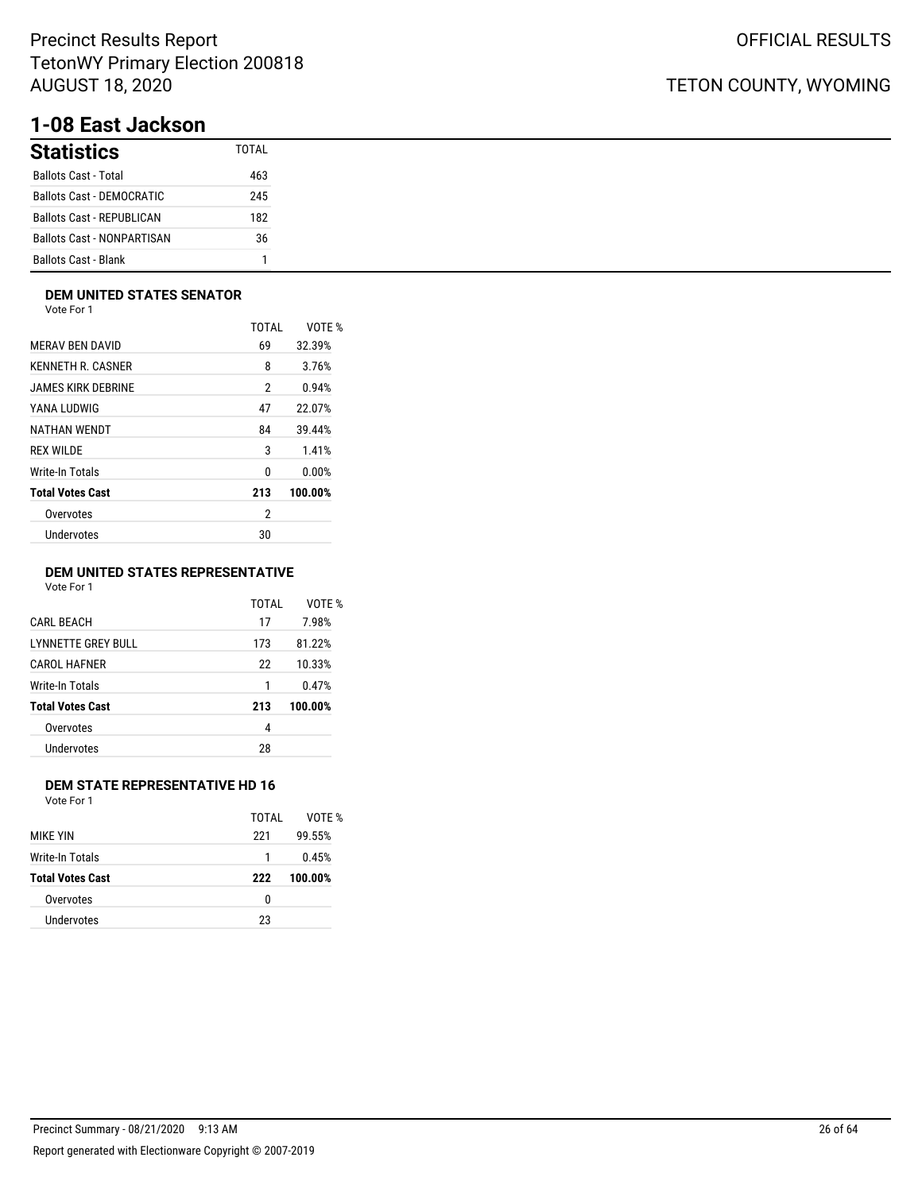## 1-08 East Jackson

### Statistics

| Statistics | TOTAL |
|---|---|
| Ballots Cast - Total | 463 |
| Ballots Cast - DEMOCRATIC | 245 |
| Ballots Cast - REPUBLICAN | 182 |
| Ballots Cast - NONPARTISAN | 36 |
| Ballots Cast - Blank | 1 |

### DEM UNITED STATES SENATOR

Vote For 1

| | TOTAL | VOTE % |
|---|---|---|
| MERAV BEN DAVID | 69 | 32.39% |
| KENNETH R. CASNER | 8 | 3.76% |
| JAMES KIRK DEBRINE | 2 | 0.94% |
| YANA LUDWIG | 47 | 22.07% |
| NATHAN WENDT | 84 | 39.44% |
| REX WILDE | 3 | 1.41% |
| Write-In Totals | 0 | 0.00% |
| **Total Votes Cast** | **213** | **100.00%** |
| Overvotes | 2 | |
| Undervotes | 30 | |

### DEM UNITED STATES REPRESENTATIVE

Vote For 1

| | TOTAL | VOTE % |
|---|---|---|
| CARL BEACH | 17 | 7.98% |
| LYNNETTE GREY BULL | 173 | 81.22% |
| CAROL HAFNER | 22 | 10.33% |
| Write-In Totals | 1 | 0.47% |
| **Total Votes Cast** | **213** | **100.00%** |
| Overvotes | 4 | |
| Undervotes | 28 | |

### DEM STATE REPRESENTATIVE HD 16

Vote For 1

| | TOTAL | VOTE % |
|---|---|---|
| MIKE YIN | 221 | 99.55% |
| Write-In Totals | 1 | 0.45% |
| **Total Votes Cast** | **222** | **100.00%** |
| Overvotes | 0 | |
| Undervotes | 23 | |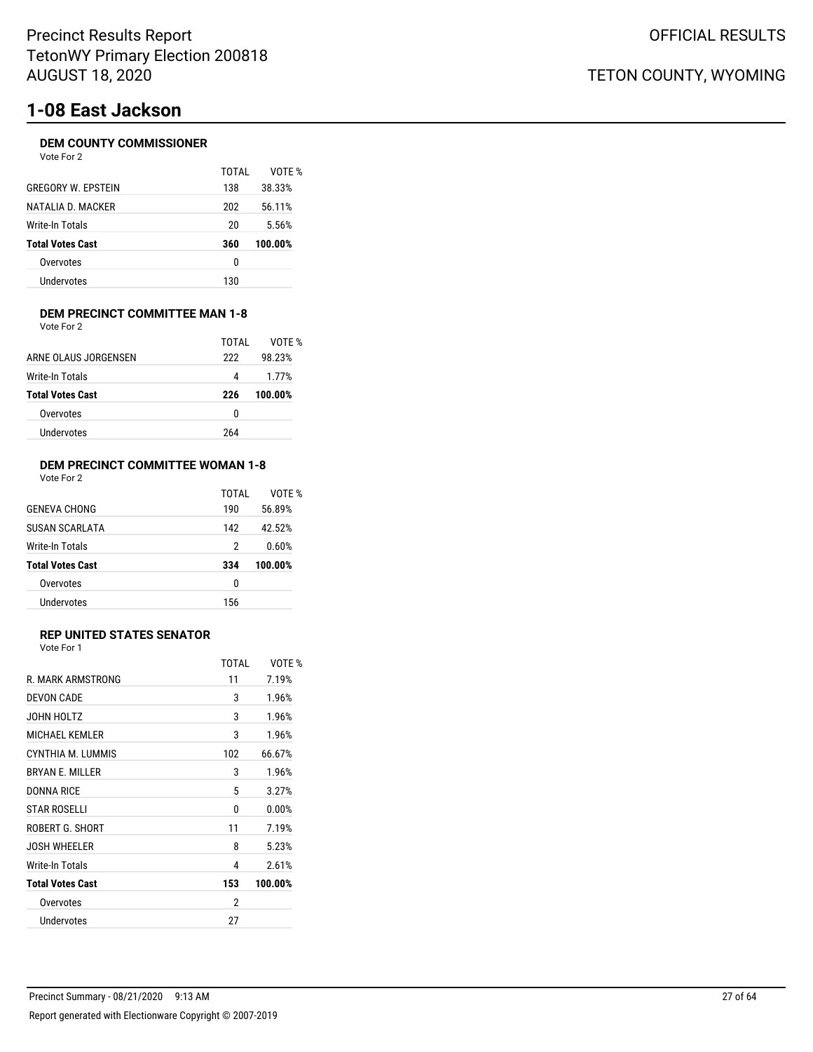# 1-08 East Jackson

### DEM COUNTY COMMISSIONER

Vote For 2

| | TOTAL | VOTE % |
|---|---|---|
| GREGORY W. EPSTEIN | 138 | 38.33% |
| NATALIA D. MACKER | 202 | 56.11% |
| Write-In Totals | 20 | 5.56% |
| **Total Votes Cast** | **360** | **100.00%** |
| Overvotes | 0 | |
| Undervotes | 130 | |

### DEM PRECINCT COMMITTEE MAN 1-8

Vote For 2

| | TOTAL | VOTE % |
|---|---|---|
| ARNE OLAUS JORGENSEN | 222 | 98.23% |
| Write-In Totals | 4 | 1.77% |
| **Total Votes Cast** | **226** | **100.00%** |
| Overvotes | 0 | |
| Undervotes | 264 | |

### DEM PRECINCT COMMITTEE WOMAN 1-8

Vote For 2

| | TOTAL | VOTE % |
|---|---|---|
| GENEVA CHONG | 190 | 56.89% |
| SUSAN SCARLATA | 142 | 42.52% |
| Write-In Totals | 2 | 0.60% |
| **Total Votes Cast** | **334** | **100.00%** |
| Overvotes | 0 | |
| Undervotes | 156 | |

### REP UNITED STATES SENATOR

Vote For 1

| | TOTAL | VOTE % |
|---|---|---|
| R. MARK ARMSTRONG | 11 | 7.19% |
| DEVON CADE | 3 | 1.96% |
| JOHN HOLTZ | 3 | 1.96% |
| MICHAEL KEMLER | 3 | 1.96% |
| CYNTHIA M. LUMMIS | 102 | 66.67% |
| BRYAN E. MILLER | 3 | 1.96% |
| DONNA RICE | 5 | 3.27% |
| STAR ROSELLI | 0 | 0.00% |
| ROBERT G. SHORT | 11 | 7.19% |
| JOSH WHEELER | 8 | 5.23% |
| Write-In Totals | 4 | 2.61% |
| **Total Votes Cast** | **153** | **100.00%** |
| Overvotes | 2 | |
| Undervotes | 27 | |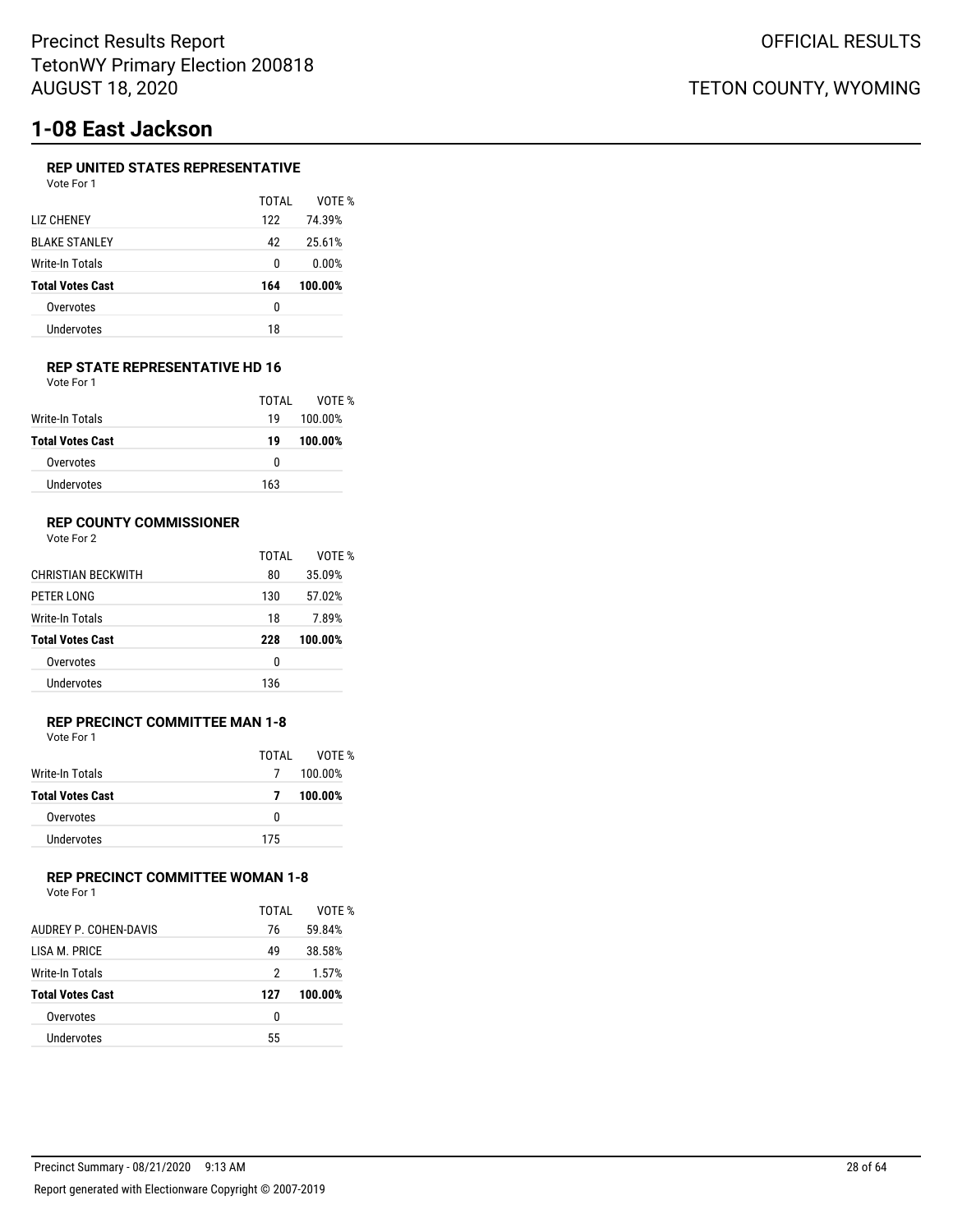Precinct Results Report
TetonWY Primary Election 200818
AUGUST 18, 2020

OFFICIAL RESULTS

TETON COUNTY, WYOMING

# 1-08 East Jackson

### REP UNITED STATES REPRESENTATIVE

Vote For 1

| | TOTAL | VOTE % |
|---|---|---|
| LIZ CHENEY | 122 | 74.39% |
| BLAKE STANLEY | 42 | 25.61% |
| Write-In Totals | 0 | 0.00% |
| **Total Votes Cast** | **164** | **100.00%** |
| Overvotes | 0 | |
| Undervotes | 18 | |

### REP STATE REPRESENTATIVE HD 16

Vote For 1

| | TOTAL | VOTE % |
|---|---|---|
| Write-In Totals | 19 | 100.00% |
| **Total Votes Cast** | **19** | **100.00%** |
| Overvotes | 0 | |
| Undervotes | 163 | |

### REP COUNTY COMMISSIONER

Vote For 2

| | TOTAL | VOTE % |
|---|---|---|
| CHRISTIAN BECKWITH | 80 | 35.09% |
| PETER LONG | 130 | 57.02% |
| Write-In Totals | 18 | 7.89% |
| **Total Votes Cast** | **228** | **100.00%** |
| Overvotes | 0 | |
| Undervotes | 136 | |

### REP PRECINCT COMMITTEE MAN 1-8

Vote For 1

| | TOTAL | VOTE % |
|---|---|---|
| Write-In Totals | 7 | 100.00% |
| **Total Votes Cast** | **7** | **100.00%** |
| Overvotes | 0 | |
| Undervotes | 175 | |

### REP PRECINCT COMMITTEE WOMAN 1-8

Vote For 1

| | TOTAL | VOTE % |
|---|---|---|
| AUDREY P. COHEN-DAVIS | 76 | 59.84% |
| LISA M. PRICE | 49 | 38.58% |
| Write-In Totals | 2 | 1.57% |
| **Total Votes Cast** | **127** | **100.00%** |
| Overvotes | 0 | |
| Undervotes | 55 | |

Precinct Summary - 08/21/2020 9:13 AM

Report generated with Electionware Copyright © 2007-2019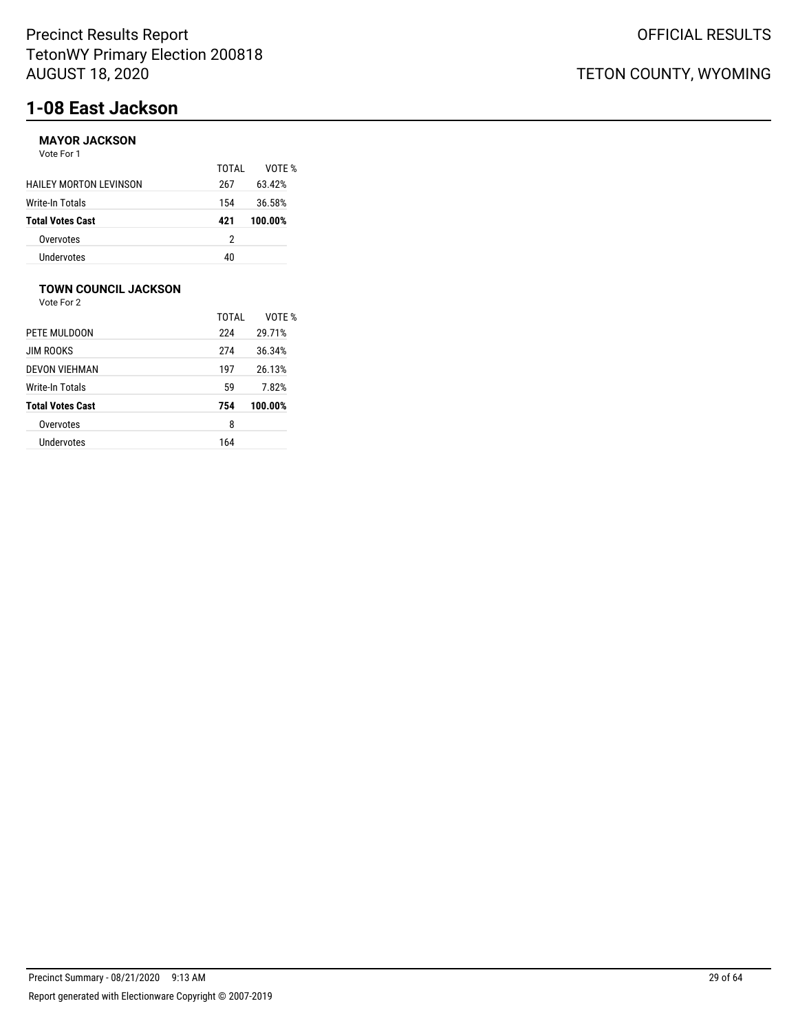# 1-08 East Jackson

### MAYOR JACKSON

Vote For 1

| | TOTAL | VOTE % |
|---|---|---|
| HAILEY MORTON LEVINSON | 267 | 63.42% |
| Write-In Totals | 154 | 36.58% |
| **Total Votes Cast** | **421** | **100.00%** |
| Overvotes | 2 | |
| Undervotes | 40 | |

### TOWN COUNCIL JACKSON

Vote For 2

| | TOTAL | VOTE % |
|---|---|---|
| PETE MULDOON | 224 | 29.71% |
| JIM ROOKS | 274 | 36.34% |
| DEVON VIEHMAN | 197 | 26.13% |
| Write-In Totals | 59 | 7.82% |
| **Total Votes Cast** | **754** | **100.00%** |
| Overvotes | 8 | |
| Undervotes | 164 | |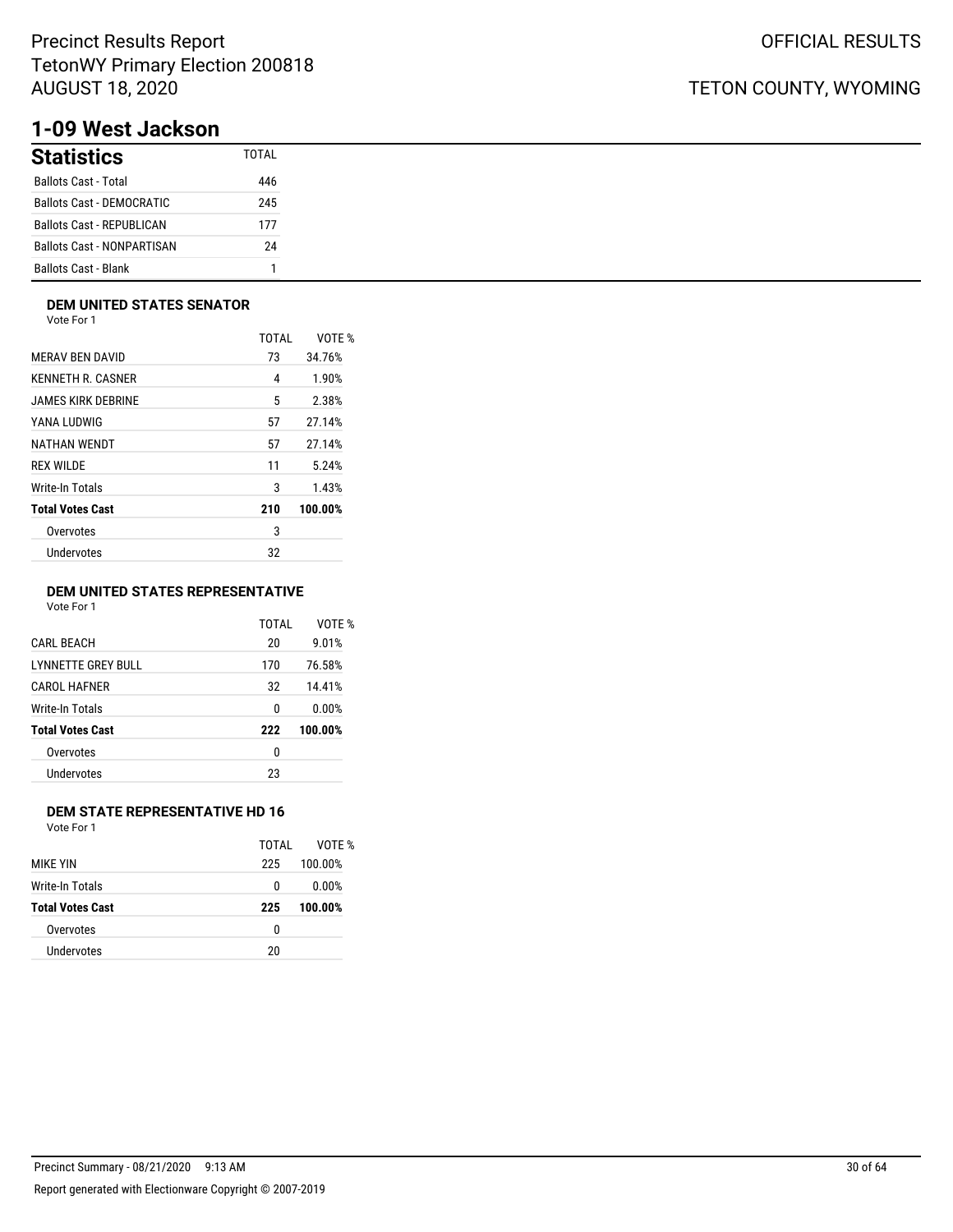## 1-09 West Jackson

| Statistics | TOTAL |
|---|---|
| Ballots Cast - Total | 446 |
| Ballots Cast - DEMOCRATIC | 245 |
| Ballots Cast - REPUBLICAN | 177 |
| Ballots Cast - NONPARTISAN | 24 |
| Ballots Cast - Blank | 1 |

### DEM UNITED STATES SENATOR

Vote For 1

| | TOTAL | VOTE % |
|---|---|---|
| MERAV BEN DAVID | 73 | 34.76% |
| KENNETH R. CASNER | 4 | 1.90% |
| JAMES KIRK DEBRINE | 5 | 2.38% |
| YANA LUDWIG | 57 | 27.14% |
| NATHAN WENDT | 57 | 27.14% |
| REX WILDE | 11 | 5.24% |
| Write-In Totals | 3 | 1.43% |
| **Total Votes Cast** | **210** | **100.00%** |
| Overvotes | 3 | |
| Undervotes | 32 | |

### DEM UNITED STATES REPRESENTATIVE

Vote For 1

| | TOTAL | VOTE % |
|---|---|---|
| CARL BEACH | 20 | 9.01% |
| LYNNETTE GREY BULL | 170 | 76.58% |
| CAROL HAFNER | 32 | 14.41% |
| Write-In Totals | 0 | 0.00% |
| **Total Votes Cast** | **222** | **100.00%** |
| Overvotes | 0 | |
| Undervotes | 23 | |

### DEM STATE REPRESENTATIVE HD 16

Vote For 1

| | TOTAL | VOTE % |
|---|---|---|
| MIKE YIN | 225 | 100.00% |
| Write-In Totals | 0 | 0.00% |
| **Total Votes Cast** | **225** | **100.00%** |
| Overvotes | 0 | |
| Undervotes | 20 | |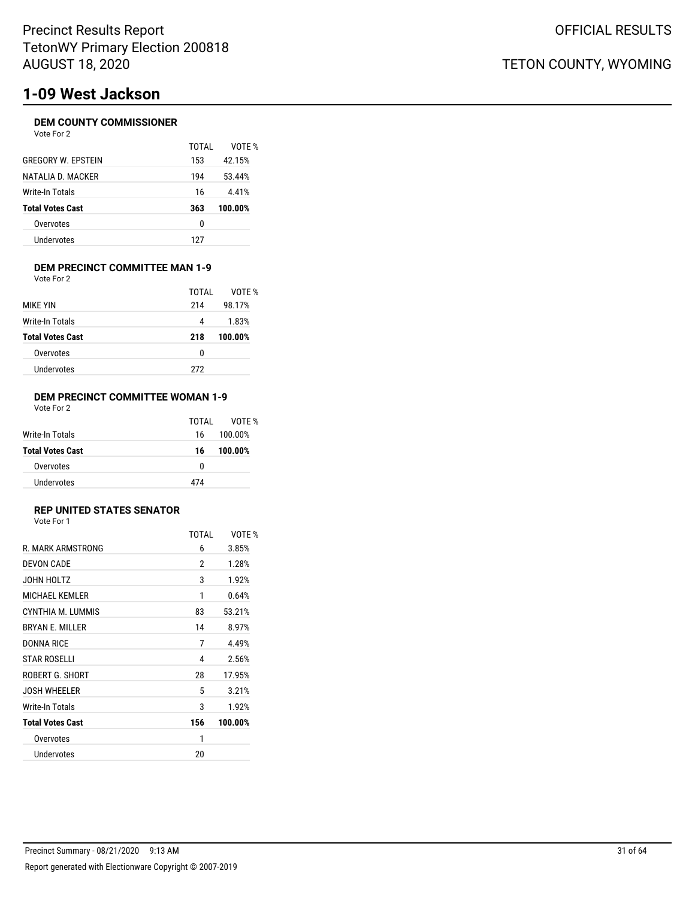# 1-09 West Jackson

### DEM COUNTY COMMISSIONER

Vote For 2

| | TOTAL | VOTE % |
|---|---|---|
| GREGORY W. EPSTEIN | 153 | 42.15% |
| NATALIA D. MACKER | 194 | 53.44% |
| Write-In Totals | 16 | 4.41% |
| **Total Votes Cast** | **363** | **100.00%** |
| Overvotes | 0 | |
| Undervotes | 127 | |

### DEM PRECINCT COMMITTEE MAN 1-9

Vote For 2

| | TOTAL | VOTE % |
|---|---|---|
| MIKE YIN | 214 | 98.17% |
| Write-In Totals | 4 | 1.83% |
| **Total Votes Cast** | **218** | **100.00%** |
| Overvotes | 0 | |
| Undervotes | 272 | |

### DEM PRECINCT COMMITTEE WOMAN 1-9

Vote For 2

| | TOTAL | VOTE % |
|---|---|---|
| Write-In Totals | 16 | 100.00% |
| **Total Votes Cast** | **16** | **100.00%** |
| Overvotes | 0 | |
| Undervotes | 474 | |

### REP UNITED STATES SENATOR

Vote For 1

| | TOTAL | VOTE % |
|---|---|---|
| R. MARK ARMSTRONG | 6 | 3.85% |
| DEVON CADE | 2 | 1.28% |
| JOHN HOLTZ | 3 | 1.92% |
| MICHAEL KEMLER | 1 | 0.64% |
| CYNTHIA M. LUMMIS | 83 | 53.21% |
| BRYAN E. MILLER | 14 | 8.97% |
| DONNA RICE | 7 | 4.49% |
| STAR ROSELLI | 4 | 2.56% |
| ROBERT G. SHORT | 28 | 17.95% |
| JOSH WHEELER | 5 | 3.21% |
| Write-In Totals | 3 | 1.92% |
| **Total Votes Cast** | **156** | **100.00%** |
| Overvotes | 1 | |
| Undervotes | 20 | |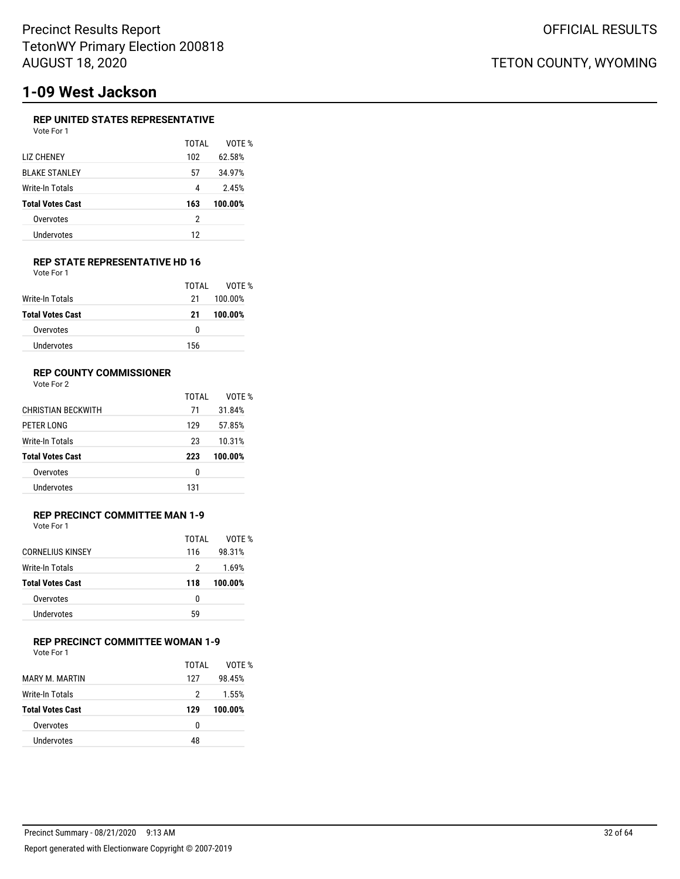# 1-09 West Jackson

### REP UNITED STATES REPRESENTATIVE

Vote For 1

| | TOTAL | VOTE % |
|---|---|---|
| LIZ CHENEY | 102 | 62.58% |
| BLAKE STANLEY | 57 | 34.97% |
| Write-In Totals | 4 | 2.45% |
| **Total Votes Cast** | **163** | **100.00%** |
| Overvotes | 2 | |
| Undervotes | 12 | |

### REP STATE REPRESENTATIVE HD 16

Vote For 1

| | TOTAL | VOTE % |
|---|---|---|
| Write-In Totals | 21 | 100.00% |
| **Total Votes Cast** | **21** | **100.00%** |
| Overvotes | 0 | |
| Undervotes | 156 | |

### REP COUNTY COMMISSIONER

Vote For 2

| | TOTAL | VOTE % |
|---|---|---|
| CHRISTIAN BECKWITH | 71 | 31.84% |
| PETER LONG | 129 | 57.85% |
| Write-In Totals | 23 | 10.31% |
| **Total Votes Cast** | **223** | **100.00%** |
| Overvotes | 0 | |
| Undervotes | 131 | |

### REP PRECINCT COMMITTEE MAN 1-9

Vote For 1

| | TOTAL | VOTE % |
|---|---|---|
| CORNELIUS KINSEY | 116 | 98.31% |
| Write-In Totals | 2 | 1.69% |
| **Total Votes Cast** | **118** | **100.00%** |
| Overvotes | 0 | |
| Undervotes | 59 | |

### REP PRECINCT COMMITTEE WOMAN 1-9

Vote For 1

| | TOTAL | VOTE % |
|---|---|---|
| MARY M. MARTIN | 127 | 98.45% |
| Write-In Totals | 2 | 1.55% |
| **Total Votes Cast** | **129** | **100.00%** |
| Overvotes | 0 | |
| Undervotes | 48 | |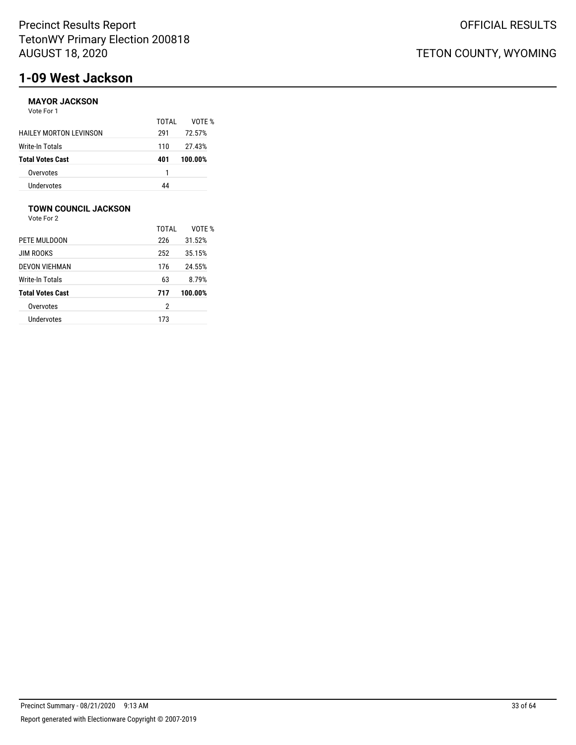# 1-09 West Jackson

### MAYOR JACKSON

Vote For 1

| | TOTAL | VOTE % |
|---|---|---|
| HAILEY MORTON LEVINSON | 291 | 72.57% |
| Write-In Totals | 110 | 27.43% |
| **Total Votes Cast** | **401** | **100.00%** |
| Overvotes | 1 | |
| Undervotes | 44 | |

### TOWN COUNCIL JACKSON

Vote For 2

| | TOTAL | VOTE % |
|---|---|---|
| PETE MULDOON | 226 | 31.52% |
| JIM ROOKS | 252 | 35.15% |
| DEVON VIEHMAN | 176 | 24.55% |
| Write-In Totals | 63 | 8.79% |
| **Total Votes Cast** | **717** | **100.00%** |
| Overvotes | 2 | |
| Undervotes | 173 | |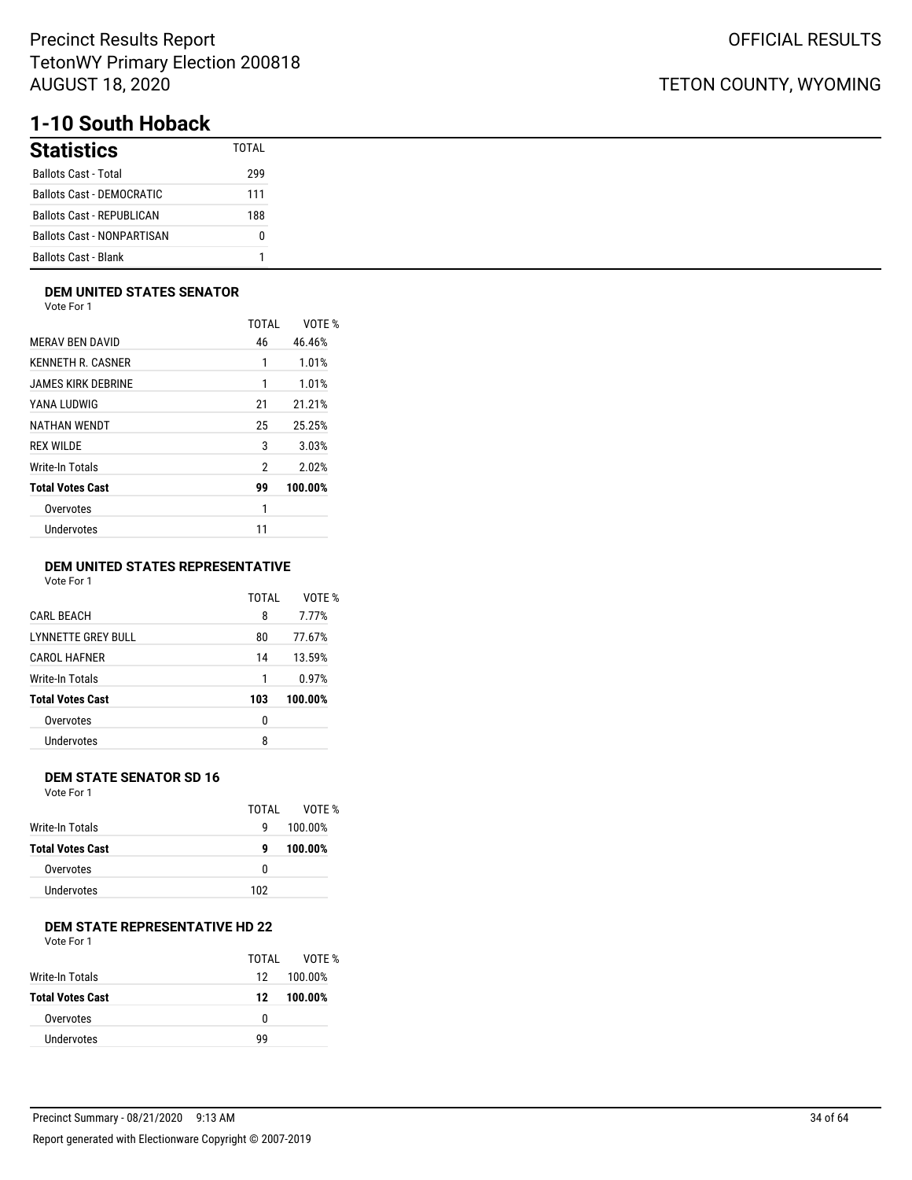# 1-10 South Hoback

## Statistics

| Statistics | TOTAL |
|---|---|
| Ballots Cast - Total | 299 |
| Ballots Cast - DEMOCRATIC | 111 |
| Ballots Cast - REPUBLICAN | 188 |
| Ballots Cast - NONPARTISAN | 0 |
| Ballots Cast - Blank | 1 |

### DEM UNITED STATES SENATOR

Vote For 1

| | TOTAL | VOTE % |
|---|---|---|
| MERAV BEN DAVID | 46 | 46.46% |
| KENNETH R. CASNER | 1 | 1.01% |
| JAMES KIRK DEBRINE | 1 | 1.01% |
| YANA LUDWIG | 21 | 21.21% |
| NATHAN WENDT | 25 | 25.25% |
| REX WILDE | 3 | 3.03% |
| Write-In Totals | 2 | 2.02% |
| **Total Votes Cast** | **99** | **100.00%** |
| Overvotes | 1 | |
| Undervotes | 11 | |

### DEM UNITED STATES REPRESENTATIVE

Vote For 1

| | TOTAL | VOTE % |
|---|---|---|
| CARL BEACH | 8 | 7.77% |
| LYNNETTE GREY BULL | 80 | 77.67% |
| CAROL HAFNER | 14 | 13.59% |
| Write-In Totals | 1 | 0.97% |
| **Total Votes Cast** | **103** | **100.00%** |
| Overvotes | 0 | |
| Undervotes | 8 | |

### DEM STATE SENATOR SD 16

Vote For 1

| | TOTAL | VOTE % |
|---|---|---|
| Write-In Totals | 9 | 100.00% |
| **Total Votes Cast** | **9** | **100.00%** |
| Overvotes | 0 | |
| Undervotes | 102 | |

### DEM STATE REPRESENTATIVE HD 22

Vote For 1

| | TOTAL | VOTE % |
|---|---|---|
| Write-In Totals | 12 | 100.00% |
| **Total Votes Cast** | **12** | **100.00%** |
| Overvotes | 0 | |
| Undervotes | 99 | |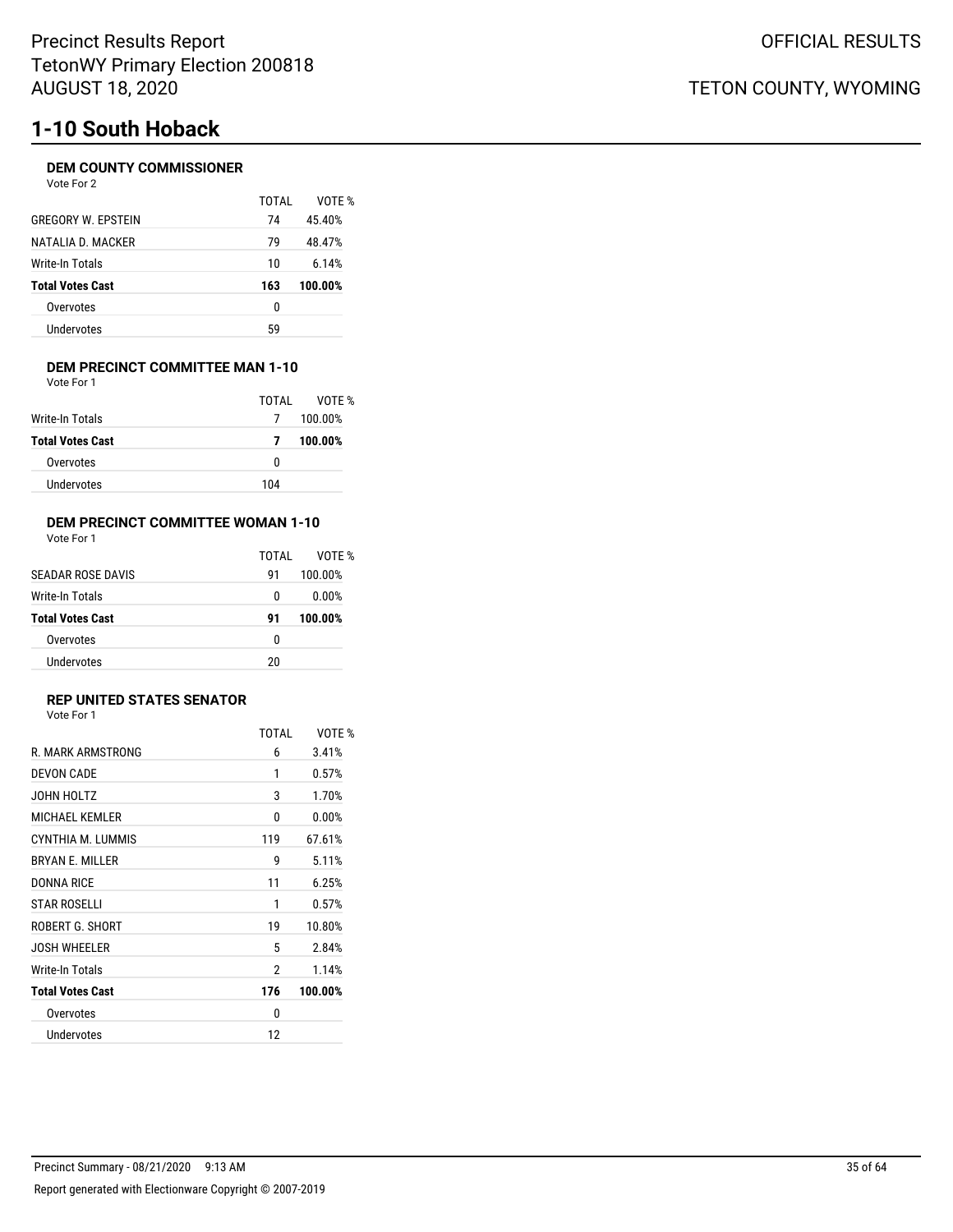# 1-10 South Hoback

### DEM COUNTY COMMISSIONER

Vote For 2

| | TOTAL | VOTE % |
|---|---|---|
| GREGORY W. EPSTEIN | 74 | 45.40% |
| NATALIA D. MACKER | 79 | 48.47% |
| Write-In Totals | 10 | 6.14% |
| **Total Votes Cast** | **163** | **100.00%** |
| Overvotes | 0 | |
| Undervotes | 59 | |

### DEM PRECINCT COMMITTEE MAN 1-10

Vote For 1

| | TOTAL | VOTE % |
|---|---|---|
| Write-In Totals | 7 | 100.00% |
| **Total Votes Cast** | **7** | **100.00%** |
| Overvotes | 0 | |
| Undervotes | 104 | |

### DEM PRECINCT COMMITTEE WOMAN 1-10

Vote For 1

| | TOTAL | VOTE % |
|---|---|---|
| SEADAR ROSE DAVIS | 91 | 100.00% |
| Write-In Totals | 0 | 0.00% |
| **Total Votes Cast** | **91** | **100.00%** |
| Overvotes | 0 | |
| Undervotes | 20 | |

### REP UNITED STATES SENATOR

Vote For 1

| | TOTAL | VOTE % |
|---|---|---|
| R. MARK ARMSTRONG | 6 | 3.41% |
| DEVON CADE | 1 | 0.57% |
| JOHN HOLTZ | 3 | 1.70% |
| MICHAEL KEMLER | 0 | 0.00% |
| CYNTHIA M. LUMMIS | 119 | 67.61% |
| BRYAN E. MILLER | 9 | 5.11% |
| DONNA RICE | 11 | 6.25% |
| STAR ROSELLI | 1 | 0.57% |
| ROBERT G. SHORT | 19 | 10.80% |
| JOSH WHEELER | 5 | 2.84% |
| Write-In Totals | 2 | 1.14% |
| **Total Votes Cast** | **176** | **100.00%** |
| Overvotes | 0 | |
| Undervotes | 12 | |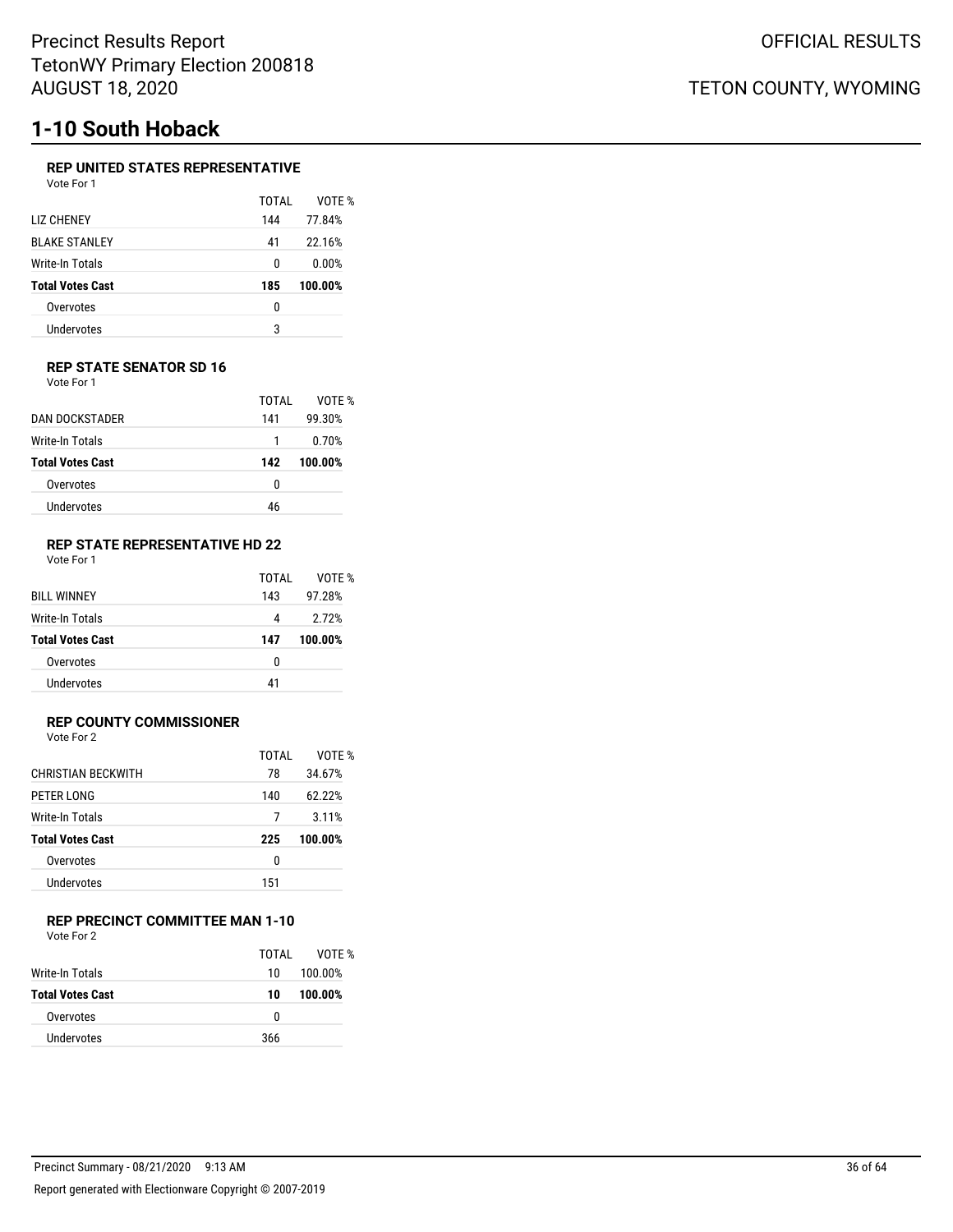Precinct Results Report
TetonWY Primary Election 200818
AUGUST 18, 2020

OFFICIAL RESULTS

TETON COUNTY, WYOMING

# 1-10 South Hoback

### REP UNITED STATES REPRESENTATIVE

Vote For 1

| | TOTAL | VOTE % |
|---|---|---|
| LIZ CHENEY | 144 | 77.84% |
| BLAKE STANLEY | 41 | 22.16% |
| Write-In Totals | 0 | 0.00% |
| **Total Votes Cast** | **185** | **100.00%** |
| Overvotes | 0 | |
| Undervotes | 3 | |

### REP STATE SENATOR SD 16

Vote For 1

| | TOTAL | VOTE % |
|---|---|---|
| DAN DOCKSTADER | 141 | 99.30% |
| Write-In Totals | 1 | 0.70% |
| **Total Votes Cast** | **142** | **100.00%** |
| Overvotes | 0 | |
| Undervotes | 46 | |

### REP STATE REPRESENTATIVE HD 22

Vote For 1

| | TOTAL | VOTE % |
|---|---|---|
| BILL WINNEY | 143 | 97.28% |
| Write-In Totals | 4 | 2.72% |
| **Total Votes Cast** | **147** | **100.00%** |
| Overvotes | 0 | |
| Undervotes | 41 | |

### REP COUNTY COMMISSIONER

Vote For 2

| | TOTAL | VOTE % |
|---|---|---|
| CHRISTIAN BECKWITH | 78 | 34.67% |
| PETER LONG | 140 | 62.22% |
| Write-In Totals | 7 | 3.11% |
| **Total Votes Cast** | **225** | **100.00%** |
| Overvotes | 0 | |
| Undervotes | 151 | |

### REP PRECINCT COMMITTEE MAN 1-10

Vote For 2

| | TOTAL | VOTE % |
|---|---|---|
| Write-In Totals | 10 | 100.00% |
| **Total Votes Cast** | **10** | **100.00%** |
| Overvotes | 0 | |
| Undervotes | 366 | |

Precinct Summary - 08/21/2020 9:13 AM

Report generated with Electionware Copyright © 2007-2019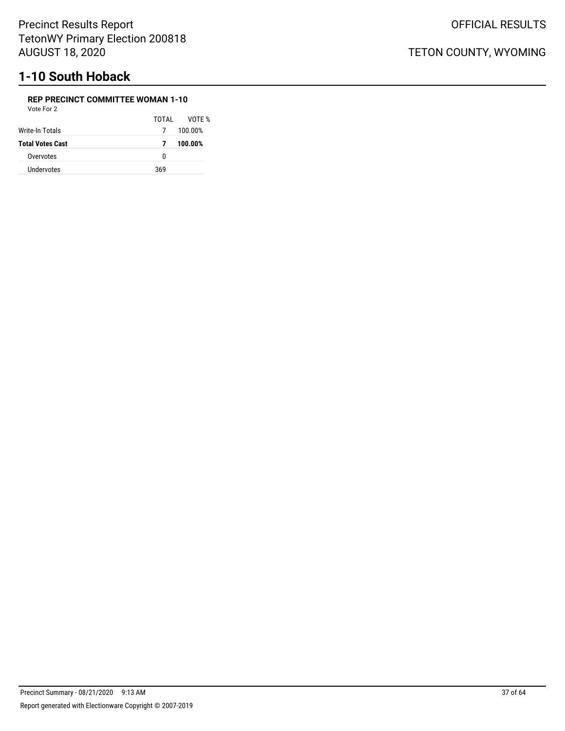## 1-10 South Hoback

**REP PRECINCT COMMITTEE WOMAN 1-10**

Vote For 2

| | TOTAL | VOTE % |
|---|---|---|
| Write-In Totals | 7 | 100.00% |
| **Total Votes Cast** | **7** | **100.00%** |
| Overvotes | 0 | |
| Undervotes | 369 | |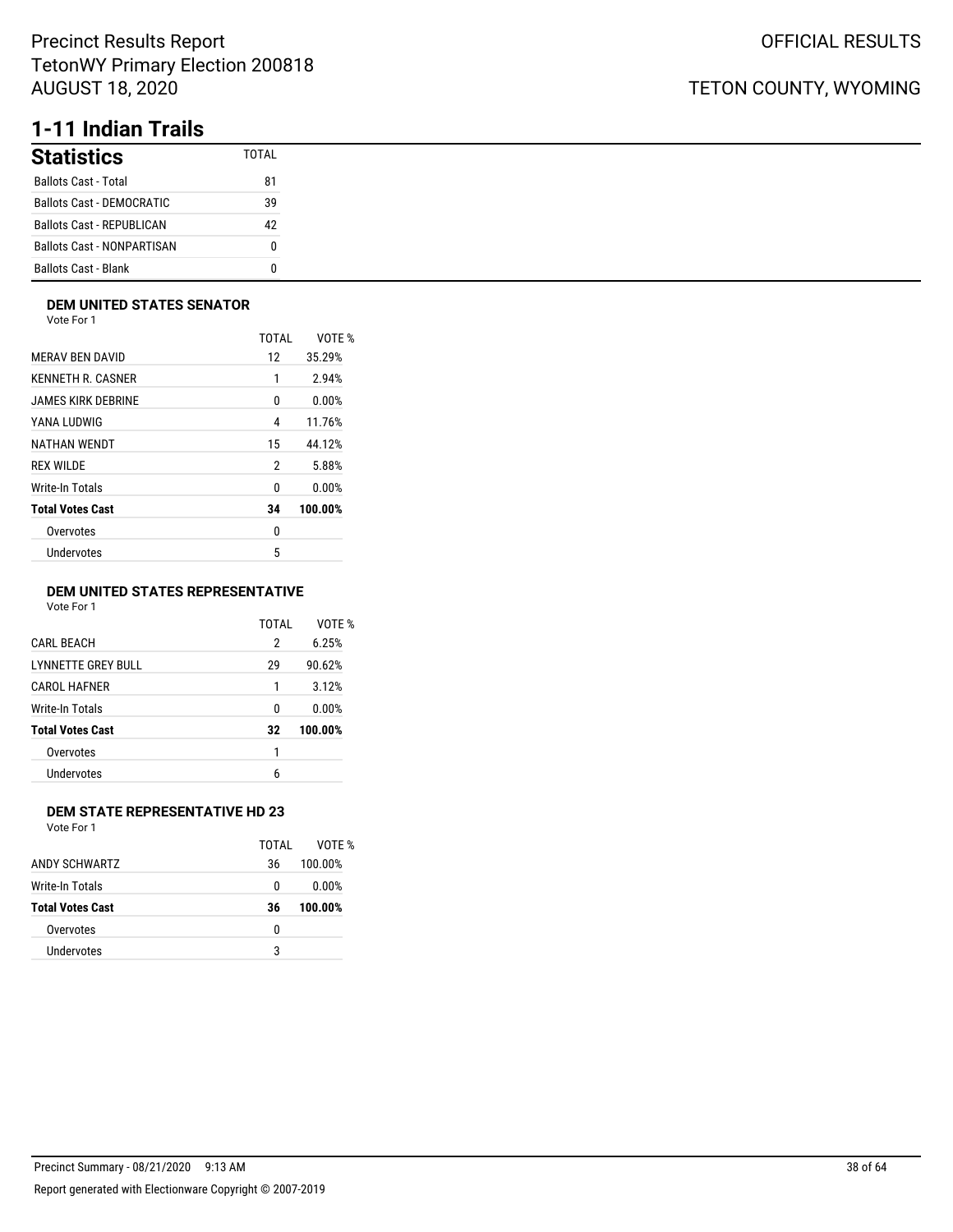# 1-11 Indian Trails

| Statistics | TOTAL |
|---|---|
| Ballots Cast - Total | 81 |
| Ballots Cast - DEMOCRATIC | 39 |
| Ballots Cast - REPUBLICAN | 42 |
| Ballots Cast - NONPARTISAN | 0 |
| Ballots Cast - Blank | 0 |

### DEM UNITED STATES SENATOR

Vote For 1

| | TOTAL | VOTE % |
|---|---|---|
| MERAV BEN DAVID | 12 | 35.29% |
| KENNETH R. CASNER | 1 | 2.94% |
| JAMES KIRK DEBRINE | 0 | 0.00% |
| YANA LUDWIG | 4 | 11.76% |
| NATHAN WENDT | 15 | 44.12% |
| REX WILDE | 2 | 5.88% |
| Write-In Totals | 0 | 0.00% |
| **Total Votes Cast** | **34** | **100.00%** |
| Overvotes | 0 | |
| Undervotes | 5 | |

### DEM UNITED STATES REPRESENTATIVE

Vote For 1

| | TOTAL | VOTE % |
|---|---|---|
| CARL BEACH | 2 | 6.25% |
| LYNNETTE GREY BULL | 29 | 90.62% |
| CAROL HAFNER | 1 | 3.12% |
| Write-In Totals | 0 | 0.00% |
| **Total Votes Cast** | **32** | **100.00%** |
| Overvotes | 1 | |
| Undervotes | 6 | |

### DEM STATE REPRESENTATIVE HD 23

Vote For 1

| | TOTAL | VOTE % |
|---|---|---|
| ANDY SCHWARTZ | 36 | 100.00% |
| Write-In Totals | 0 | 0.00% |
| **Total Votes Cast** | **36** | **100.00%** |
| Overvotes | 0 | |
| Undervotes | 3 | |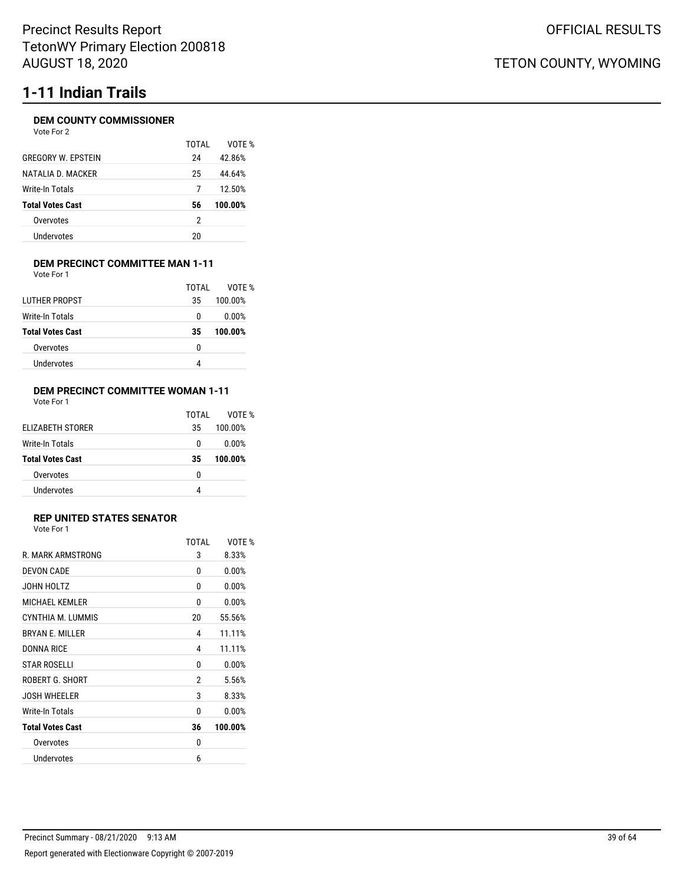Precinct Results Report
TetonWY Primary Election 200818
AUGUST 18, 2020

OFFICIAL RESULTS

TETON COUNTY, WYOMING

# 1-11 Indian Trails

### DEM COUNTY COMMISSIONER

Vote For 2

| | TOTAL | VOTE % |
|---|---|---|
| GREGORY W. EPSTEIN | 24 | 42.86% |
| NATALIA D. MACKER | 25 | 44.64% |
| Write-In Totals | 7 | 12.50% |
| **Total Votes Cast** | **56** | **100.00%** |
| Overvotes | 2 | |
| Undervotes | 20 | |

### DEM PRECINCT COMMITTEE MAN 1-11

Vote For 1

| | TOTAL | VOTE % |
|---|---|---|
| LUTHER PROPST | 35 | 100.00% |
| Write-In Totals | 0 | 0.00% |
| **Total Votes Cast** | **35** | **100.00%** |
| Overvotes | 0 | |
| Undervotes | 4 | |

### DEM PRECINCT COMMITTEE WOMAN 1-11

Vote For 1

| | TOTAL | VOTE % |
|---|---|---|
| ELIZABETH STORER | 35 | 100.00% |
| Write-In Totals | 0 | 0.00% |
| **Total Votes Cast** | **35** | **100.00%** |
| Overvotes | 0 | |
| Undervotes | 4 | |

### REP UNITED STATES SENATOR

Vote For 1

| | TOTAL | VOTE % |
|---|---|---|
| R. MARK ARMSTRONG | 3 | 8.33% |
| DEVON CADE | 0 | 0.00% |
| JOHN HOLTZ | 0 | 0.00% |
| MICHAEL KEMLER | 0 | 0.00% |
| CYNTHIA M. LUMMIS | 20 | 55.56% |
| BRYAN E. MILLER | 4 | 11.11% |
| DONNA RICE | 4 | 11.11% |
| STAR ROSELLI | 0 | 0.00% |
| ROBERT G. SHORT | 2 | 5.56% |
| JOSH WHEELER | 3 | 8.33% |
| Write-In Totals | 0 | 0.00% |
| **Total Votes Cast** | **36** | **100.00%** |
| Overvotes | 0 | |
| Undervotes | 6 | |

Precinct Summary - 08/21/2020 9:13 AM

Report generated with Electionware Copyright © 2007-2019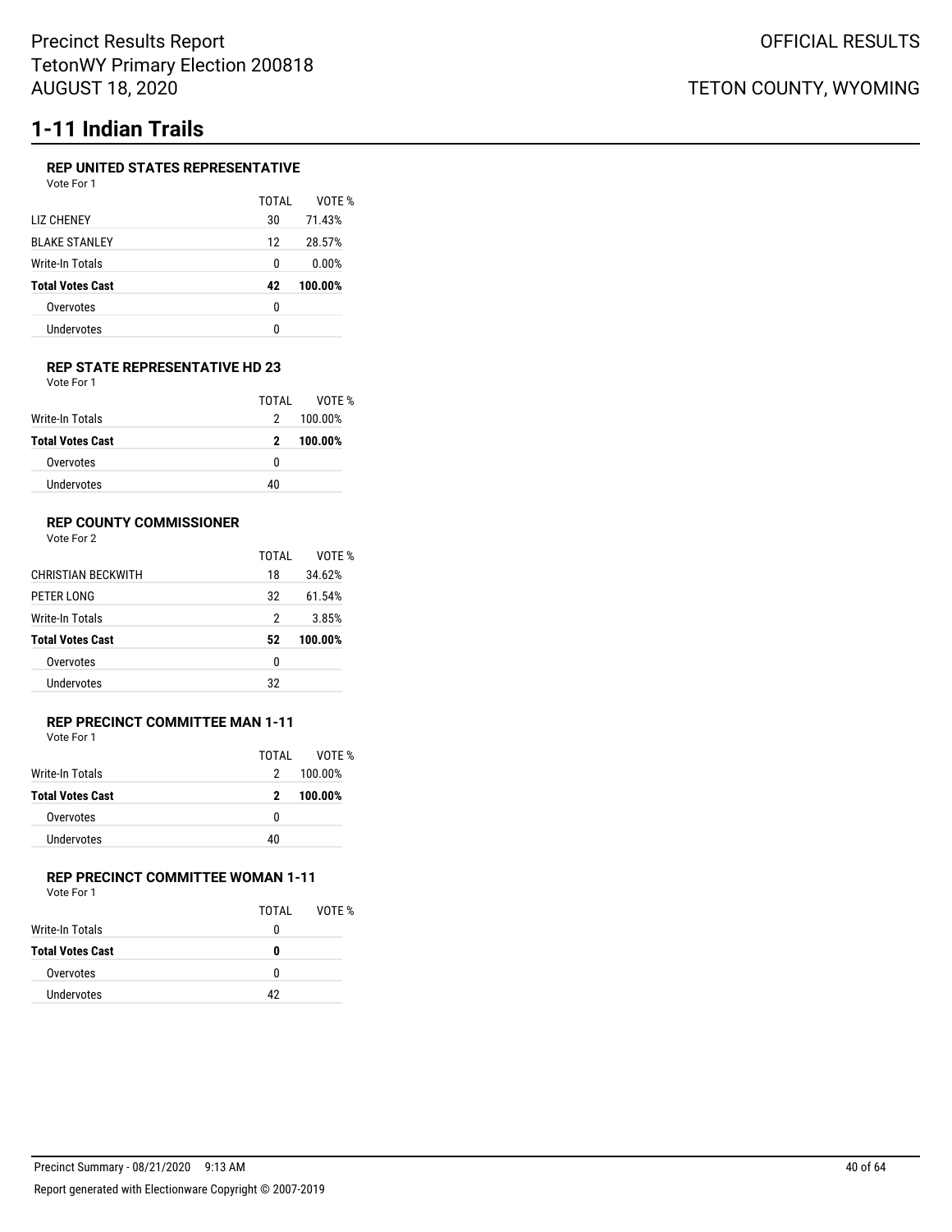# 1-11 Indian Trails

### REP UNITED STATES REPRESENTATIVE

Vote For 1

| | TOTAL | VOTE % |
|---|---|---|
| LIZ CHENEY | 30 | 71.43% |
| BLAKE STANLEY | 12 | 28.57% |
| Write-In Totals | 0 | 0.00% |
| **Total Votes Cast** | **42** | **100.00%** |
| Overvotes | 0 | |
| Undervotes | 0 | |

### REP STATE REPRESENTATIVE HD 23

Vote For 1

| | TOTAL | VOTE % |
|---|---|---|
| Write-In Totals | 2 | 100.00% |
| **Total Votes Cast** | **2** | **100.00%** |
| Overvotes | 0 | |
| Undervotes | 40 | |

### REP COUNTY COMMISSIONER

Vote For 2

| | TOTAL | VOTE % |
|---|---|---|
| CHRISTIAN BECKWITH | 18 | 34.62% |
| PETER LONG | 32 | 61.54% |
| Write-In Totals | 2 | 3.85% |
| **Total Votes Cast** | **52** | **100.00%** |
| Overvotes | 0 | |
| Undervotes | 32 | |

### REP PRECINCT COMMITTEE MAN 1-11

Vote For 1

| | TOTAL | VOTE % |
|---|---|---|
| Write-In Totals | 2 | 100.00% |
| **Total Votes Cast** | **2** | **100.00%** |
| Overvotes | 0 | |
| Undervotes | 40 | |

### REP PRECINCT COMMITTEE WOMAN 1-11

Vote For 1

| | TOTAL | VOTE % |
|---|---|---|
| Write-In Totals | 0 | |
| **Total Votes Cast** | **0** | |
| Overvotes | 0 | |
| Undervotes | 42 | |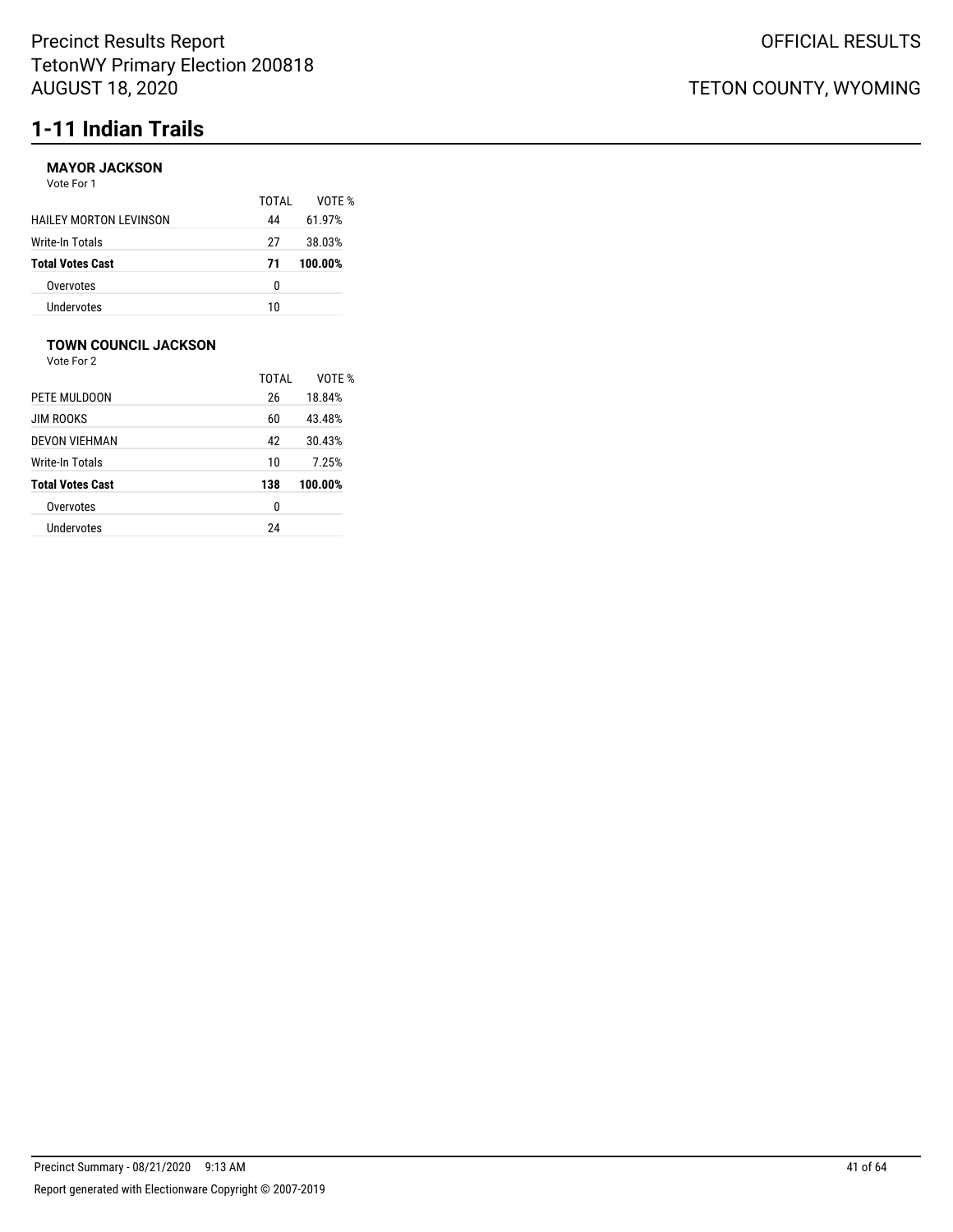# 1-11 Indian Trails

### MAYOR JACKSON

Vote For 1

| | TOTAL | VOTE % |
|---|---|---|
| HAILEY MORTON LEVINSON | 44 | 61.97% |
| Write-In Totals | 27 | 38.03% |
| **Total Votes Cast** | **71** | **100.00%** |
| Overvotes | 0 | |
| Undervotes | 10 | |

### TOWN COUNCIL JACKSON

Vote For 2

| | TOTAL | VOTE % |
|---|---|---|
| PETE MULDOON | 26 | 18.84% |
| JIM ROOKS | 60 | 43.48% |
| DEVON VIEHMAN | 42 | 30.43% |
| Write-In Totals | 10 | 7.25% |
| **Total Votes Cast** | **138** | **100.00%** |
| Overvotes | 0 | |
| Undervotes | 24 | |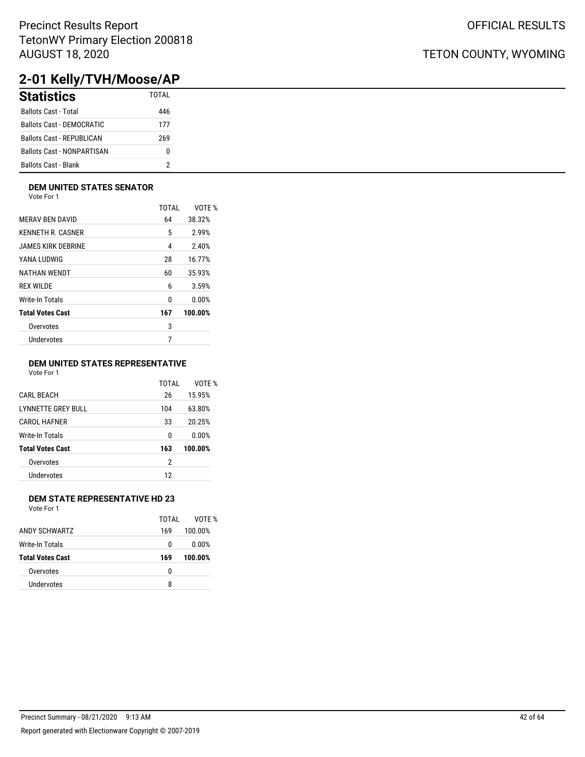Precinct Results Report
TetonWY Primary Election 200818
AUGUST 18, 2020

OFFICIAL RESULTS

TETON COUNTY, WYOMING

# 2-01 Kelly/TVH/Moose/AP

| Statistics | TOTAL |
|---|---|
| Ballots Cast - Total | 446 |
| Ballots Cast - DEMOCRATIC | 177 |
| Ballots Cast - REPUBLICAN | 269 |
| Ballots Cast - NONPARTISAN | 0 |
| Ballots Cast - Blank | 2 |

### DEM UNITED STATES SENATOR

Vote For 1

| | TOTAL | VOTE % |
|---|---|---|
| MERAV BEN DAVID | 64 | 38.32% |
| KENNETH R. CASNER | 5 | 2.99% |
| JAMES KIRK DEBRINE | 4 | 2.40% |
| YANA LUDWIG | 28 | 16.77% |
| NATHAN WENDT | 60 | 35.93% |
| REX WILDE | 6 | 3.59% |
| Write-In Totals | 0 | 0.00% |
| **Total Votes Cast** | **167** | **100.00%** |
| Overvotes | 3 | |
| Undervotes | 7 | |

### DEM UNITED STATES REPRESENTATIVE

Vote For 1

| | TOTAL | VOTE % |
|---|---|---|
| CARL BEACH | 26 | 15.95% |
| LYNNETTE GREY BULL | 104 | 63.80% |
| CAROL HAFNER | 33 | 20.25% |
| Write-In Totals | 0 | 0.00% |
| **Total Votes Cast** | **163** | **100.00%** |
| Overvotes | 2 | |
| Undervotes | 12 | |

### DEM STATE REPRESENTATIVE HD 23

Vote For 1

| | TOTAL | VOTE % |
|---|---|---|
| ANDY SCHWARTZ | 169 | 100.00% |
| Write-In Totals | 0 | 0.00% |
| **Total Votes Cast** | **169** | **100.00%** |
| Overvotes | 0 | |
| Undervotes | 8 | |

Precinct Summary - 08/21/2020 9:13 AM

Report generated with Electionware Copyright © 2007-2019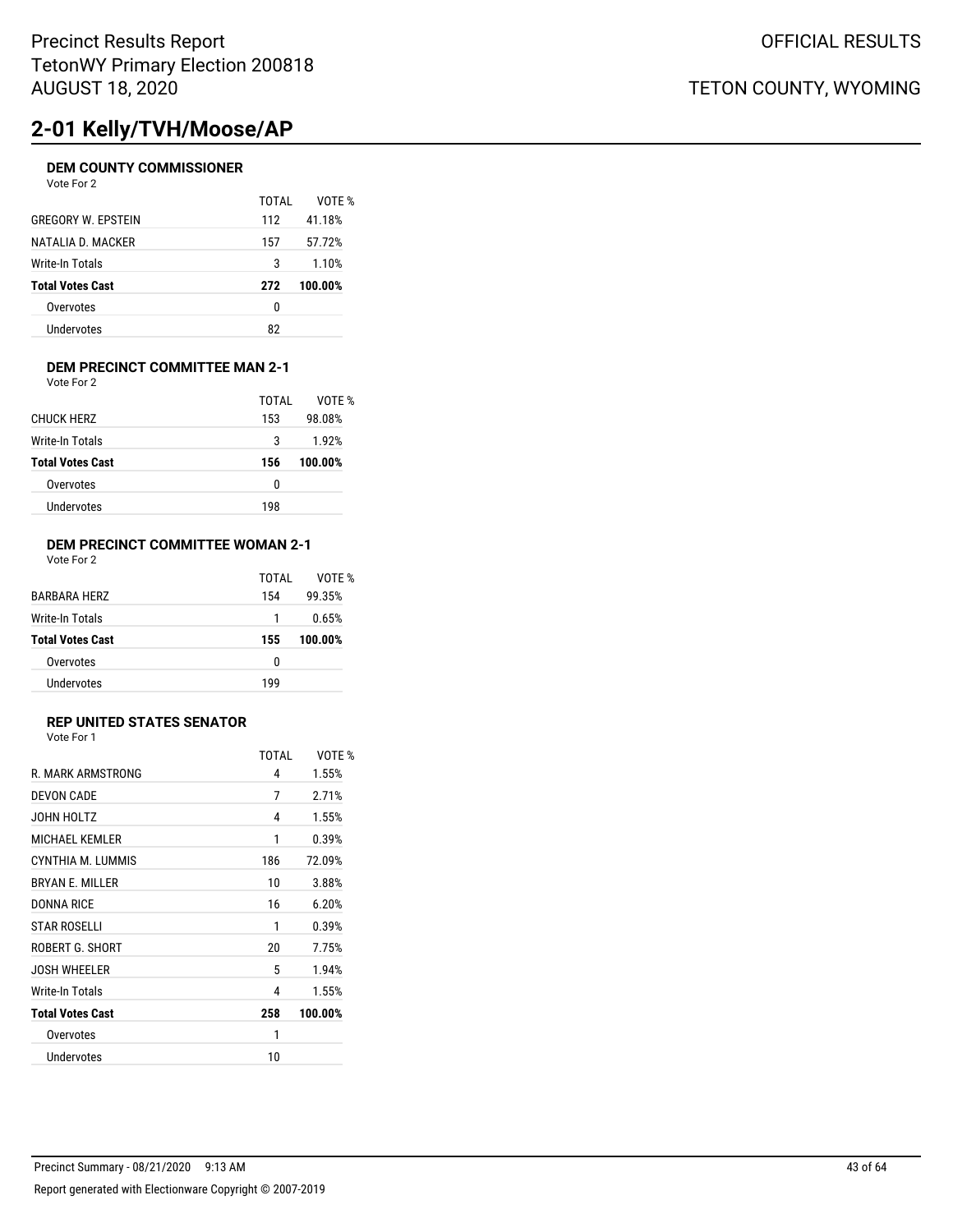Precinct Results Report
TetonWY Primary Election 200818
AUGUST 18, 2020

OFFICIAL RESULTS

TETON COUNTY, WYOMING

# 2-01 Kelly/TVH/Moose/AP

### DEM COUNTY COMMISSIONER

Vote For 2

| | TOTAL | VOTE % |
|---|---|---|
| GREGORY W. EPSTEIN | 112 | 41.18% |
| NATALIA D. MACKER | 157 | 57.72% |
| Write-In Totals | 3 | 1.10% |
| **Total Votes Cast** | **272** | **100.00%** |
| Overvotes | 0 | |
| Undervotes | 82 | |

### DEM PRECINCT COMMITTEE MAN 2-1

Vote For 2

| | TOTAL | VOTE % |
|---|---|---|
| CHUCK HERZ | 153 | 98.08% |
| Write-In Totals | 3 | 1.92% |
| **Total Votes Cast** | **156** | **100.00%** |
| Overvotes | 0 | |
| Undervotes | 198 | |

### DEM PRECINCT COMMITTEE WOMAN 2-1

Vote For 2

| | TOTAL | VOTE % |
|---|---|---|
| BARBARA HERZ | 154 | 99.35% |
| Write-In Totals | 1 | 0.65% |
| **Total Votes Cast** | **155** | **100.00%** |
| Overvotes | 0 | |
| Undervotes | 199 | |

### REP UNITED STATES SENATOR

Vote For 1

| | TOTAL | VOTE % |
|---|---|---|
| R. MARK ARMSTRONG | 4 | 1.55% |
| DEVON CADE | 7 | 2.71% |
| JOHN HOLTZ | 4 | 1.55% |
| MICHAEL KEMLER | 1 | 0.39% |
| CYNTHIA M. LUMMIS | 186 | 72.09% |
| BRYAN E. MILLER | 10 | 3.88% |
| DONNA RICE | 16 | 6.20% |
| STAR ROSELLI | 1 | 0.39% |
| ROBERT G. SHORT | 20 | 7.75% |
| JOSH WHEELER | 5 | 1.94% |
| Write-In Totals | 4 | 1.55% |
| **Total Votes Cast** | **258** | **100.00%** |
| Overvotes | 1 | |
| Undervotes | 10 | |

Precinct Summary - 08/21/2020 9:13 AM

Report generated with Electionware Copyright © 2007-2019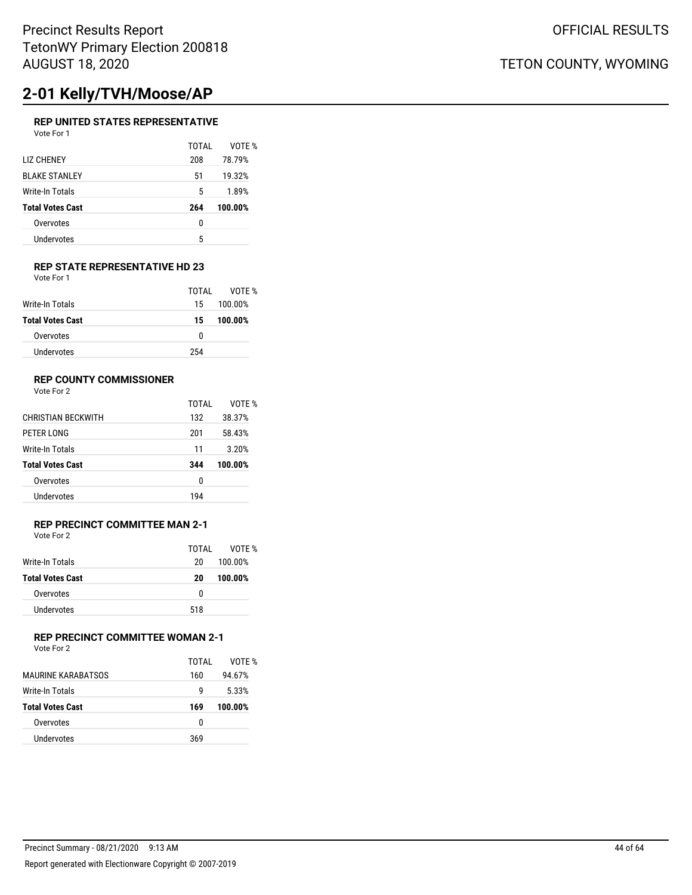# 2-01 Kelly/TVH/Moose/AP

### REP UNITED STATES REPRESENTATIVE

Vote For 1

| | TOTAL | VOTE % |
|---|---|---|
| LIZ CHENEY | 208 | 78.79% |
| BLAKE STANLEY | 51 | 19.32% |
| Write-In Totals | 5 | 1.89% |
| **Total Votes Cast** | **264** | **100.00%** |
| Overvotes | 0 | |
| Undervotes | 5 | |

### REP STATE REPRESENTATIVE HD 23

Vote For 1

| | TOTAL | VOTE % |
|---|---|---|
| Write-In Totals | 15 | 100.00% |
| **Total Votes Cast** | **15** | **100.00%** |
| Overvotes | 0 | |
| Undervotes | 254 | |

### REP COUNTY COMMISSIONER

Vote For 2

| | TOTAL | VOTE % |
|---|---|---|
| CHRISTIAN BECKWITH | 132 | 38.37% |
| PETER LONG | 201 | 58.43% |
| Write-In Totals | 11 | 3.20% |
| **Total Votes Cast** | **344** | **100.00%** |
| Overvotes | 0 | |
| Undervotes | 194 | |

### REP PRECINCT COMMITTEE MAN 2-1

Vote For 2

| | TOTAL | VOTE % |
|---|---|---|
| Write-In Totals | 20 | 100.00% |
| **Total Votes Cast** | **20** | **100.00%** |
| Overvotes | 0 | |
| Undervotes | 518 | |

### REP PRECINCT COMMITTEE WOMAN 2-1

Vote For 2

| | TOTAL | VOTE % |
|---|---|---|
| MAURINE KARABATSOS | 160 | 94.67% |
| Write-In Totals | 9 | 5.33% |
| **Total Votes Cast** | **169** | **100.00%** |
| Overvotes | 0 | |
| Undervotes | 369 | |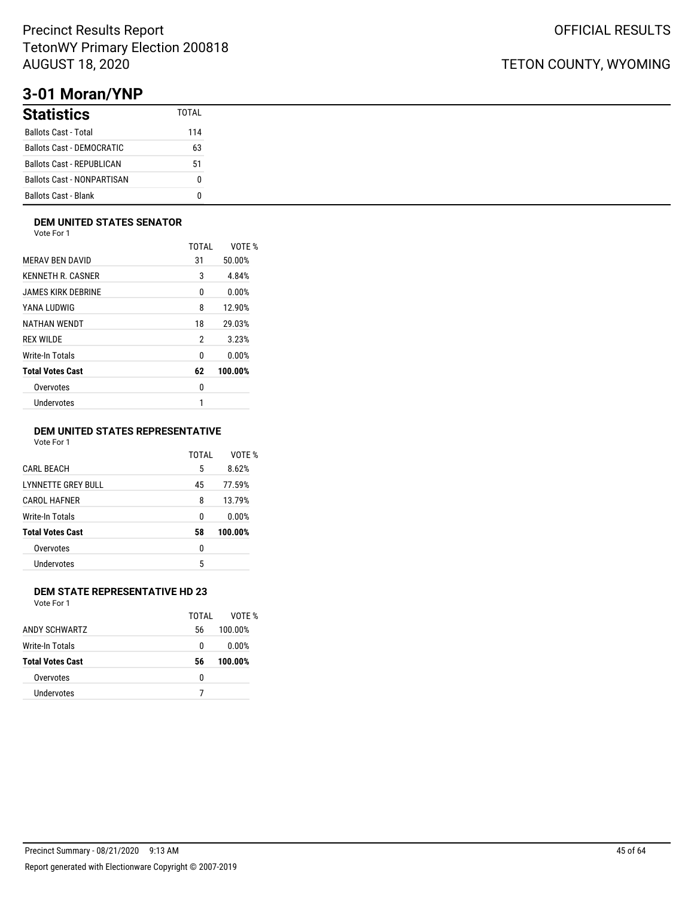# 3-01 Moran/YNP

| Statistics | TOTAL |
| --- | --- |
| Ballots Cast - Total | 114 |
| Ballots Cast - DEMOCRATIC | 63 |
| Ballots Cast - REPUBLICAN | 51 |
| Ballots Cast - NONPARTISAN | 0 |
| Ballots Cast - Blank | 0 |

### DEM UNITED STATES SENATOR

Vote For 1

| | TOTAL | VOTE % |
| --- | --- | --- |
| MERAV BEN DAVID | 31 | 50.00% |
| KENNETH R. CASNER | 3 | 4.84% |
| JAMES KIRK DEBRINE | 0 | 0.00% |
| YANA LUDWIG | 8 | 12.90% |
| NATHAN WENDT | 18 | 29.03% |
| REX WILDE | 2 | 3.23% |
| Write-In Totals | 0 | 0.00% |
| **Total Votes Cast** | **62** | **100.00%** |
| Overvotes | 0 | |
| Undervotes | 1 | |

### DEM UNITED STATES REPRESENTATIVE

Vote For 1

| | TOTAL | VOTE % |
| --- | --- | --- |
| CARL BEACH | 5 | 8.62% |
| LYNNETTE GREY BULL | 45 | 77.59% |
| CAROL HAFNER | 8 | 13.79% |
| Write-In Totals | 0 | 0.00% |
| **Total Votes Cast** | **58** | **100.00%** |
| Overvotes | 0 | |
| Undervotes | 5 | |

### DEM STATE REPRESENTATIVE HD 23

Vote For 1

| | TOTAL | VOTE % |
| --- | --- | --- |
| ANDY SCHWARTZ | 56 | 100.00% |
| Write-In Totals | 0 | 0.00% |
| **Total Votes Cast** | **56** | **100.00%** |
| Overvotes | 0 | |
| Undervotes | 7 | |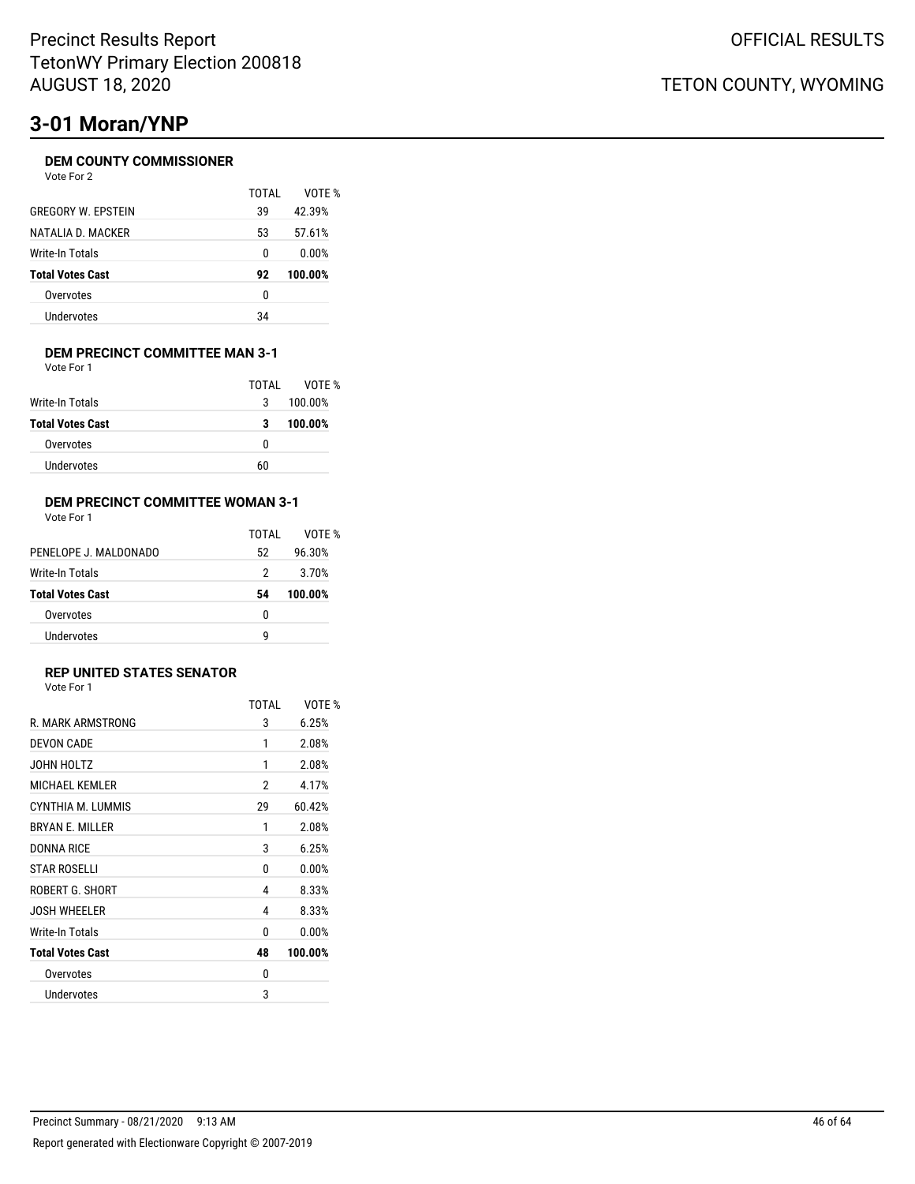Precinct Results Report
TetonWY Primary Election 200818
AUGUST 18, 2020

OFFICIAL RESULTS

TETON COUNTY, WYOMING

# 3-01 Moran/YNP

### DEM COUNTY COMMISSIONER

Vote For 2

| | TOTAL | VOTE % |
|---|---|---|
| GREGORY W. EPSTEIN | 39 | 42.39% |
| NATALIA D. MACKER | 53 | 57.61% |
| Write-In Totals | 0 | 0.00% |
| **Total Votes Cast** | **92** | **100.00%** |
| Overvotes | 0 | |
| Undervotes | 34 | |

### DEM PRECINCT COMMITTEE MAN 3-1

Vote For 1

| | TOTAL | VOTE % |
|---|---|---|
| Write-In Totals | 3 | 100.00% |
| **Total Votes Cast** | **3** | **100.00%** |
| Overvotes | 0 | |
| Undervotes | 60 | |

### DEM PRECINCT COMMITTEE WOMAN 3-1

Vote For 1

| | TOTAL | VOTE % |
|---|---|---|
| PENELOPE J. MALDONADO | 52 | 96.30% |
| Write-In Totals | 2 | 3.70% |
| **Total Votes Cast** | **54** | **100.00%** |
| Overvotes | 0 | |
| Undervotes | 9 | |

### REP UNITED STATES SENATOR

Vote For 1

| | TOTAL | VOTE % |
|---|---|---|
| R. MARK ARMSTRONG | 3 | 6.25% |
| DEVON CADE | 1 | 2.08% |
| JOHN HOLTZ | 1 | 2.08% |
| MICHAEL KEMLER | 2 | 4.17% |
| CYNTHIA M. LUMMIS | 29 | 60.42% |
| BRYAN E. MILLER | 1 | 2.08% |
| DONNA RICE | 3 | 6.25% |
| STAR ROSELLI | 0 | 0.00% |
| ROBERT G. SHORT | 4 | 8.33% |
| JOSH WHEELER | 4 | 8.33% |
| Write-In Totals | 0 | 0.00% |
| **Total Votes Cast** | **48** | **100.00%** |
| Overvotes | 0 | |
| Undervotes | 3 | |

Precinct Summary - 08/21/2020 9:13 AM

Report generated with Electionware Copyright © 2007-2019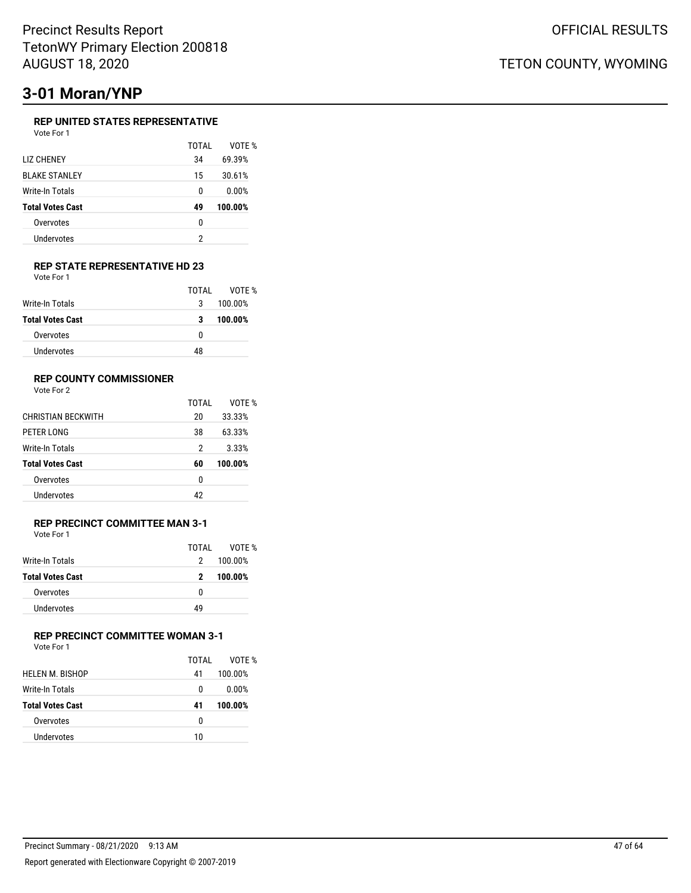# 3-01 Moran/YNP

### REP UNITED STATES REPRESENTATIVE

Vote For 1

| | TOTAL | VOTE % |
|---|---|---|
| LIZ CHENEY | 34 | 69.39% |
| BLAKE STANLEY | 15 | 30.61% |
| Write-In Totals | 0 | 0.00% |
| **Total Votes Cast** | **49** | **100.00%** |
| Overvotes | 0 | |
| Undervotes | 2 | |

### REP STATE REPRESENTATIVE HD 23

Vote For 1

| | TOTAL | VOTE % |
|---|---|---|
| Write-In Totals | 3 | 100.00% |
| **Total Votes Cast** | **3** | **100.00%** |
| Overvotes | 0 | |
| Undervotes | 48 | |

### REP COUNTY COMMISSIONER

Vote For 2

| | TOTAL | VOTE % |
|---|---|---|
| CHRISTIAN BECKWITH | 20 | 33.33% |
| PETER LONG | 38 | 63.33% |
| Write-In Totals | 2 | 3.33% |
| **Total Votes Cast** | **60** | **100.00%** |
| Overvotes | 0 | |
| Undervotes | 42 | |

### REP PRECINCT COMMITTEE MAN 3-1

Vote For 1

| | TOTAL | VOTE % |
|---|---|---|
| Write-In Totals | 2 | 100.00% |
| **Total Votes Cast** | **2** | **100.00%** |
| Overvotes | 0 | |
| Undervotes | 49 | |

### REP PRECINCT COMMITTEE WOMAN 3-1

Vote For 1

| | TOTAL | VOTE % |
|---|---|---|
| HELEN M. BISHOP | 41 | 100.00% |
| Write-In Totals | 0 | 0.00% |
| **Total Votes Cast** | **41** | **100.00%** |
| Overvotes | 0 | |
| Undervotes | 10 | |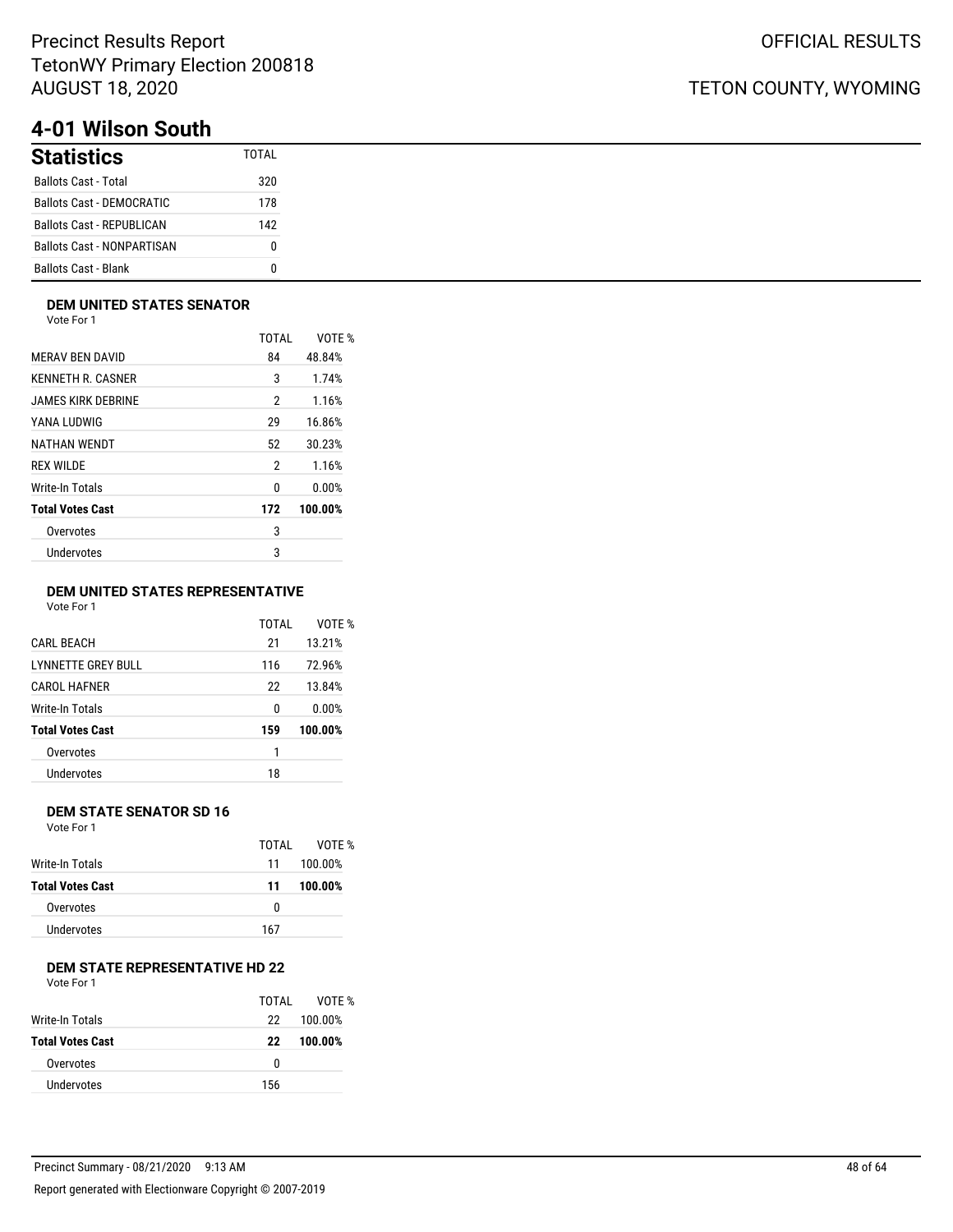# 4-01 Wilson South

## Statistics

| Statistics | TOTAL |
|---|---|
| Ballots Cast - Total | 320 |
| Ballots Cast - DEMOCRATIC | 178 |
| Ballots Cast - REPUBLICAN | 142 |
| Ballots Cast - NONPARTISAN | 0 |
| Ballots Cast - Blank | 0 |

### DEM UNITED STATES SENATOR

Vote For 1

| | TOTAL | VOTE % |
|---|---|---|
| MERAV BEN DAVID | 84 | 48.84% |
| KENNETH R. CASNER | 3 | 1.74% |
| JAMES KIRK DEBRINE | 2 | 1.16% |
| YANA LUDWIG | 29 | 16.86% |
| NATHAN WENDT | 52 | 30.23% |
| REX WILDE | 2 | 1.16% |
| Write-In Totals | 0 | 0.00% |
| **Total Votes Cast** | **172** | **100.00%** |
| Overvotes | 3 | |
| Undervotes | 3 | |

### DEM UNITED STATES REPRESENTATIVE

Vote For 1

| | TOTAL | VOTE % |
|---|---|---|
| CARL BEACH | 21 | 13.21% |
| LYNNETTE GREY BULL | 116 | 72.96% |
| CAROL HAFNER | 22 | 13.84% |
| Write-In Totals | 0 | 0.00% |
| **Total Votes Cast** | **159** | **100.00%** |
| Overvotes | 1 | |
| Undervotes | 18 | |

### DEM STATE SENATOR SD 16

Vote For 1

| | TOTAL | VOTE % |
|---|---|---|
| Write-In Totals | 11 | 100.00% |
| **Total Votes Cast** | **11** | **100.00%** |
| Overvotes | 0 | |
| Undervotes | 167 | |

### DEM STATE REPRESENTATIVE HD 22

Vote For 1

| | TOTAL | VOTE % |
|---|---|---|
| Write-In Totals | 22 | 100.00% |
| **Total Votes Cast** | **22** | **100.00%** |
| Overvotes | 0 | |
| Undervotes | 156 | |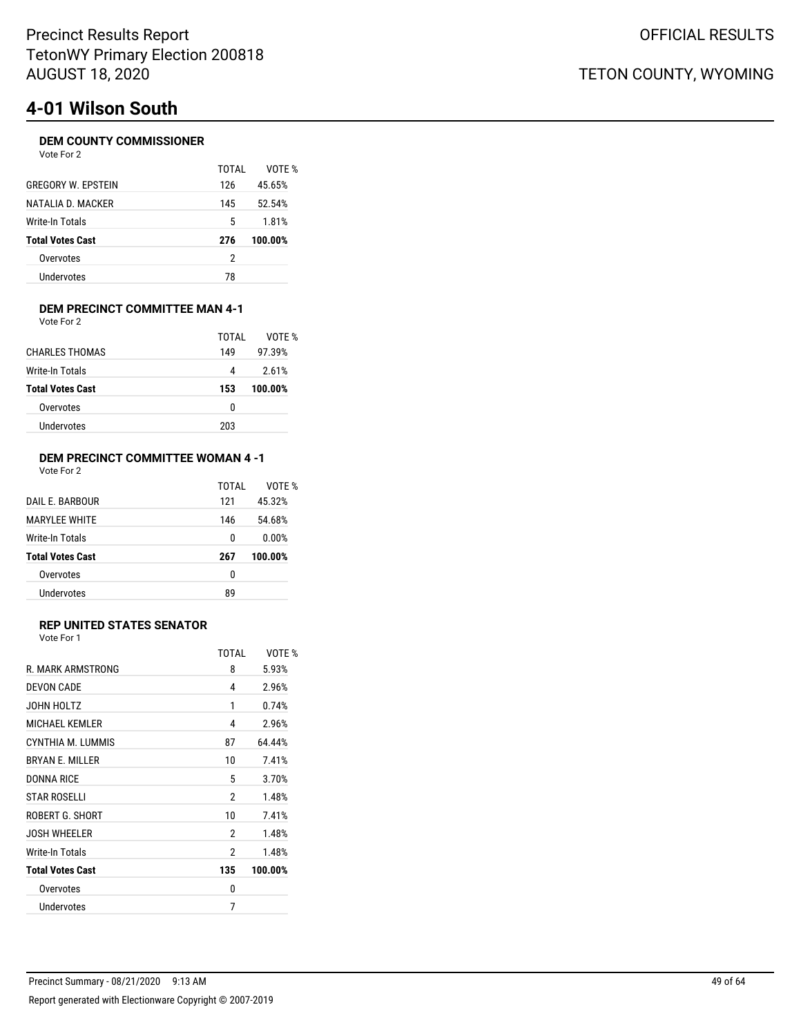# 4-01 Wilson South

### DEM COUNTY COMMISSIONER

Vote For 2

| | TOTAL | VOTE % |
|---|---|---|
| GREGORY W. EPSTEIN | 126 | 45.65% |
| NATALIA D. MACKER | 145 | 52.54% |
| Write-In Totals | 5 | 1.81% |
| **Total Votes Cast** | **276** | **100.00%** |
| Overvotes | 2 | |
| Undervotes | 78 | |

### DEM PRECINCT COMMITTEE MAN 4-1

Vote For 2

| | TOTAL | VOTE % |
|---|---|---|
| CHARLES THOMAS | 149 | 97.39% |
| Write-In Totals | 4 | 2.61% |
| **Total Votes Cast** | **153** | **100.00%** |
| Overvotes | 0 | |
| Undervotes | 203 | |

### DEM PRECINCT COMMITTEE WOMAN 4 -1

Vote For 2

| | TOTAL | VOTE % |
|---|---|---|
| DAIL E. BARBOUR | 121 | 45.32% |
| MARYLEE WHITE | 146 | 54.68% |
| Write-In Totals | 0 | 0.00% |
| **Total Votes Cast** | **267** | **100.00%** |
| Overvotes | 0 | |
| Undervotes | 89 | |

### REP UNITED STATES SENATOR

Vote For 1

| | TOTAL | VOTE % |
|---|---|---|
| R. MARK ARMSTRONG | 8 | 5.93% |
| DEVON CADE | 4 | 2.96% |
| JOHN HOLTZ | 1 | 0.74% |
| MICHAEL KEMLER | 4 | 2.96% |
| CYNTHIA M. LUMMIS | 87 | 64.44% |
| BRYAN E. MILLER | 10 | 7.41% |
| DONNA RICE | 5 | 3.70% |
| STAR ROSELLI | 2 | 1.48% |
| ROBERT G. SHORT | 10 | 7.41% |
| JOSH WHEELER | 2 | 1.48% |
| Write-In Totals | 2 | 1.48% |
| **Total Votes Cast** | **135** | **100.00%** |
| Overvotes | 0 | |
| Undervotes | 7 | |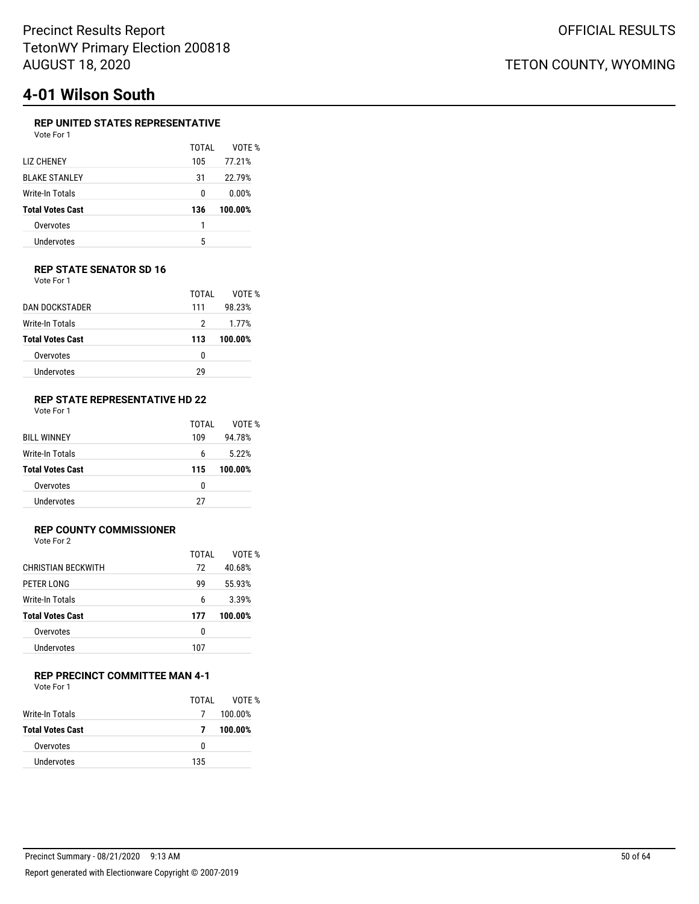Precinct Results Report
TetonWY Primary Election 200818
AUGUST 18, 2020

OFFICIAL RESULTS

TETON COUNTY, WYOMING

# 4-01 Wilson South

### REP UNITED STATES REPRESENTATIVE

Vote For 1

| | TOTAL | VOTE % |
|---|---|---|
| LIZ CHENEY | 105 | 77.21% |
| BLAKE STANLEY | 31 | 22.79% |
| Write-In Totals | 0 | 0.00% |
| **Total Votes Cast** | **136** | **100.00%** |
| Overvotes | 1 | |
| Undervotes | 5 | |

### REP STATE SENATOR SD 16

Vote For 1

| | TOTAL | VOTE % |
|---|---|---|
| DAN DOCKSTADER | 111 | 98.23% |
| Write-In Totals | 2 | 1.77% |
| **Total Votes Cast** | **113** | **100.00%** |
| Overvotes | 0 | |
| Undervotes | 29 | |

### REP STATE REPRESENTATIVE HD 22

Vote For 1

| | TOTAL | VOTE % |
|---|---|---|
| BILL WINNEY | 109 | 94.78% |
| Write-In Totals | 6 | 5.22% |
| **Total Votes Cast** | **115** | **100.00%** |
| Overvotes | 0 | |
| Undervotes | 27 | |

### REP COUNTY COMMISSIONER

Vote For 2

| | TOTAL | VOTE % |
|---|---|---|
| CHRISTIAN BECKWITH | 72 | 40.68% |
| PETER LONG | 99 | 55.93% |
| Write-In Totals | 6 | 3.39% |
| **Total Votes Cast** | **177** | **100.00%** |
| Overvotes | 0 | |
| Undervotes | 107 | |

### REP PRECINCT COMMITTEE MAN 4-1

Vote For 1

| | TOTAL | VOTE % |
|---|---|---|
| Write-In Totals | 7 | 100.00% |
| **Total Votes Cast** | **7** | **100.00%** |
| Overvotes | 0 | |
| Undervotes | 135 | |

Precinct Summary - 08/21/2020 9:13 AM

Report generated with Electionware Copyright © 2007-2019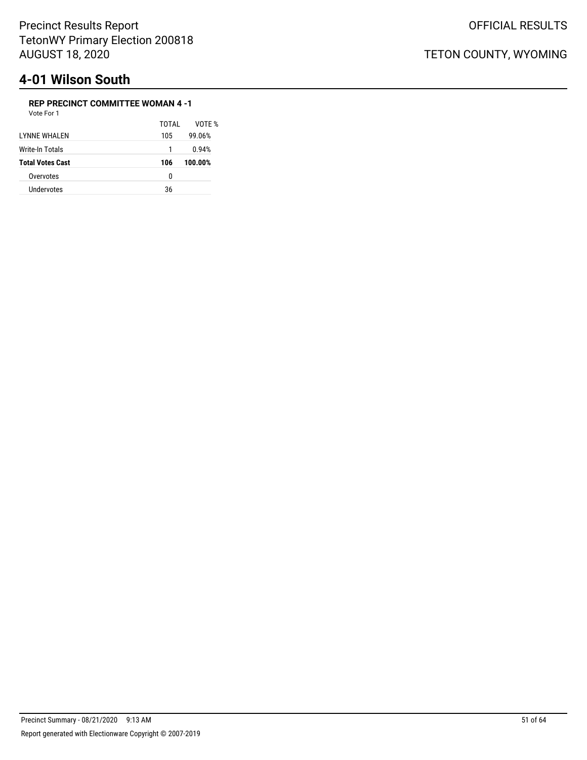# 4-01 Wilson South

### REP PRECINCT COMMITTEE WOMAN 4 -1

Vote For 1

| | TOTAL | VOTE % |
|---|---|---|
| LYNNE WHALEN | 105 | 99.06% |
| Write-In Totals | 1 | 0.94% |
| **Total Votes Cast** | **106** | **100.00%** |
| Overvotes | 0 | |
| Undervotes | 36 | |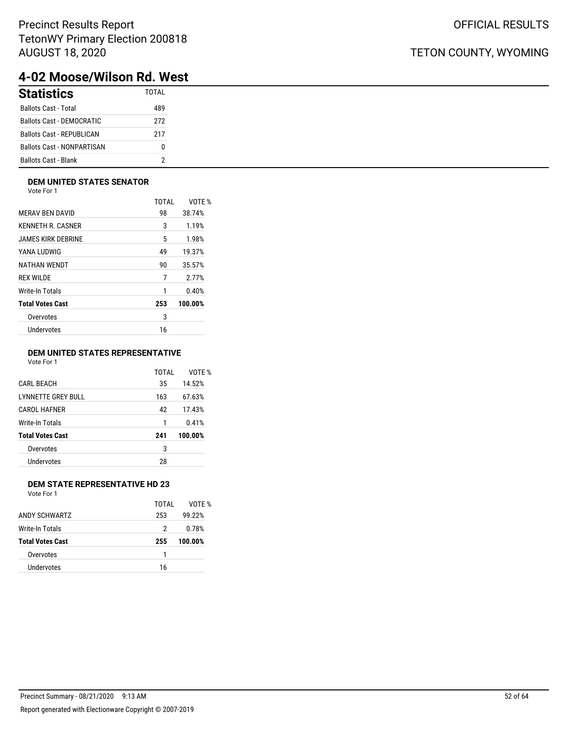Precinct Results Report
TetonWY Primary Election 200818
AUGUST 18, 2020

OFFICIAL RESULTS

TETON COUNTY, WYOMING

# 4-02 Moose/Wilson Rd. West

## Statistics

| | TOTAL |
|---|---|
| Ballots Cast - Total | 489 |
| Ballots Cast - DEMOCRATIC | 272 |
| Ballots Cast - REPUBLICAN | 217 |
| Ballots Cast - NONPARTISAN | 0 |
| Ballots Cast - Blank | 2 |

### DEM UNITED STATES SENATOR

Vote For 1

| | TOTAL | VOTE % |
|---|---|---|
| MERAV BEN DAVID | 98 | 38.74% |
| KENNETH R. CASNER | 3 | 1.19% |
| JAMES KIRK DEBRINE | 5 | 1.98% |
| YANA LUDWIG | 49 | 19.37% |
| NATHAN WENDT | 90 | 35.57% |
| REX WILDE | 7 | 2.77% |
| Write-In Totals | 1 | 0.40% |
| **Total Votes Cast** | **253** | **100.00%** |
| Overvotes | 3 | |
| Undervotes | 16 | |

### DEM UNITED STATES REPRESENTATIVE

Vote For 1

| | TOTAL | VOTE % |
|---|---|---|
| CARL BEACH | 35 | 14.52% |
| LYNNETTE GREY BULL | 163 | 67.63% |
| CAROL HAFNER | 42 | 17.43% |
| Write-In Totals | 1 | 0.41% |
| **Total Votes Cast** | **241** | **100.00%** |
| Overvotes | 3 | |
| Undervotes | 28 | |

### DEM STATE REPRESENTATIVE HD 23

Vote For 1

| | TOTAL | VOTE % |
|---|---|---|
| ANDY SCHWARTZ | 253 | 99.22% |
| Write-In Totals | 2 | 0.78% |
| **Total Votes Cast** | **255** | **100.00%** |
| Overvotes | 1 | |
| Undervotes | 16 | |

Precinct Summary - 08/21/2020 9:13 AM

Report generated with Electionware Copyright © 2007-2019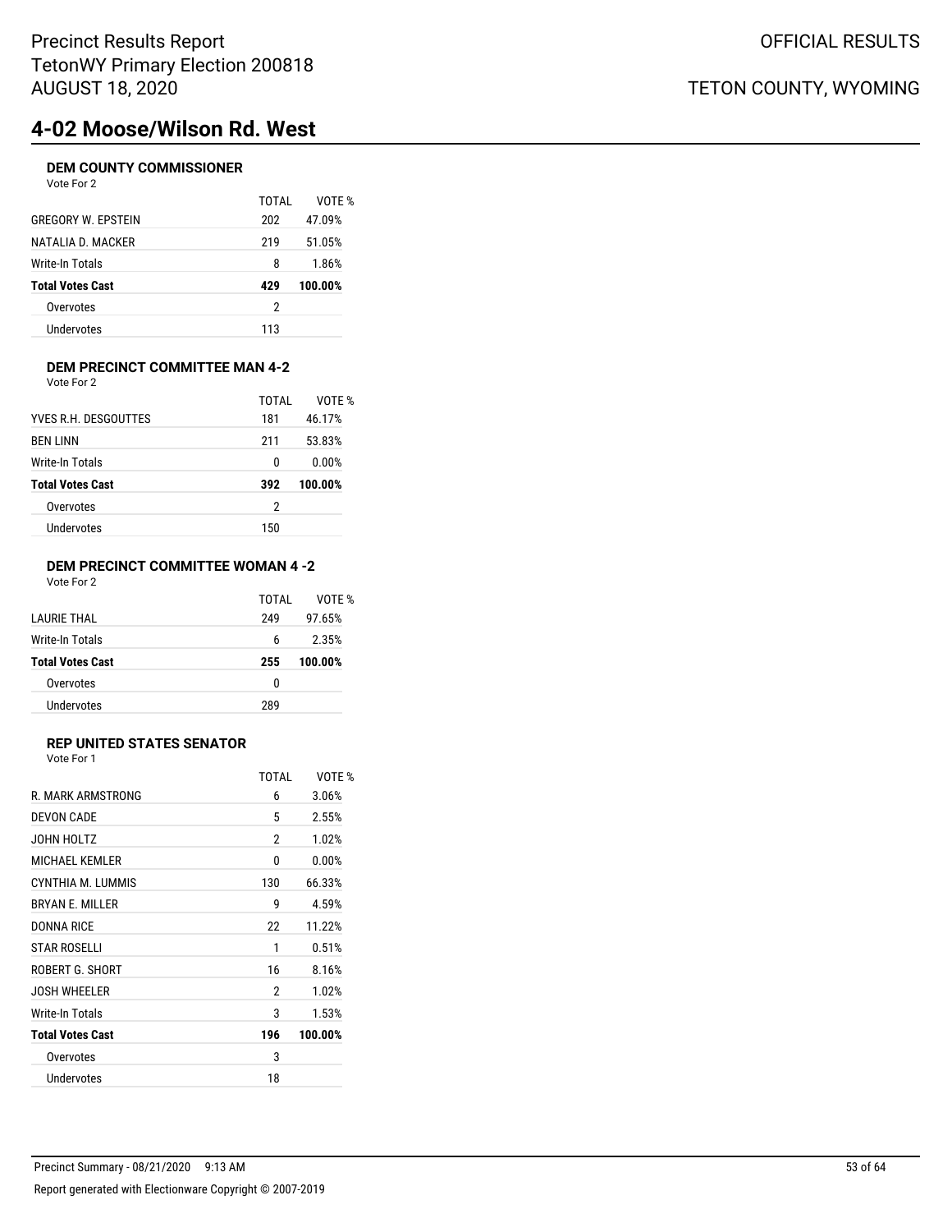# 4-02 Moose/Wilson Rd. West

### DEM COUNTY COMMISSIONER

Vote For 2

| | TOTAL | VOTE % |
|---|---|---|
| GREGORY W. EPSTEIN | 202 | 47.09% |
| NATALIA D. MACKER | 219 | 51.05% |
| Write-In Totals | 8 | 1.86% |
| **Total Votes Cast** | **429** | **100.00%** |
| Overvotes | 2 | |
| Undervotes | 113 | |

### DEM PRECINCT COMMITTEE MAN 4-2

Vote For 2

| | TOTAL | VOTE % |
|---|---|---|
| YVES R.H. DESGOUTTES | 181 | 46.17% |
| BEN LINN | 211 | 53.83% |
| Write-In Totals | 0 | 0.00% |
| **Total Votes Cast** | **392** | **100.00%** |
| Overvotes | 2 | |
| Undervotes | 150 | |

### DEM PRECINCT COMMITTEE WOMAN 4 -2

Vote For 2

| | TOTAL | VOTE % |
|---|---|---|
| LAURIE THAL | 249 | 97.65% |
| Write-In Totals | 6 | 2.35% |
| **Total Votes Cast** | **255** | **100.00%** |
| Overvotes | 0 | |
| Undervotes | 289 | |

### REP UNITED STATES SENATOR

Vote For 1

| | TOTAL | VOTE % |
|---|---|---|
| R. MARK ARMSTRONG | 6 | 3.06% |
| DEVON CADE | 5 | 2.55% |
| JOHN HOLTZ | 2 | 1.02% |
| MICHAEL KEMLER | 0 | 0.00% |
| CYNTHIA M. LUMMIS | 130 | 66.33% |
| BRYAN E. MILLER | 9 | 4.59% |
| DONNA RICE | 22 | 11.22% |
| STAR ROSELLI | 1 | 0.51% |
| ROBERT G. SHORT | 16 | 8.16% |
| JOSH WHEELER | 2 | 1.02% |
| Write-In Totals | 3 | 1.53% |
| **Total Votes Cast** | **196** | **100.00%** |
| Overvotes | 3 | |
| Undervotes | 18 | |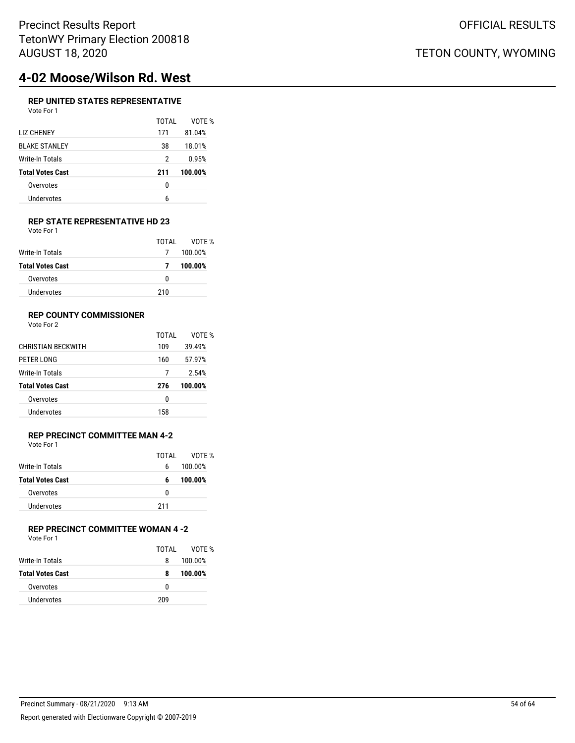# 4-02 Moose/Wilson Rd. West

### REP UNITED STATES REPRESENTATIVE

Vote For 1

| | TOTAL | VOTE % |
|---|---|---|
| LIZ CHENEY | 171 | 81.04% |
| BLAKE STANLEY | 38 | 18.01% |
| Write-In Totals | 2 | 0.95% |
| **Total Votes Cast** | **211** | **100.00%** |
| Overvotes | 0 | |
| Undervotes | 6 | |

### REP STATE REPRESENTATIVE HD 23

Vote For 1

| | TOTAL | VOTE % |
|---|---|---|
| Write-In Totals | 7 | 100.00% |
| **Total Votes Cast** | **7** | **100.00%** |
| Overvotes | 0 | |
| Undervotes | 210 | |

### REP COUNTY COMMISSIONER

Vote For 2

| | TOTAL | VOTE % |
|---|---|---|
| CHRISTIAN BECKWITH | 109 | 39.49% |
| PETER LONG | 160 | 57.97% |
| Write-In Totals | 7 | 2.54% |
| **Total Votes Cast** | **276** | **100.00%** |
| Overvotes | 0 | |
| Undervotes | 158 | |

### REP PRECINCT COMMITTEE MAN 4-2

Vote For 1

| | TOTAL | VOTE % |
|---|---|---|
| Write-In Totals | 6 | 100.00% |
| **Total Votes Cast** | **6** | **100.00%** |
| Overvotes | 0 | |
| Undervotes | 211 | |

### REP PRECINCT COMMITTEE WOMAN 4 -2

Vote For 1

| | TOTAL | VOTE % |
|---|---|---|
| Write-In Totals | 8 | 100.00% |
| **Total Votes Cast** | **8** | **100.00%** |
| Overvotes | 0 | |
| Undervotes | 209 | |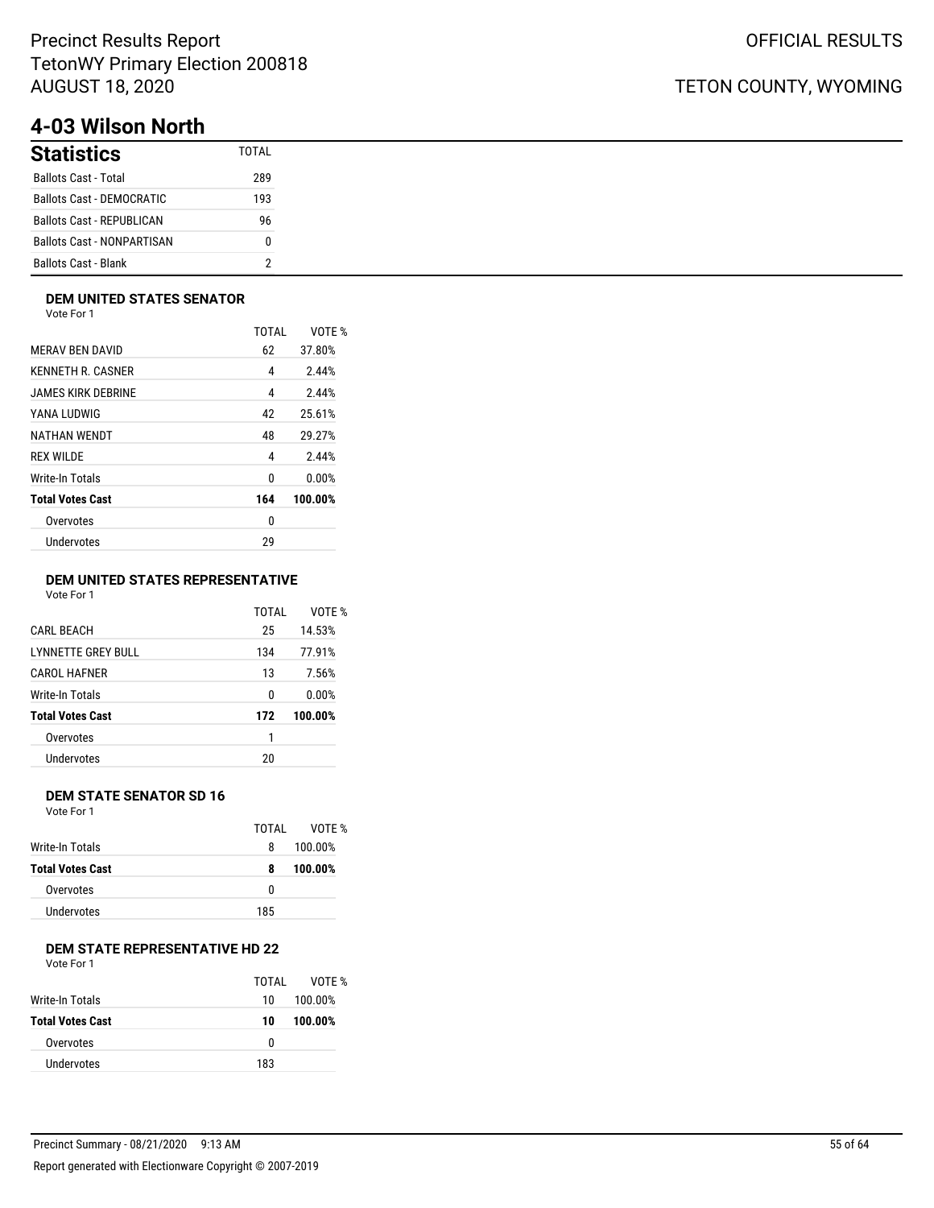# 4-03 Wilson North

## Statistics

| Statistics | TOTAL |
|---|---|
| Ballots Cast - Total | 289 |
| Ballots Cast - DEMOCRATIC | 193 |
| Ballots Cast - REPUBLICAN | 96 |
| Ballots Cast - NONPARTISAN | 0 |
| Ballots Cast - Blank | 2 |

### DEM UNITED STATES SENATOR

Vote For 1

| | TOTAL | VOTE % |
|---|---|---|
| MERAV BEN DAVID | 62 | 37.80% |
| KENNETH R. CASNER | 4 | 2.44% |
| JAMES KIRK DEBRINE | 4 | 2.44% |
| YANA LUDWIG | 42 | 25.61% |
| NATHAN WENDT | 48 | 29.27% |
| REX WILDE | 4 | 2.44% |
| Write-In Totals | 0 | 0.00% |
| **Total Votes Cast** | **164** | **100.00%** |
| Overvotes | 0 | |
| Undervotes | 29 | |

### DEM UNITED STATES REPRESENTATIVE

Vote For 1

| | TOTAL | VOTE % |
|---|---|---|
| CARL BEACH | 25 | 14.53% |
| LYNNETTE GREY BULL | 134 | 77.91% |
| CAROL HAFNER | 13 | 7.56% |
| Write-In Totals | 0 | 0.00% |
| **Total Votes Cast** | **172** | **100.00%** |
| Overvotes | 1 | |
| Undervotes | 20 | |

### DEM STATE SENATOR SD 16

Vote For 1

| | TOTAL | VOTE % |
|---|---|---|
| Write-In Totals | 8 | 100.00% |
| **Total Votes Cast** | **8** | **100.00%** |
| Overvotes | 0 | |
| Undervotes | 185 | |

### DEM STATE REPRESENTATIVE HD 22

Vote For 1

| | TOTAL | VOTE % |
|---|---|---|
| Write-In Totals | 10 | 100.00% |
| **Total Votes Cast** | **10** | **100.00%** |
| Overvotes | 0 | |
| Undervotes | 183 | |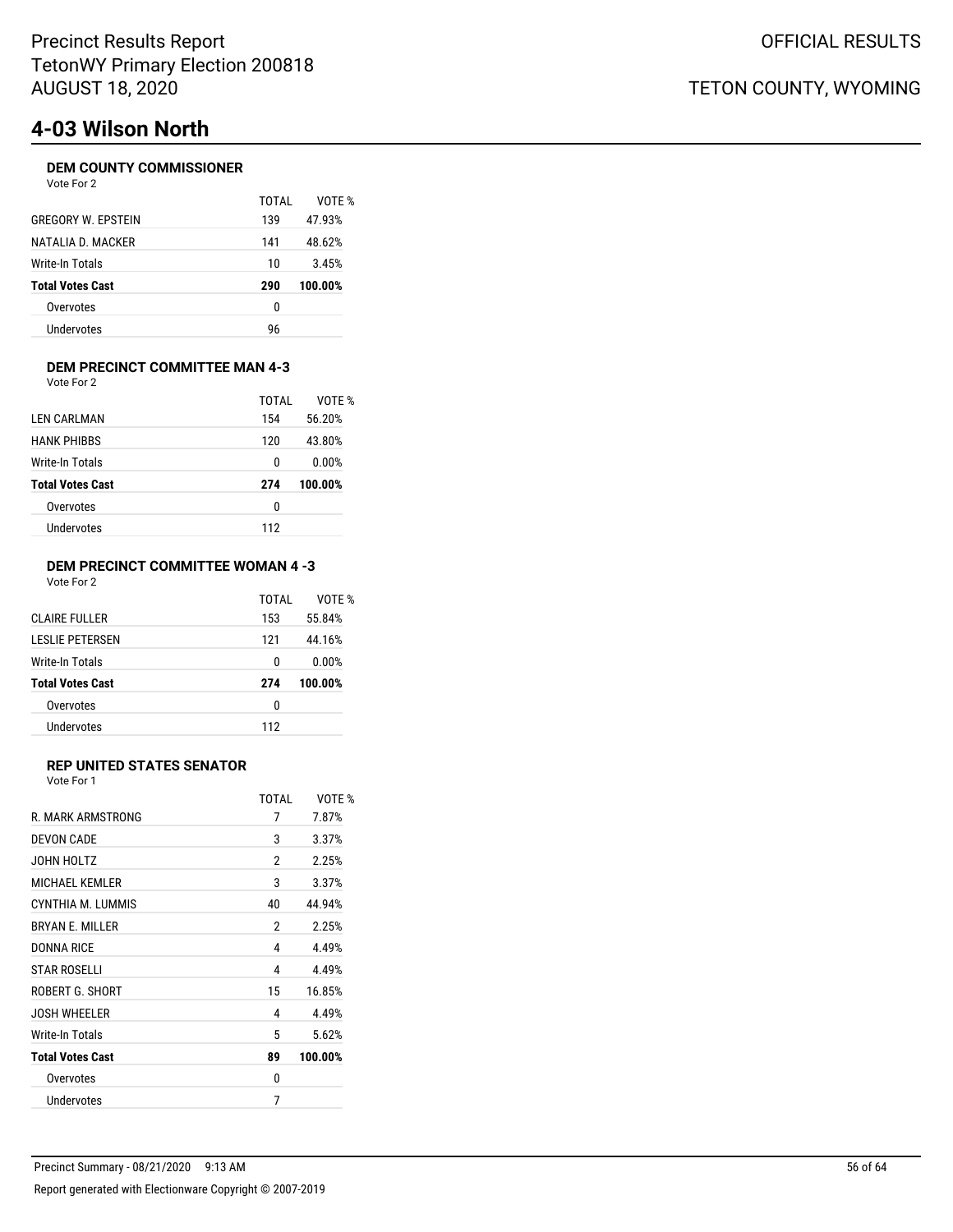# 4-03 Wilson North

### DEM COUNTY COMMISSIONER

Vote For 2

| | TOTAL | VOTE % |
|---|---|---|
| GREGORY W. EPSTEIN | 139 | 47.93% |
| NATALIA D. MACKER | 141 | 48.62% |
| Write-In Totals | 10 | 3.45% |
| **Total Votes Cast** | **290** | **100.00%** |
| Overvotes | 0 | |
| Undervotes | 96 | |

### DEM PRECINCT COMMITTEE MAN 4-3

Vote For 2

| | TOTAL | VOTE % |
|---|---|---|
| LEN CARLMAN | 154 | 56.20% |
| HANK PHIBBS | 120 | 43.80% |
| Write-In Totals | 0 | 0.00% |
| **Total Votes Cast** | **274** | **100.00%** |
| Overvotes | 0 | |
| Undervotes | 112 | |

### DEM PRECINCT COMMITTEE WOMAN 4 -3

Vote For 2

| | TOTAL | VOTE % |
|---|---|---|
| CLAIRE FULLER | 153 | 55.84% |
| LESLIE PETERSEN | 121 | 44.16% |
| Write-In Totals | 0 | 0.00% |
| **Total Votes Cast** | **274** | **100.00%** |
| Overvotes | 0 | |
| Undervotes | 112 | |

### REP UNITED STATES SENATOR

Vote For 1

| | TOTAL | VOTE % |
|---|---|---|
| R. MARK ARMSTRONG | 7 | 7.87% |
| DEVON CADE | 3 | 3.37% |
| JOHN HOLTZ | 2 | 2.25% |
| MICHAEL KEMLER | 3 | 3.37% |
| CYNTHIA M. LUMMIS | 40 | 44.94% |
| BRYAN E. MILLER | 2 | 2.25% |
| DONNA RICE | 4 | 4.49% |
| STAR ROSELLI | 4 | 4.49% |
| ROBERT G. SHORT | 15 | 16.85% |
| JOSH WHEELER | 4 | 4.49% |
| Write-In Totals | 5 | 5.62% |
| **Total Votes Cast** | **89** | **100.00%** |
| Overvotes | 0 | |
| Undervotes | 7 | |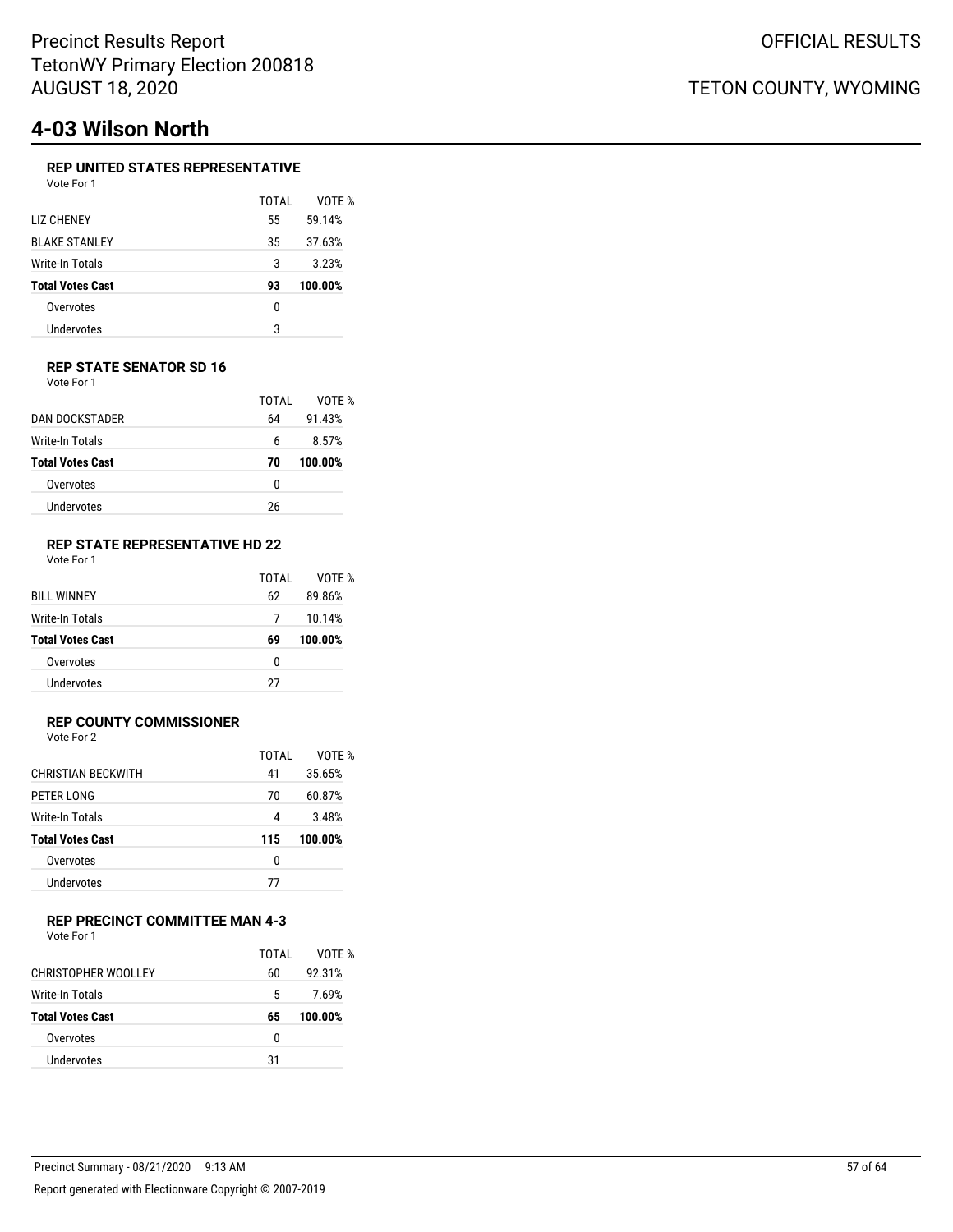# 4-03 Wilson North

### REP UNITED STATES REPRESENTATIVE

Vote For 1

| | TOTAL | VOTE % |
|---|---|---|
| LIZ CHENEY | 55 | 59.14% |
| BLAKE STANLEY | 35 | 37.63% |
| Write-In Totals | 3 | 3.23% |
| **Total Votes Cast** | **93** | **100.00%** |
| Overvotes | 0 | |
| Undervotes | 3 | |

### REP STATE SENATOR SD 16

Vote For 1

| | TOTAL | VOTE % |
|---|---|---|
| DAN DOCKSTADER | 64 | 91.43% |
| Write-In Totals | 6 | 8.57% |
| **Total Votes Cast** | **70** | **100.00%** |
| Overvotes | 0 | |
| Undervotes | 26 | |

### REP STATE REPRESENTATIVE HD 22

Vote For 1

| | TOTAL | VOTE % |
|---|---|---|
| BILL WINNEY | 62 | 89.86% |
| Write-In Totals | 7 | 10.14% |
| **Total Votes Cast** | **69** | **100.00%** |
| Overvotes | 0 | |
| Undervotes | 27 | |

### REP COUNTY COMMISSIONER

Vote For 2

| | TOTAL | VOTE % |
|---|---|---|
| CHRISTIAN BECKWITH | 41 | 35.65% |
| PETER LONG | 70 | 60.87% |
| Write-In Totals | 4 | 3.48% |
| **Total Votes Cast** | **115** | **100.00%** |
| Overvotes | 0 | |
| Undervotes | 77 | |

### REP PRECINCT COMMITTEE MAN 4-3

Vote For 1

| | TOTAL | VOTE % |
|---|---|---|
| CHRISTOPHER WOOLLEY | 60 | 92.31% |
| Write-In Totals | 5 | 7.69% |
| **Total Votes Cast** | **65** | **100.00%** |
| Overvotes | 0 | |
| Undervotes | 31 | |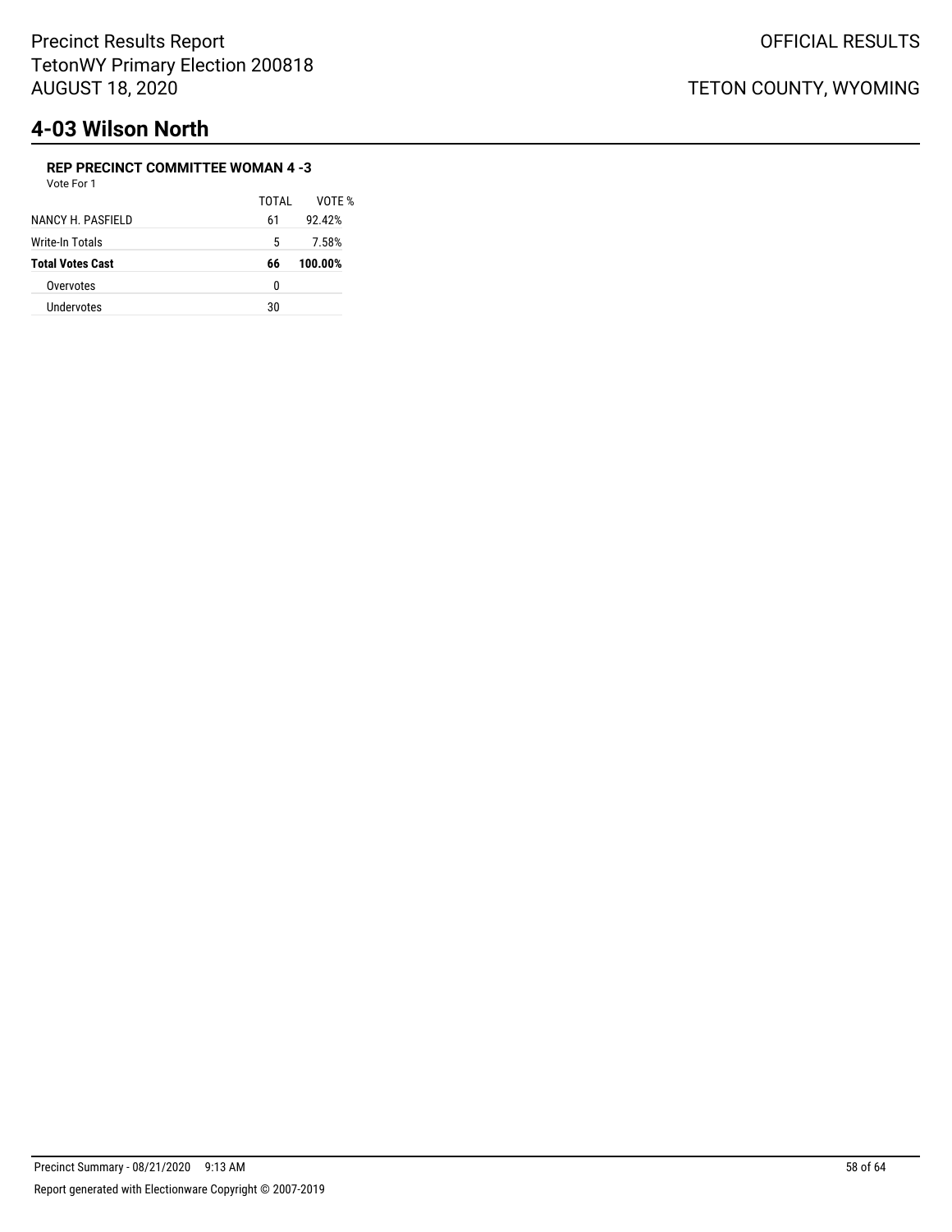# 4-03 Wilson North

**REP PRECINCT COMMITTEE WOMAN 4 -3**

Vote For 1

| | TOTAL | VOTE % |
|---|---|---|
| NANCY H. PASFIELD | 61 | 92.42% |
| Write-In Totals | 5 | 7.58% |
| **Total Votes Cast** | **66** | **100.00%** |
| Overvotes | 0 | |
| Undervotes | 30 | |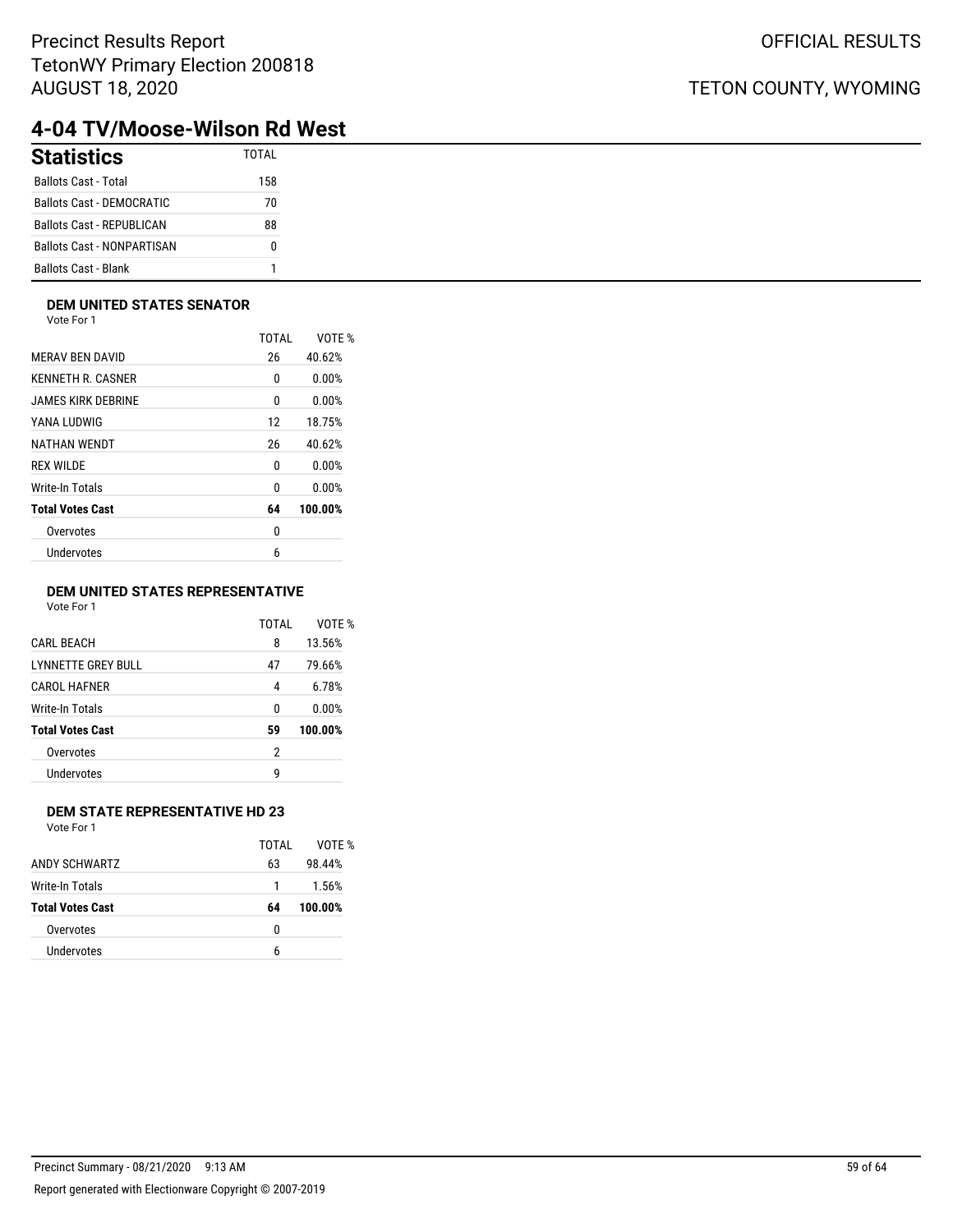# 4-04 TV/Moose-Wilson Rd West

## Statistics

| Statistics | TOTAL |
|---|---|
| Ballots Cast - Total | 158 |
| Ballots Cast - DEMOCRATIC | 70 |
| Ballots Cast - REPUBLICAN | 88 |
| Ballots Cast - NONPARTISAN | 0 |
| Ballots Cast - Blank | 1 |

### DEM UNITED STATES SENATOR

Vote For 1

| | TOTAL | VOTE % |
|---|---|---|
| MERAV BEN DAVID | 26 | 40.62% |
| KENNETH R. CASNER | 0 | 0.00% |
| JAMES KIRK DEBRINE | 0 | 0.00% |
| YANA LUDWIG | 12 | 18.75% |
| NATHAN WENDT | 26 | 40.62% |
| REX WILDE | 0 | 0.00% |
| Write-In Totals | 0 | 0.00% |
| **Total Votes Cast** | **64** | **100.00%** |
| Overvotes | 0 | |
| Undervotes | 6 | |

### DEM UNITED STATES REPRESENTATIVE

Vote For 1

| | TOTAL | VOTE % |
|---|---|---|
| CARL BEACH | 8 | 13.56% |
| LYNNETTE GREY BULL | 47 | 79.66% |
| CAROL HAFNER | 4 | 6.78% |
| Write-In Totals | 0 | 0.00% |
| **Total Votes Cast** | **59** | **100.00%** |
| Overvotes | 2 | |
| Undervotes | 9 | |

### DEM STATE REPRESENTATIVE HD 23

Vote For 1

| | TOTAL | VOTE % |
|---|---|---|
| ANDY SCHWARTZ | 63 | 98.44% |
| Write-In Totals | 1 | 1.56% |
| **Total Votes Cast** | **64** | **100.00%** |
| Overvotes | 0 | |
| Undervotes | 6 | |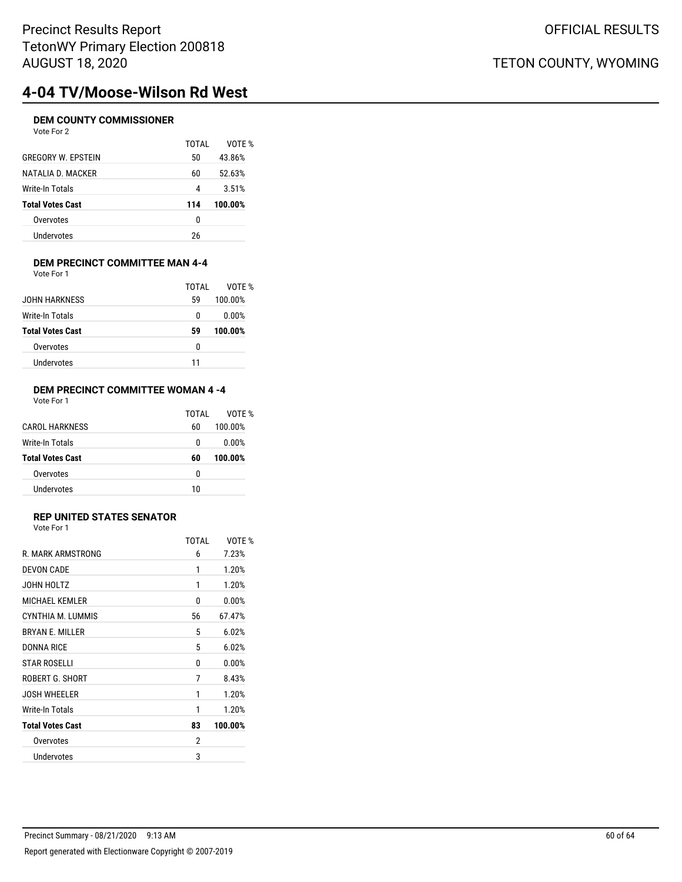# 4-04 TV/Moose-Wilson Rd West

### DEM COUNTY COMMISSIONER

Vote For 2

| | TOTAL | VOTE % |
|---|---|---|
| GREGORY W. EPSTEIN | 50 | 43.86% |
| NATALIA D. MACKER | 60 | 52.63% |
| Write-In Totals | 4 | 3.51% |
| **Total Votes Cast** | **114** | **100.00%** |
| Overvotes | 0 | |
| Undervotes | 26 | |

### DEM PRECINCT COMMITTEE MAN 4-4

Vote For 1

| | TOTAL | VOTE % |
|---|---|---|
| JOHN HARKNESS | 59 | 100.00% |
| Write-In Totals | 0 | 0.00% |
| **Total Votes Cast** | **59** | **100.00%** |
| Overvotes | 0 | |
| Undervotes | 11 | |

### DEM PRECINCT COMMITTEE WOMAN 4 -4

Vote For 1

| | TOTAL | VOTE % |
|---|---|---|
| CAROL HARKNESS | 60 | 100.00% |
| Write-In Totals | 0 | 0.00% |
| **Total Votes Cast** | **60** | **100.00%** |
| Overvotes | 0 | |
| Undervotes | 10 | |

### REP UNITED STATES SENATOR

Vote For 1

| | TOTAL | VOTE % |
|---|---|---|
| R. MARK ARMSTRONG | 6 | 7.23% |
| DEVON CADE | 1 | 1.20% |
| JOHN HOLTZ | 1 | 1.20% |
| MICHAEL KEMLER | 0 | 0.00% |
| CYNTHIA M. LUMMIS | 56 | 67.47% |
| BRYAN E. MILLER | 5 | 6.02% |
| DONNA RICE | 5 | 6.02% |
| STAR ROSELLI | 0 | 0.00% |
| ROBERT G. SHORT | 7 | 8.43% |
| JOSH WHEELER | 1 | 1.20% |
| Write-In Totals | 1 | 1.20% |
| **Total Votes Cast** | **83** | **100.00%** |
| Overvotes | 2 | |
| Undervotes | 3 | |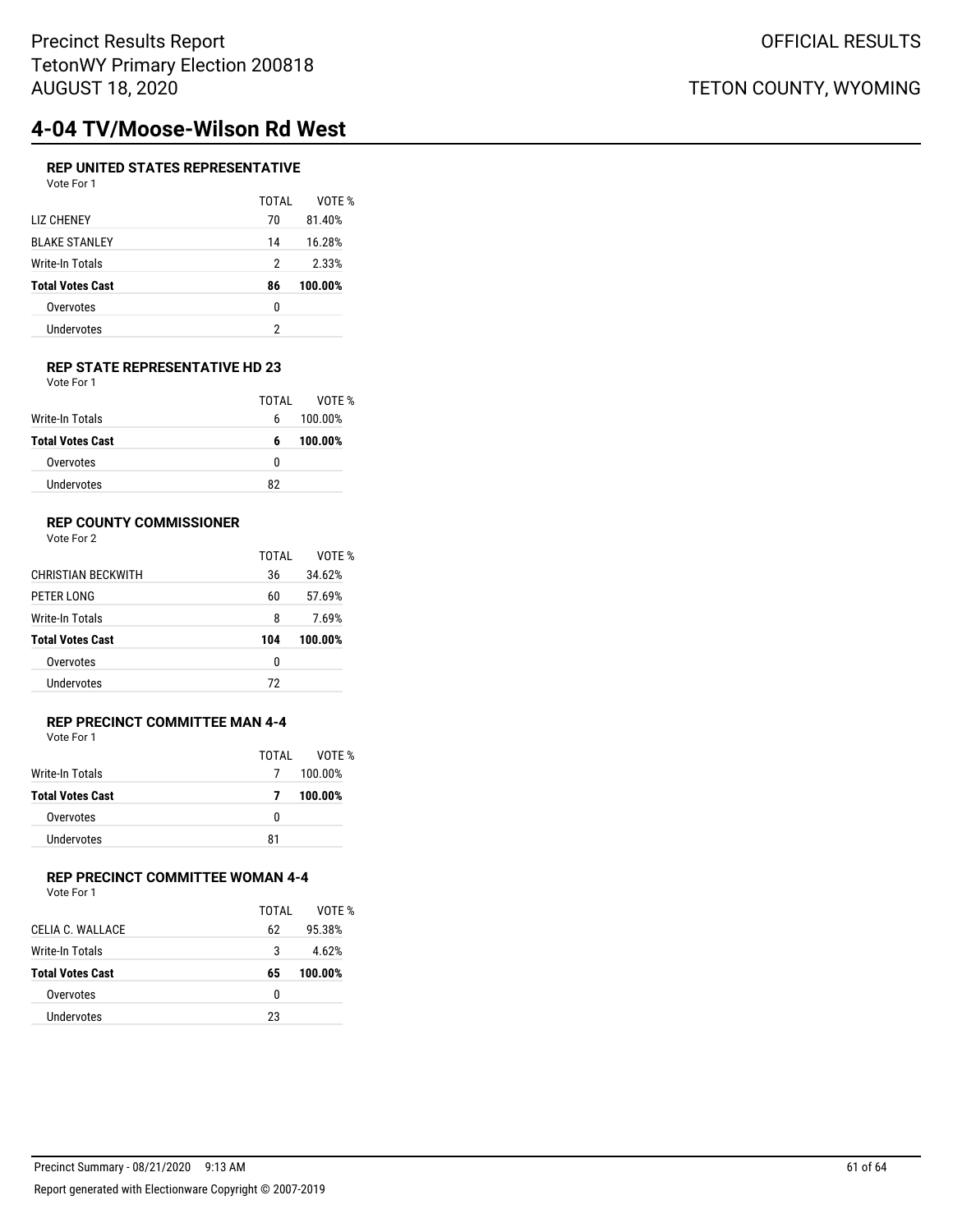# 4-04 TV/Moose-Wilson Rd West

### REP UNITED STATES REPRESENTATIVE

Vote For 1

| | TOTAL | VOTE % |
|---|---|---|
| LIZ CHENEY | 70 | 81.40% |
| BLAKE STANLEY | 14 | 16.28% |
| Write-In Totals | 2 | 2.33% |
| **Total Votes Cast** | **86** | **100.00%** |
| Overvotes | 0 | |
| Undervotes | 2 | |

### REP STATE REPRESENTATIVE HD 23

Vote For 1

| | TOTAL | VOTE % |
|---|---|---|
| Write-In Totals | 6 | 100.00% |
| **Total Votes Cast** | **6** | **100.00%** |
| Overvotes | 0 | |
| Undervotes | 82 | |

### REP COUNTY COMMISSIONER

Vote For 2

| | TOTAL | VOTE % |
|---|---|---|
| CHRISTIAN BECKWITH | 36 | 34.62% |
| PETER LONG | 60 | 57.69% |
| Write-In Totals | 8 | 7.69% |
| **Total Votes Cast** | **104** | **100.00%** |
| Overvotes | 0 | |
| Undervotes | 72 | |

### REP PRECINCT COMMITTEE MAN 4-4

Vote For 1

| | TOTAL | VOTE % |
|---|---|---|
| Write-In Totals | 7 | 100.00% |
| **Total Votes Cast** | **7** | **100.00%** |
| Overvotes | 0 | |
| Undervotes | 81 | |

### REP PRECINCT COMMITTEE WOMAN 4-4

Vote For 1

| | TOTAL | VOTE % |
|---|---|---|
| CELIA C. WALLACE | 62 | 95.38% |
| Write-In Totals | 3 | 4.62% |
| **Total Votes Cast** | **65** | **100.00%** |
| Overvotes | 0 | |
| Undervotes | 23 | |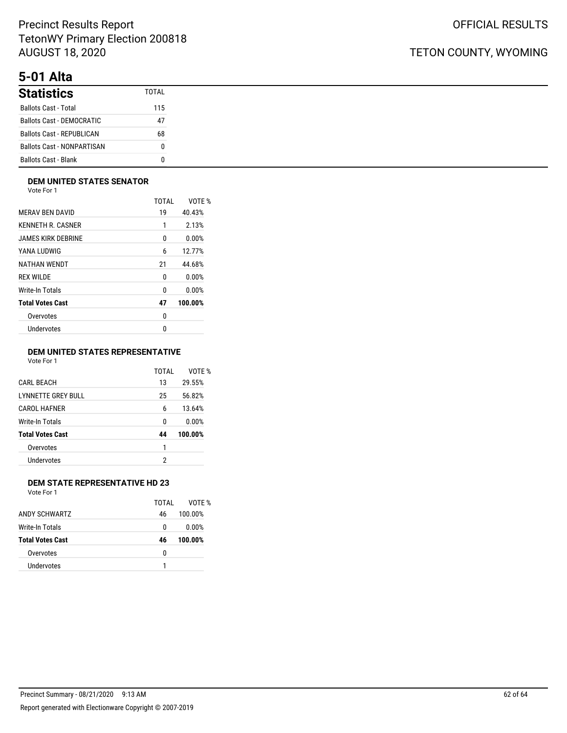# 5-01 Alta

## Statistics

| Statistics | TOTAL |
|---|---|
| Ballots Cast - Total | 115 |
| Ballots Cast - DEMOCRATIC | 47 |
| Ballots Cast - REPUBLICAN | 68 |
| Ballots Cast - NONPARTISAN | 0 |
| Ballots Cast - Blank | 0 |

### DEM UNITED STATES SENATOR

Vote For 1

| | TOTAL | VOTE % |
|---|---|---|
| MERAV BEN DAVID | 19 | 40.43% |
| KENNETH R. CASNER | 1 | 2.13% |
| JAMES KIRK DEBRINE | 0 | 0.00% |
| YANA LUDWIG | 6 | 12.77% |
| NATHAN WENDT | 21 | 44.68% |
| REX WILDE | 0 | 0.00% |
| Write-In Totals | 0 | 0.00% |
| **Total Votes Cast** | **47** | **100.00%** |
| Overvotes | 0 | |
| Undervotes | 0 | |

### DEM UNITED STATES REPRESENTATIVE

Vote For 1

| | TOTAL | VOTE % |
|---|---|---|
| CARL BEACH | 13 | 29.55% |
| LYNNETTE GREY BULL | 25 | 56.82% |
| CAROL HAFNER | 6 | 13.64% |
| Write-In Totals | 0 | 0.00% |
| **Total Votes Cast** | **44** | **100.00%** |
| Overvotes | 1 | |
| Undervotes | 2 | |

### DEM STATE REPRESENTATIVE HD 23

Vote For 1

| | TOTAL | VOTE % |
|---|---|---|
| ANDY SCHWARTZ | 46 | 100.00% |
| Write-In Totals | 0 | 0.00% |
| **Total Votes Cast** | **46** | **100.00%** |
| Overvotes | 0 | |
| Undervotes | 1 | |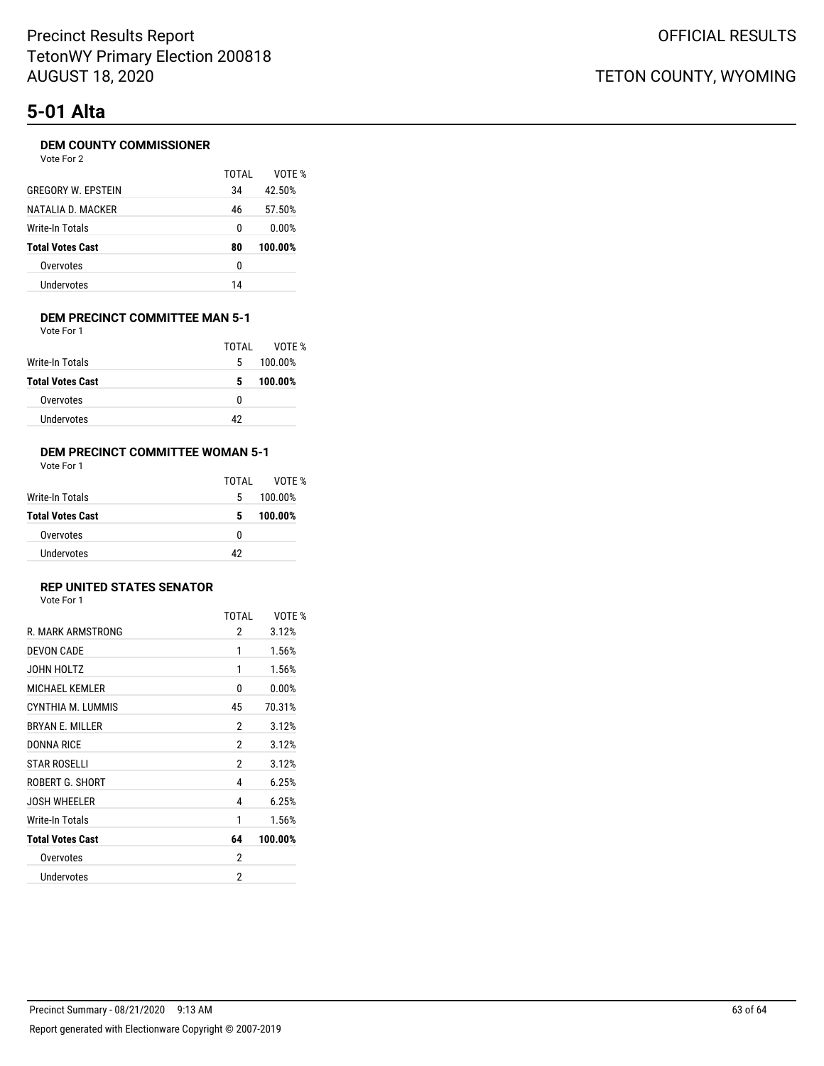# 5-01 Alta

### DEM COUNTY COMMISSIONER

Vote For 2

| | TOTAL | VOTE % |
|---|---|---|
| GREGORY W. EPSTEIN | 34 | 42.50% |
| NATALIA D. MACKER | 46 | 57.50% |
| Write-In Totals | 0 | 0.00% |
| **Total Votes Cast** | **80** | **100.00%** |
| Overvotes | 0 | |
| Undervotes | 14 | |

### DEM PRECINCT COMMITTEE MAN 5-1

Vote For 1

| | TOTAL | VOTE % |
|---|---|---|
| Write-In Totals | 5 | 100.00% |
| **Total Votes Cast** | **5** | **100.00%** |
| Overvotes | 0 | |
| Undervotes | 42 | |

### DEM PRECINCT COMMITTEE WOMAN 5-1

Vote For 1

| | TOTAL | VOTE % |
|---|---|---|
| Write-In Totals | 5 | 100.00% |
| **Total Votes Cast** | **5** | **100.00%** |
| Overvotes | 0 | |
| Undervotes | 42 | |

### REP UNITED STATES SENATOR

Vote For 1

| | TOTAL | VOTE % |
|---|---|---|
| R. MARK ARMSTRONG | 2 | 3.12% |
| DEVON CADE | 1 | 1.56% |
| JOHN HOLTZ | 1 | 1.56% |
| MICHAEL KEMLER | 0 | 0.00% |
| CYNTHIA M. LUMMIS | 45 | 70.31% |
| BRYAN E. MILLER | 2 | 3.12% |
| DONNA RICE | 2 | 3.12% |
| STAR ROSELLI | 2 | 3.12% |
| ROBERT G. SHORT | 4 | 6.25% |
| JOSH WHEELER | 4 | 6.25% |
| Write-In Totals | 1 | 1.56% |
| **Total Votes Cast** | **64** | **100.00%** |
| Overvotes | 2 | |
| Undervotes | 2 | |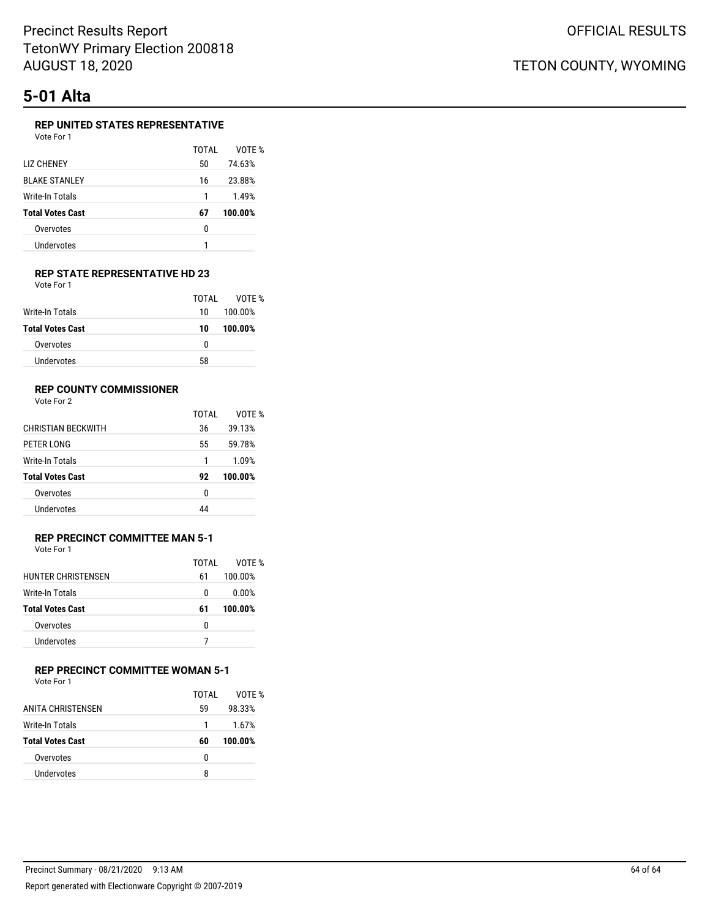# 5-01 Alta

### REP UNITED STATES REPRESENTATIVE

Vote For 1

| | TOTAL | VOTE % |
|---|---|---|
| LIZ CHENEY | 50 | 74.63% |
| BLAKE STANLEY | 16 | 23.88% |
| Write-In Totals | 1 | 1.49% |
| **Total Votes Cast** | **67** | **100.00%** |
| Overvotes | 0 | |
| Undervotes | 1 | |

### REP STATE REPRESENTATIVE HD 23

Vote For 1

| | TOTAL | VOTE % |
|---|---|---|
| Write-In Totals | 10 | 100.00% |
| **Total Votes Cast** | **10** | **100.00%** |
| Overvotes | 0 | |
| Undervotes | 58 | |

### REP COUNTY COMMISSIONER

Vote For 2

| | TOTAL | VOTE % |
|---|---|---|
| CHRISTIAN BECKWITH | 36 | 39.13% |
| PETER LONG | 55 | 59.78% |
| Write-In Totals | 1 | 1.09% |
| **Total Votes Cast** | **92** | **100.00%** |
| Overvotes | 0 | |
| Undervotes | 44 | |

### REP PRECINCT COMMITTEE MAN 5-1

Vote For 1

| | TOTAL | VOTE % |
|---|---|---|
| HUNTER CHRISTENSEN | 61 | 100.00% |
| Write-In Totals | 0 | 0.00% |
| **Total Votes Cast** | **61** | **100.00%** |
| Overvotes | 0 | |
| Undervotes | 7 | |

### REP PRECINCT COMMITTEE WOMAN 5-1

Vote For 1

| | TOTAL | VOTE % |
|---|---|---|
| ANITA CHRISTENSEN | 59 | 98.33% |
| Write-In Totals | 1 | 1.67% |
| **Total Votes Cast** | **60** | **100.00%** |
| Overvotes | 0 | |
| Undervotes | 8 | |